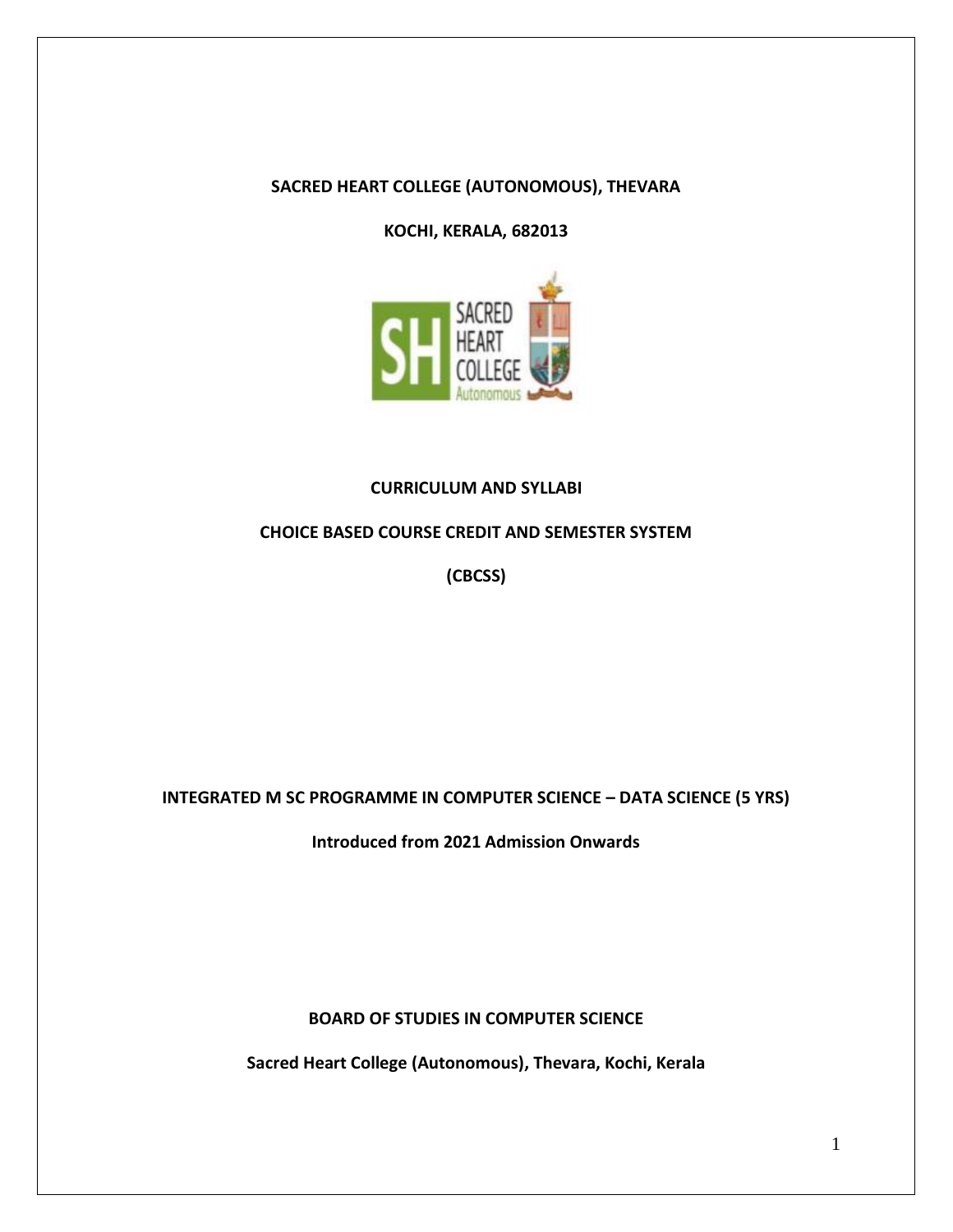**SACRED HEART COLLEGE (AUTONOMOUS), THEVARA**

**KOCHI, KERALA, 682013**

**CURRICULUM AND SYLLABI**

**CHOICE BASED COURSE CREDIT AND SEMESTER SYSTEM**

**(CBCSS)**

**INTEGRATED M SC PROGRAMME IN COMPUTER SCIENCE – DATA SCIENCE (5 YRS)**

**Introduced from 2021 Admission Onwards**

**BOARD OF STUDIES IN COMPUTER SCIENCE**

**Sacred Heart College (Autonomous), Thevara, Kochi, Kerala**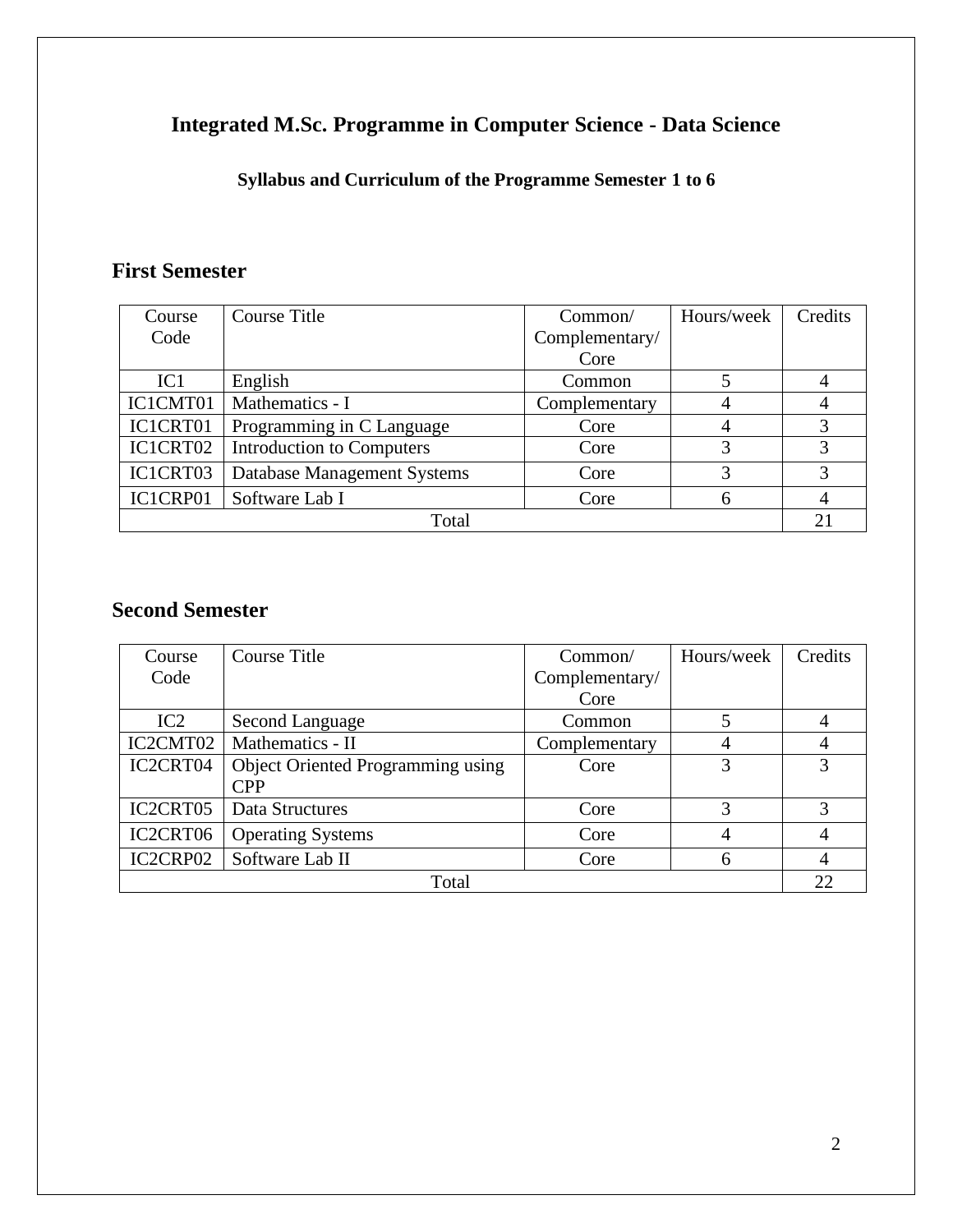# Integrated M.Sc. Programme in Computer Science - Data Science

### Syllabus and Curriculum of the Programme Semester 1 to 6

## First Semester

| Course Code | Course Title | Common/ Complementary/ Core | Hours/week | Credits |
|---|---|---|---|---|
| IC1 | English | Common | 5 | 4 |
| IC1CMT01 | Mathematics - I | Complementary | 4 | 4 |
| IC1CRT01 | Programming in C Language | Core | 4 | 3 |
| IC1CRT02 | Introduction to Computers | Core | 3 | 3 |
| IC1CRT03 | Database Management Systems | Core | 3 | 3 |
| IC1CRP01 | Software Lab I | Core | 6 | 4 |
| Total | | | | 21 |

## Second Semester

| Course Code | Course Title | Common/ Complementary/ Core | Hours/week | Credits |
|---|---|---|---|---|
| IC2 | Second Language | Common | 5 | 4 |
| IC2CMT02 | Mathematics - II | Complementary | 4 | 4 |
| IC2CRT04 | Object Oriented Programming using CPP | Core | 3 | 3 |
| IC2CRT05 | Data Structures | Core | 3 | 3 |
| IC2CRT06 | Operating Systems | Core | 4 | 4 |
| IC2CRP02 | Software Lab II | Core | 6 | 4 |
| Total | | | | 22 |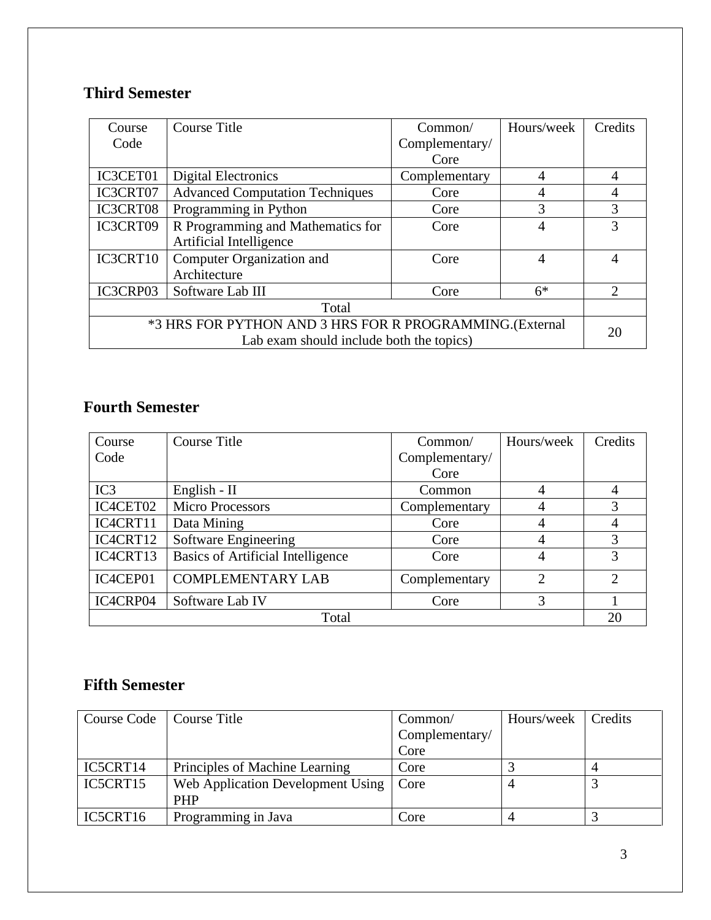## Third Semester

| Course Code | Course Title | Common/ Complementary/ Core | Hours/week | Credits |
|---|---|---|---|---|
| IC3CET01 | Digital Electronics | Complementary | 4 | 4 |
| IC3CRT07 | Advanced Computation Techniques | Core | 4 | 4 |
| IC3CRT08 | Programming in Python | Core | 3 | 3 |
| IC3CRT09 | R Programming and Mathematics for Artificial Intelligence | Core | 4 | 3 |
| IC3CRT10 | Computer Organization and Architecture | Core | 4 | 4 |
| IC3CRP03 | Software Lab III | Core | 6* | 2 |
| Total | | | | |
| *3 HRS FOR PYTHON AND 3 HRS FOR R PROGRAMMING.(External Lab exam should include both the topics) | | | | 20 |

## Fourth Semester

| Course Code | Course Title | Common/ Complementary/ Core | Hours/week | Credits |
|---|---|---|---|---|
| IC3 | English - II | Common | 4 | 4 |
| IC4CET02 | Micro Processors | Complementary | 4 | 3 |
| IC4CRT11 | Data Mining | Core | 4 | 4 |
| IC4CRT12 | Software Engineering | Core | 4 | 3 |
| IC4CRT13 | Basics of Artificial Intelligence | Core | 4 | 3 |
| IC4CEP01 | COMPLEMENTARY LAB | Complementary | 2 | 2 |
| IC4CRP04 | Software Lab IV | Core | 3 | 1 |
| Total | | | | 20 |

## Fifth Semester

| Course Code | Course Title | Common/ Complementary/ Core | Hours/week | Credits |
|---|---|---|---|---|
| IC5CRT14 | Principles of Machine Learning | Core | 3 | 4 |
| IC5CRT15 | Web Application Development Using PHP | Core | 4 | 3 |
| IC5CRT16 | Programming in Java | Core | 4 | 3 |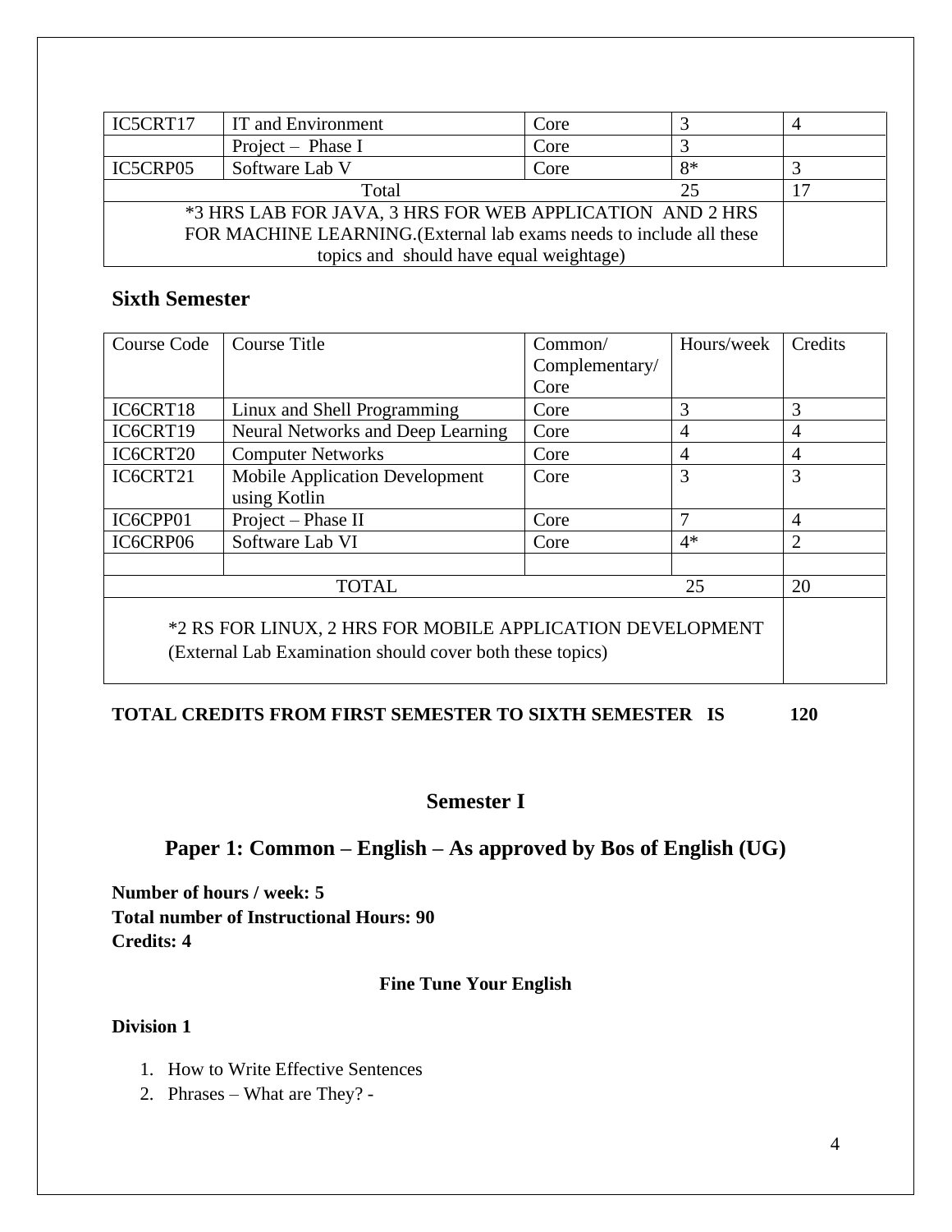| IC5CRT17 | IT and Environment | Core | 3 | 4 |
|---|---|---|---|---|
| | Project – Phase I | Core | 3 | |
| IC5CRP05 | Software Lab V | Core | 8* | 3 |
| Total | | | 25 | 17 |
| *3 HRS LAB FOR JAVA, 3 HRS FOR WEB APPLICATION AND 2 HRS FOR MACHINE LEARNING.(External lab exams needs to include all these topics and should have equal weightage) | | | | |

### Sixth Semester

| Course Code | Course Title | Common/ Complementary/ Core | Hours/week | Credits |
|---|---|---|---|---|
| IC6CRT18 | Linux and Shell Programming | Core | 3 | 3 |
| IC6CRT19 | Neural Networks and Deep Learning | Core | 4 | 4 |
| IC6CRT20 | Computer Networks | Core | 4 | 4 |
| IC6CRT21 | Mobile Application Development using Kotlin | Core | 3 | 3 |
| IC6CPP01 | Project – Phase II | Core | 7 | 4 |
| IC6CRP06 | Software Lab VI | Core | 4* | 2 |
| | | | | |
| TOTAL | | | 25 | 20 |
| *2 RS FOR LINUX, 2 HRS FOR MOBILE APPLICATION DEVELOPMENT (External Lab Examination should cover both these topics) | | | | |

**TOTAL CREDITS FROM FIRST SEMESTER TO SIXTH SEMESTER IS 120**

## Semester I

## Paper 1: Common – English – As approved by Bos of English (UG)

**Number of hours / week: 5**
**Total number of Instructional Hours: 90**
**Credits: 4**

**Fine Tune Your English**

**Division 1**

1. How to Write Effective Sentences
2. Phrases – What are They? -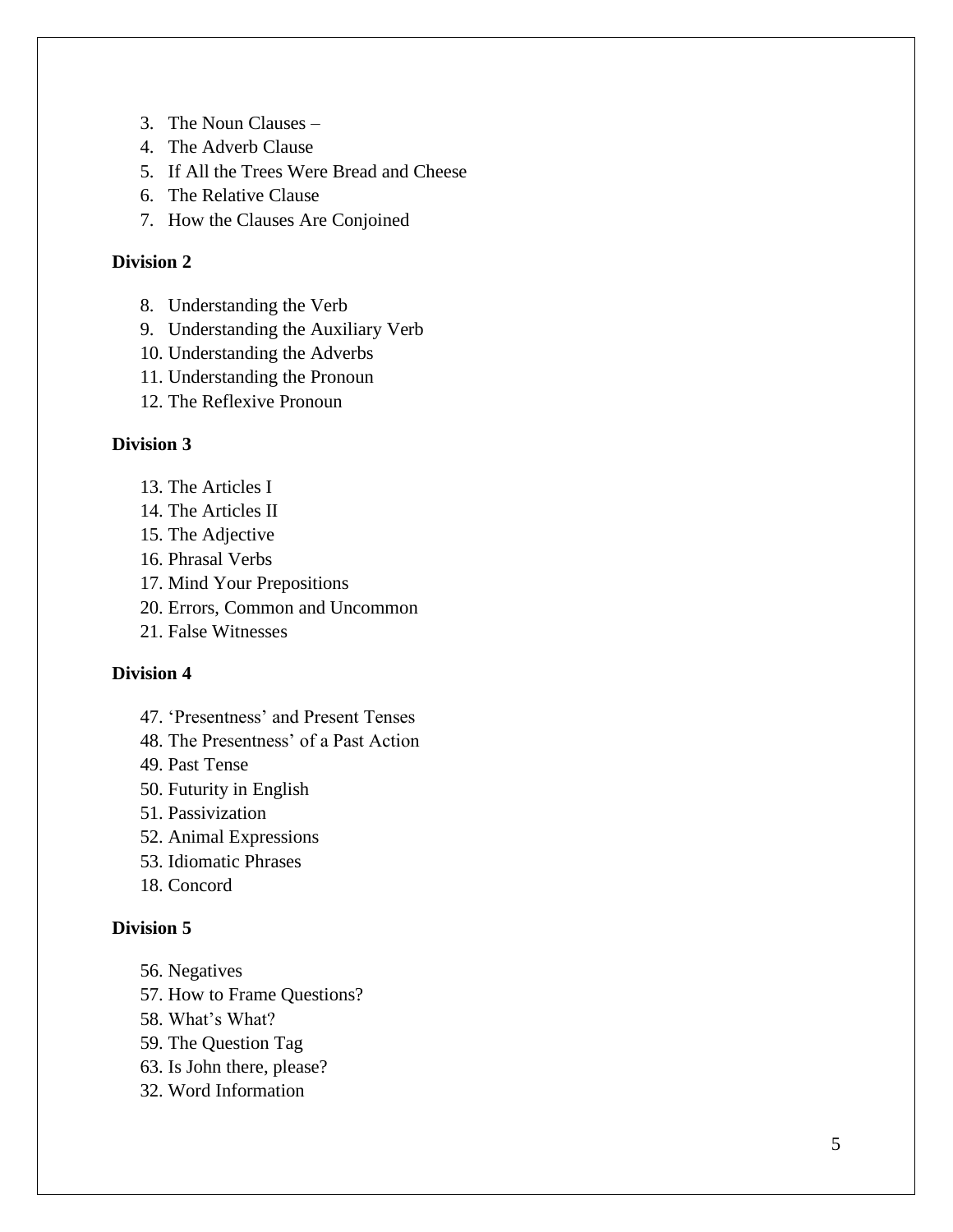3. The Noun Clauses –
4. The Adverb Clause
5. If All the Trees Were Bread and Cheese
6. The Relative Clause
7. How the Clauses Are Conjoined

**Division 2**

8. Understanding the Verb
9. Understanding the Auxiliary Verb
10. Understanding the Adverbs
11. Understanding the Pronoun
12. The Reflexive Pronoun

**Division 3**

13. The Articles I
14. The Articles II
15. The Adjective
16. Phrasal Verbs
17. Mind Your Prepositions
20. Errors, Common and Uncommon
21. False Witnesses

**Division 4**

47. 'Presentness' and Present Tenses
48. The Presentness' of a Past Action
49. Past Tense
50. Futurity in English
51. Passivization
52. Animal Expressions
53. Idiomatic Phrases
18. Concord

**Division 5**

56. Negatives
57. How to Frame Questions?
58. What's What?
59. The Question Tag
63. Is John there, please?
32. Word Information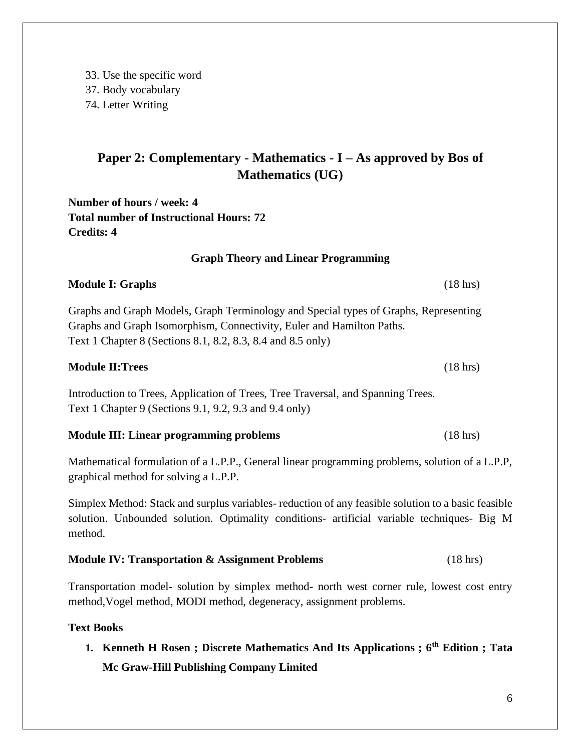33. Use the specific word
37. Body vocabulary
74. Letter Writing

## Paper 2: Complementary - Mathematics - I – As approved by Bos of Mathematics (UG)

**Number of hours / week: 4**
**Total number of Instructional Hours: 72**
**Credits: 4**

### Graph Theory and Linear Programming

**Module I: Graphs** (18 hrs)

Graphs and Graph Models, Graph Terminology and Special types of Graphs, Representing Graphs and Graph Isomorphism, Connectivity, Euler and Hamilton Paths.
Text 1 Chapter 8 (Sections 8.1, 8.2, 8.3, 8.4 and 8.5 only)

**Module II:Trees** (18 hrs)

Introduction to Trees, Application of Trees, Tree Traversal, and Spanning Trees.
Text 1 Chapter 9 (Sections 9.1, 9.2, 9.3 and 9.4 only)

**Module III: Linear programming problems** (18 hrs)

Mathematical formulation of a L.P.P., General linear programming problems, solution of a L.P.P, graphical method for solving a L.P.P.

Simplex Method: Stack and surplus variables- reduction of any feasible solution to a basic feasible solution. Unbounded solution. Optimality conditions- artificial variable techniques- Big M method.

**Module IV: Transportation & Assignment Problems** (18 hrs)

Transportation model- solution by simplex method- north west corner rule, lowest cost entry method,Vogel method, MODI method, degeneracy, assignment problems.

**Text Books**

1. **Kenneth H Rosen ; Discrete Mathematics And Its Applications ; 6th Edition ; Tata Mc Graw-Hill Publishing Company Limited**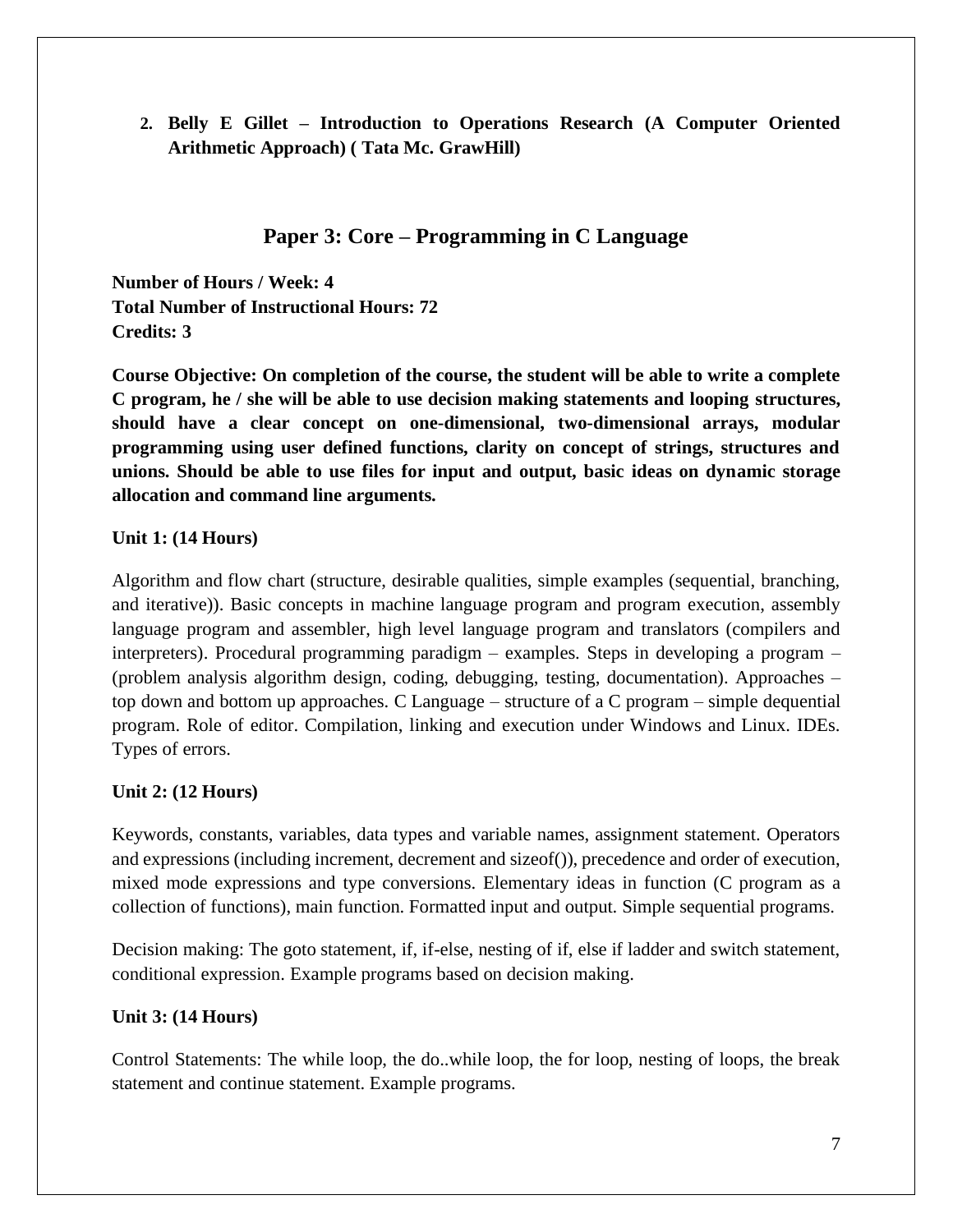2. **Belly E Gillet – Introduction to Operations Research (A Computer Oriented Arithmetic Approach) ( Tata Mc. GrawHill)**

## Paper 3: Core – Programming in C Language

**Number of Hours / Week: 4**
**Total Number of Instructional Hours: 72**
**Credits: 3**

**Course Objective: On completion of the course, the student will be able to write a complete C program, he / she will be able to use decision making statements and looping structures, should have a clear concept on one-dimensional, two-dimensional arrays, modular programming using user defined functions, clarity on concept of strings, structures and unions. Should be able to use files for input and output, basic ideas on dynamic storage allocation and command line arguments.**

**Unit 1: (14 Hours)**

Algorithm and flow chart (structure, desirable qualities, simple examples (sequential, branching, and iterative)). Basic concepts in machine language program and program execution, assembly language program and assembler, high level language program and translators (compilers and interpreters). Procedural programming paradigm – examples. Steps in developing a program – (problem analysis algorithm design, coding, debugging, testing, documentation). Approaches – top down and bottom up approaches. C Language – structure of a C program – simple dequential program. Role of editor. Compilation, linking and execution under Windows and Linux. IDEs. Types of errors.

**Unit 2: (12 Hours)**

Keywords, constants, variables, data types and variable names, assignment statement. Operators and expressions (including increment, decrement and sizeof()), precedence and order of execution, mixed mode expressions and type conversions. Elementary ideas in function (C program as a collection of functions), main function. Formatted input and output. Simple sequential programs.

Decision making: The goto statement, if, if-else, nesting of if, else if ladder and switch statement, conditional expression. Example programs based on decision making.

**Unit 3: (14 Hours)**

Control Statements: The while loop, the do..while loop, the for loop, nesting of loops, the break statement and continue statement. Example programs.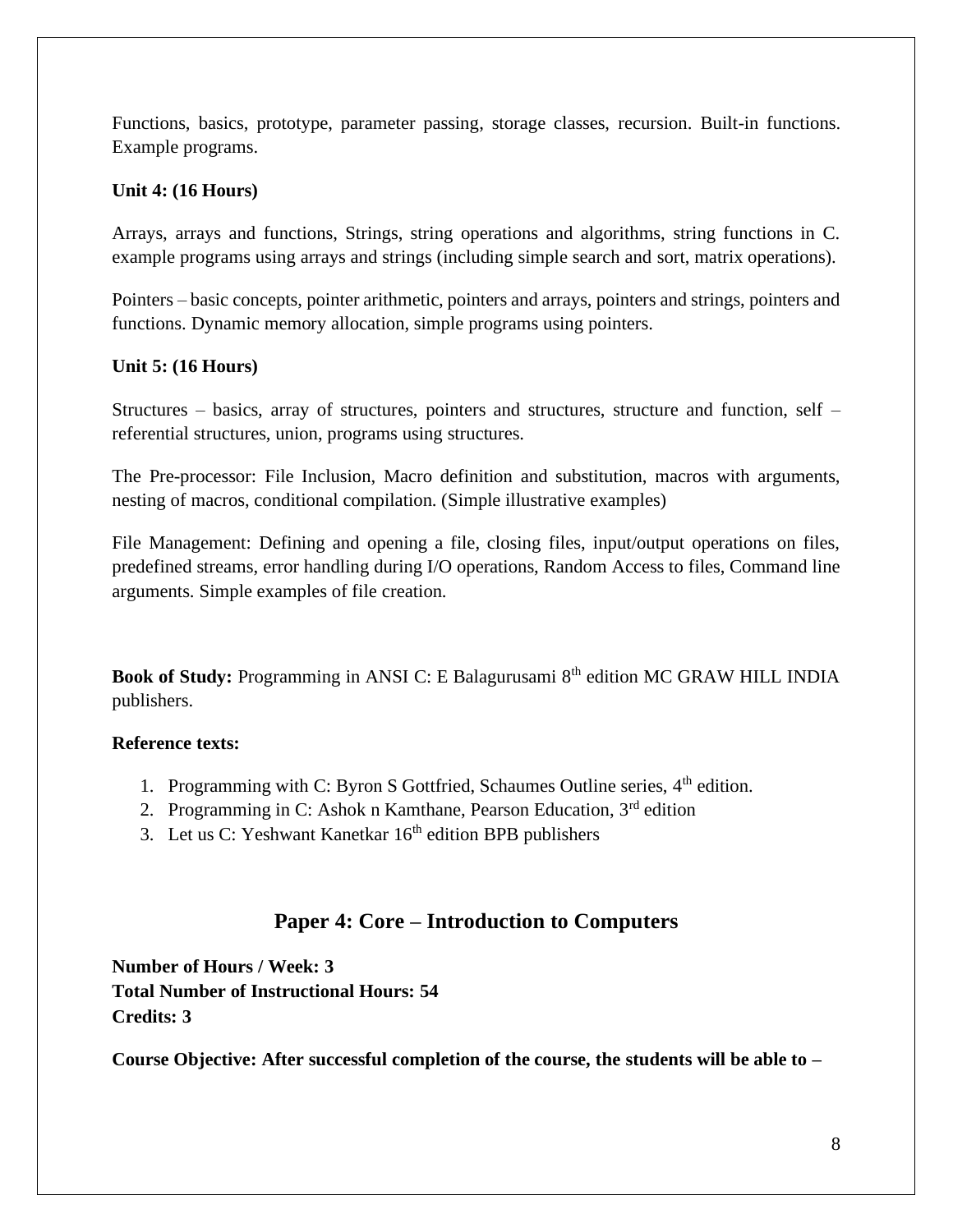Functions, basics, prototype, parameter passing, storage classes, recursion. Built-in functions. Example programs.

**Unit 4: (16 Hours)**

Arrays, arrays and functions, Strings, string operations and algorithms, string functions in C. example programs using arrays and strings (including simple search and sort, matrix operations).

Pointers – basic concepts, pointer arithmetic, pointers and arrays, pointers and strings, pointers and functions. Dynamic memory allocation, simple programs using pointers.

**Unit 5: (16 Hours)**

Structures – basics, array of structures, pointers and structures, structure and function, self – referential structures, union, programs using structures.

The Pre-processor: File Inclusion, Macro definition and substitution, macros with arguments, nesting of macros, conditional compilation. (Simple illustrative examples)

File Management: Defining and opening a file, closing files, input/output operations on files, predefined streams, error handling during I/O operations, Random Access to files, Command line arguments. Simple examples of file creation.

**Book of Study:** Programming in ANSI C: E Balagurusami 8th edition MC GRAW HILL INDIA publishers.

**Reference texts:**

1. Programming with C: Byron S Gottfried, Schaumes Outline series, 4th edition.
2. Programming in C: Ashok n Kamthane, Pearson Education, 3rd edition
3. Let us C: Yeshwant Kanetkar 16th edition BPB publishers

## Paper 4: Core – Introduction to Computers

**Number of Hours / Week: 3**
**Total Number of Instructional Hours: 54**
**Credits: 3**

**Course Objective: After successful completion of the course, the students will be able to –**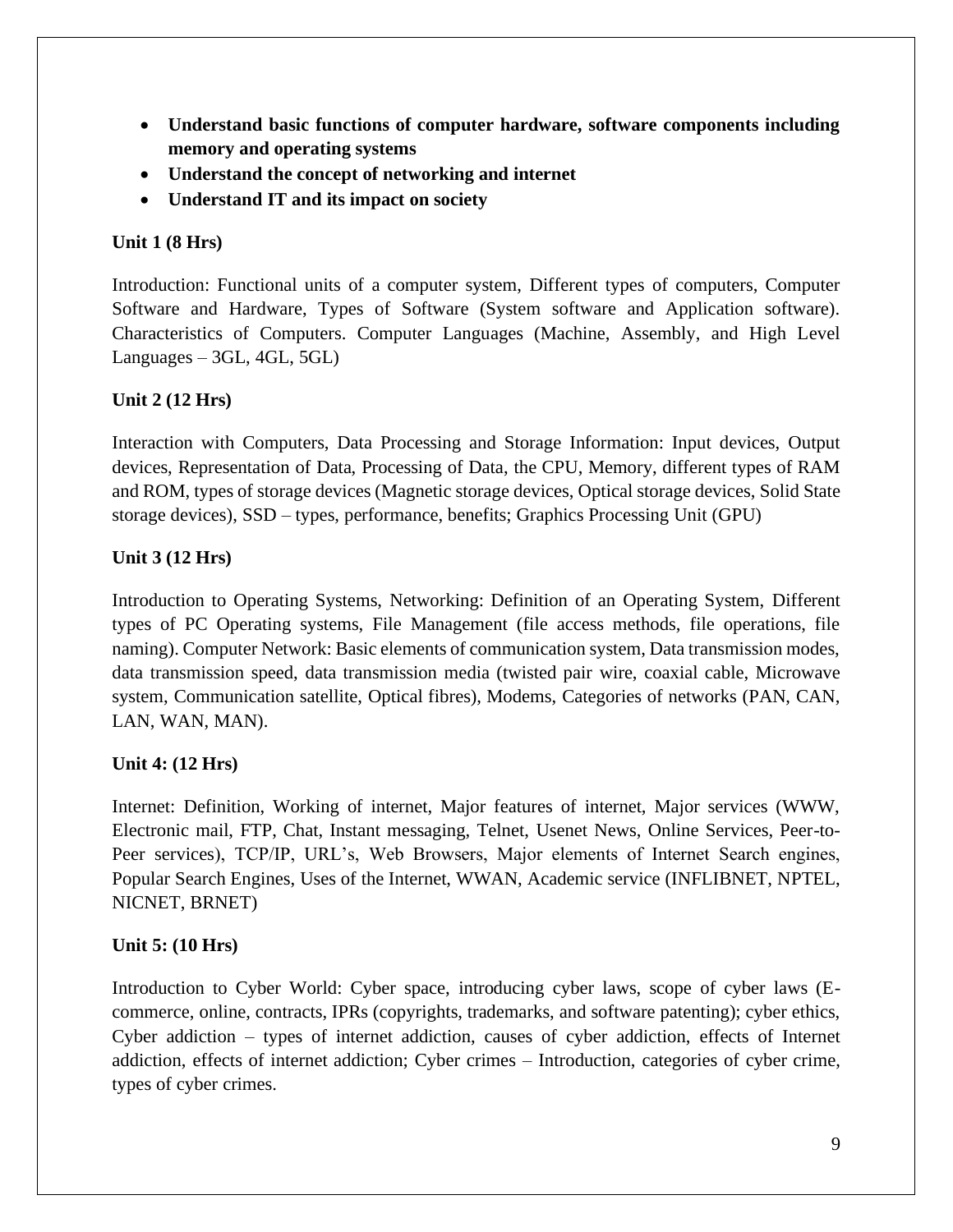- **Understand basic functions of computer hardware, software components including memory and operating systems**
- **Understand the concept of networking and internet**
- **Understand IT and its impact on society**

**Unit 1 (8 Hrs)**

Introduction: Functional units of a computer system, Different types of computers, Computer Software and Hardware, Types of Software (System software and Application software). Characteristics of Computers. Computer Languages (Machine, Assembly, and High Level Languages – 3GL, 4GL, 5GL)

**Unit 2 (12 Hrs)**

Interaction with Computers, Data Processing and Storage Information: Input devices, Output devices, Representation of Data, Processing of Data, the CPU, Memory, different types of RAM and ROM, types of storage devices (Magnetic storage devices, Optical storage devices, Solid State storage devices), SSD – types, performance, benefits; Graphics Processing Unit (GPU)

**Unit 3 (12 Hrs)**

Introduction to Operating Systems, Networking: Definition of an Operating System, Different types of PC Operating systems, File Management (file access methods, file operations, file naming). Computer Network: Basic elements of communication system, Data transmission modes, data transmission speed, data transmission media (twisted pair wire, coaxial cable, Microwave system, Communication satellite, Optical fibres), Modems, Categories of networks (PAN, CAN, LAN, WAN, MAN).

**Unit 4: (12 Hrs)**

Internet: Definition, Working of internet, Major features of internet, Major services (WWW, Electronic mail, FTP, Chat, Instant messaging, Telnet, Usenet News, Online Services, Peer-to-Peer services), TCP/IP, URL's, Web Browsers, Major elements of Internet Search engines, Popular Search Engines, Uses of the Internet, WWAN, Academic service (INFLIBNET, NPTEL, NICNET, BRNET)

**Unit 5: (10 Hrs)**

Introduction to Cyber World: Cyber space, introducing cyber laws, scope of cyber laws (E-commerce, online, contracts, IPRs (copyrights, trademarks, and software patenting); cyber ethics, Cyber addiction – types of internet addiction, causes of cyber addiction, effects of Internet addiction, effects of internet addiction; Cyber crimes – Introduction, categories of cyber crime, types of cyber crimes.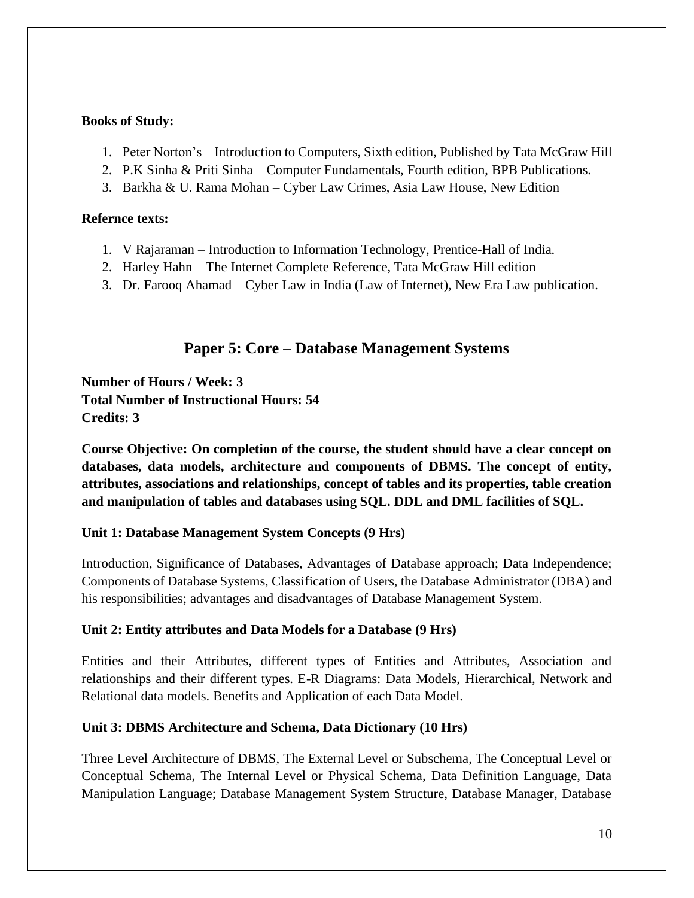**Books of Study:**

1. Peter Norton's – Introduction to Computers, Sixth edition, Published by Tata McGraw Hill
2. P.K Sinha & Priti Sinha – Computer Fundamentals, Fourth edition, BPB Publications.
3. Barkha & U. Rama Mohan – Cyber Law Crimes, Asia Law House, New Edition

**Refernce texts:**

1. V Rajaraman – Introduction to Information Technology, Prentice-Hall of India.
2. Harley Hahn – The Internet Complete Reference, Tata McGraw Hill edition
3. Dr. Farooq Ahamad – Cyber Law in India (Law of Internet), New Era Law publication.

## Paper 5: Core – Database Management Systems

**Number of Hours / Week: 3**
**Total Number of Instructional Hours: 54**
**Credits: 3**

**Course Objective: On completion of the course, the student should have a clear concept on databases, data models, architecture and components of DBMS. The concept of entity, attributes, associations and relationships, concept of tables and its properties, table creation and manipulation of tables and databases using SQL. DDL and DML facilities of SQL.**

**Unit 1: Database Management System Concepts (9 Hrs)**

Introduction, Significance of Databases, Advantages of Database approach; Data Independence; Components of Database Systems, Classification of Users, the Database Administrator (DBA) and his responsibilities; advantages and disadvantages of Database Management System.

**Unit 2: Entity attributes and Data Models for a Database (9 Hrs)**

Entities and their Attributes, different types of Entities and Attributes, Association and relationships and their different types. E-R Diagrams: Data Models, Hierarchical, Network and Relational data models. Benefits and Application of each Data Model.

**Unit 3: DBMS Architecture and Schema, Data Dictionary (10 Hrs)**

Three Level Architecture of DBMS, The External Level or Subschema, The Conceptual Level or Conceptual Schema, The Internal Level or Physical Schema, Data Definition Language, Data Manipulation Language; Database Management System Structure, Database Manager, Database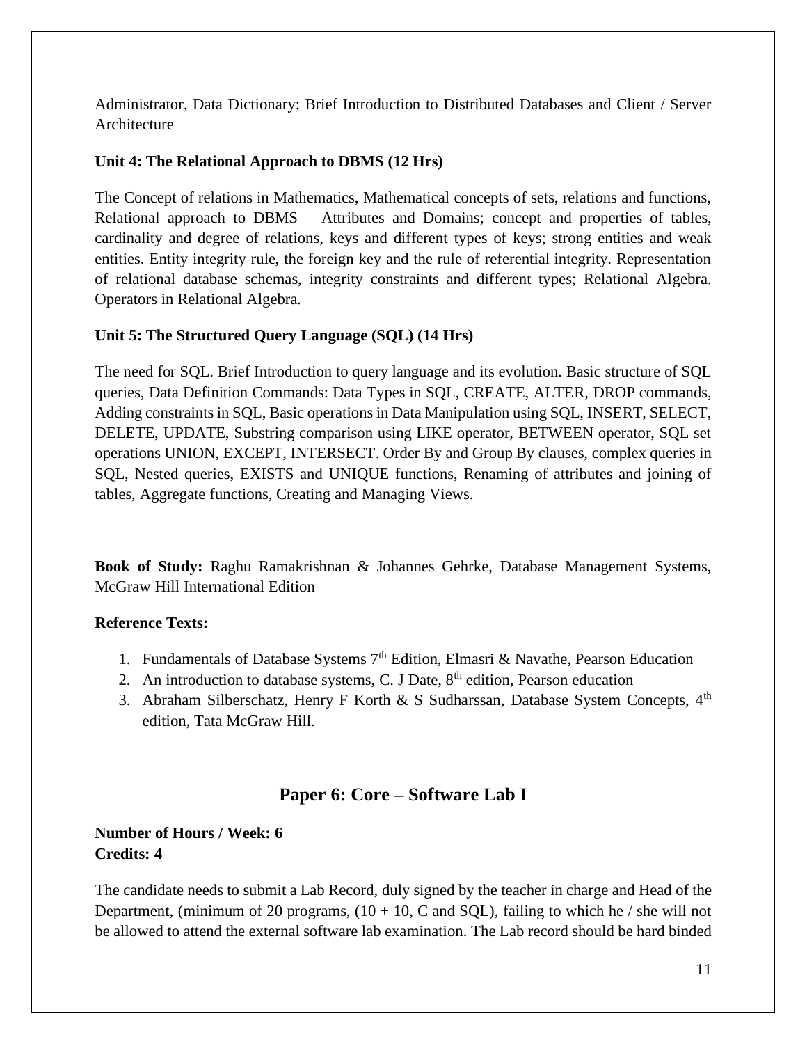Administrator, Data Dictionary; Brief Introduction to Distributed Databases and Client / Server Architecture

**Unit 4: The Relational Approach to DBMS (12 Hrs)**

The Concept of relations in Mathematics, Mathematical concepts of sets, relations and functions, Relational approach to DBMS – Attributes and Domains; concept and properties of tables, cardinality and degree of relations, keys and different types of keys; strong entities and weak entities. Entity integrity rule, the foreign key and the rule of referential integrity. Representation of relational database schemas, integrity constraints and different types; Relational Algebra. Operators in Relational Algebra.

**Unit 5: The Structured Query Language (SQL) (14 Hrs)**

The need for SQL. Brief Introduction to query language and its evolution. Basic structure of SQL queries, Data Definition Commands: Data Types in SQL, CREATE, ALTER, DROP commands, Adding constraints in SQL, Basic operations in Data Manipulation using SQL, INSERT, SELECT, DELETE, UPDATE, Substring comparison using LIKE operator, BETWEEN operator, SQL set operations UNION, EXCEPT, INTERSECT. Order By and Group By clauses, complex queries in SQL, Nested queries, EXISTS and UNIQUE functions, Renaming of attributes and joining of tables, Aggregate functions, Creating and Managing Views.

**Book of Study:** Raghu Ramakrishnan & Johannes Gehrke, Database Management Systems, McGraw Hill International Edition

**Reference Texts:**

1. Fundamentals of Database Systems 7th Edition, Elmasri & Navathe, Pearson Education
2. An introduction to database systems, C. J Date, 8th edition, Pearson education
3. Abraham Silberschatz, Henry F Korth & S Sudharssan, Database System Concepts, 4th edition, Tata McGraw Hill.

## Paper 6: Core – Software Lab I

**Number of Hours / Week: 6**
**Credits: 4**

The candidate needs to submit a Lab Record, duly signed by the teacher in charge and Head of the Department, (minimum of 20 programs, (10 + 10, C and SQL), failing to which he / she will not be allowed to attend the external software lab examination. The Lab record should be hard binded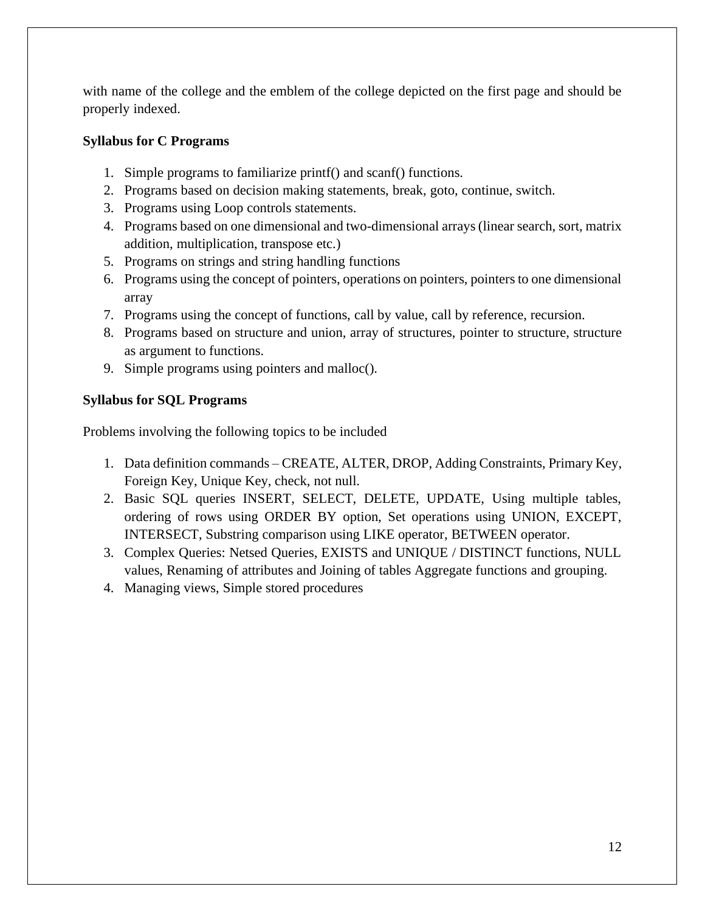with name of the college and the emblem of the college depicted on the first page and should be properly indexed.

**Syllabus for C Programs**

1. Simple programs to familiarize printf() and scanf() functions.
2. Programs based on decision making statements, break, goto, continue, switch.
3. Programs using Loop controls statements.
4. Programs based on one dimensional and two-dimensional arrays (linear search, sort, matrix addition, multiplication, transpose etc.)
5. Programs on strings and string handling functions
6. Programs using the concept of pointers, operations on pointers, pointers to one dimensional array
7. Programs using the concept of functions, call by value, call by reference, recursion.
8. Programs based on structure and union, array of structures, pointer to structure, structure as argument to functions.
9. Simple programs using pointers and malloc().

**Syllabus for SQL Programs**

Problems involving the following topics to be included

1. Data definition commands – CREATE, ALTER, DROP, Adding Constraints, Primary Key, Foreign Key, Unique Key, check, not null.
2. Basic SQL queries INSERT, SELECT, DELETE, UPDATE, Using multiple tables, ordering of rows using ORDER BY option, Set operations using UNION, EXCEPT, INTERSECT, Substring comparison using LIKE operator, BETWEEN operator.
3. Complex Queries: Netsed Queries, EXISTS and UNIQUE / DISTINCT functions, NULL values, Renaming of attributes and Joining of tables Aggregate functions and grouping.
4. Managing views, Simple stored procedures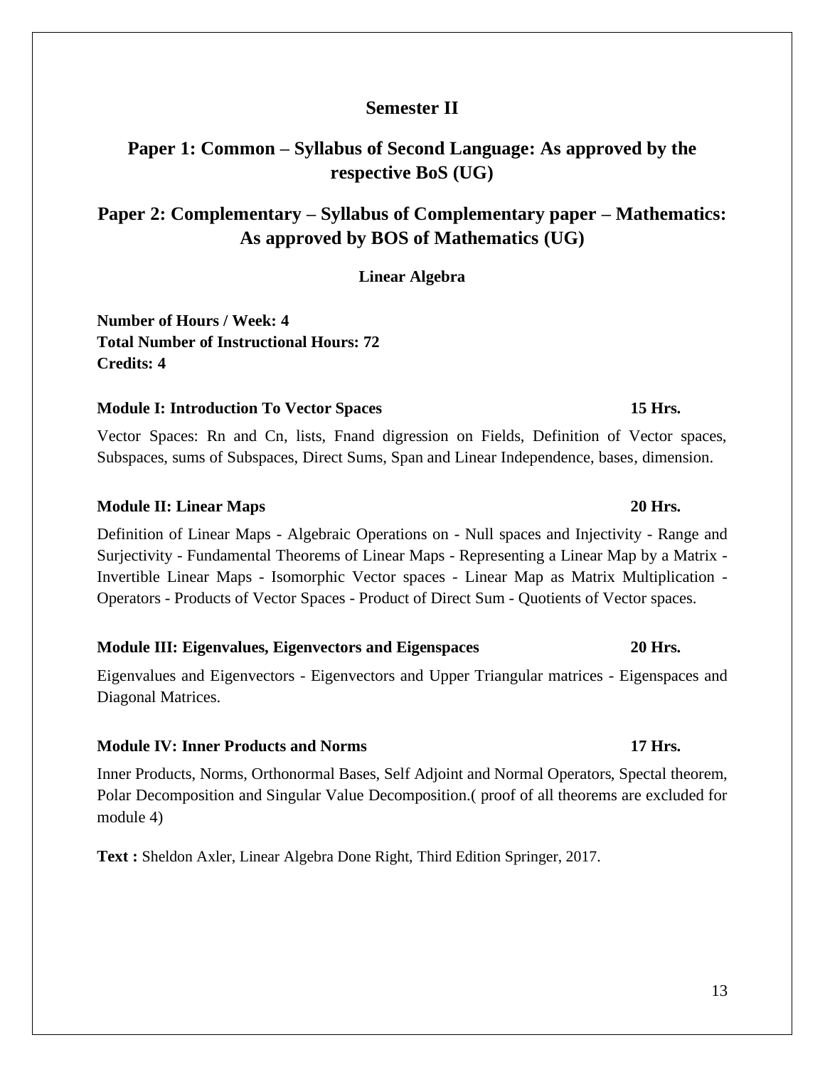## Semester II

## Paper 1: Common – Syllabus of Second Language: As approved by the respective BoS (UG)

## Paper 2: Complementary – Syllabus of Complementary paper – Mathematics: As approved by BOS of Mathematics (UG)

### Linear Algebra

**Number of Hours / Week: 4**
**Total Number of Instructional Hours: 72**
**Credits: 4**

**Module I: Introduction To Vector Spaces 15 Hrs.**

Vector Spaces: Rn and Cn, lists, Fnand digression on Fields, Definition of Vector spaces, Subspaces, sums of Subspaces, Direct Sums, Span and Linear Independence, bases, dimension.

**Module II: Linear Maps 20 Hrs.**

Definition of Linear Maps - Algebraic Operations on - Null spaces and Injectivity - Range and Surjectivity - Fundamental Theorems of Linear Maps - Representing a Linear Map by a Matrix - Invertible Linear Maps - Isomorphic Vector spaces - Linear Map as Matrix Multiplication - Operators - Products of Vector Spaces - Product of Direct Sum - Quotients of Vector spaces.

**Module III: Eigenvalues, Eigenvectors and Eigenspaces 20 Hrs.**

Eigenvalues and Eigenvectors - Eigenvectors and Upper Triangular matrices - Eigenspaces and Diagonal Matrices.

**Module IV: Inner Products and Norms 17 Hrs.**

Inner Products, Norms, Orthonormal Bases, Self Adjoint and Normal Operators, Spectal theorem, Polar Decomposition and Singular Value Decomposition.( proof of all theorems are excluded for module 4)

**Text :** Sheldon Axler, Linear Algebra Done Right, Third Edition Springer, 2017.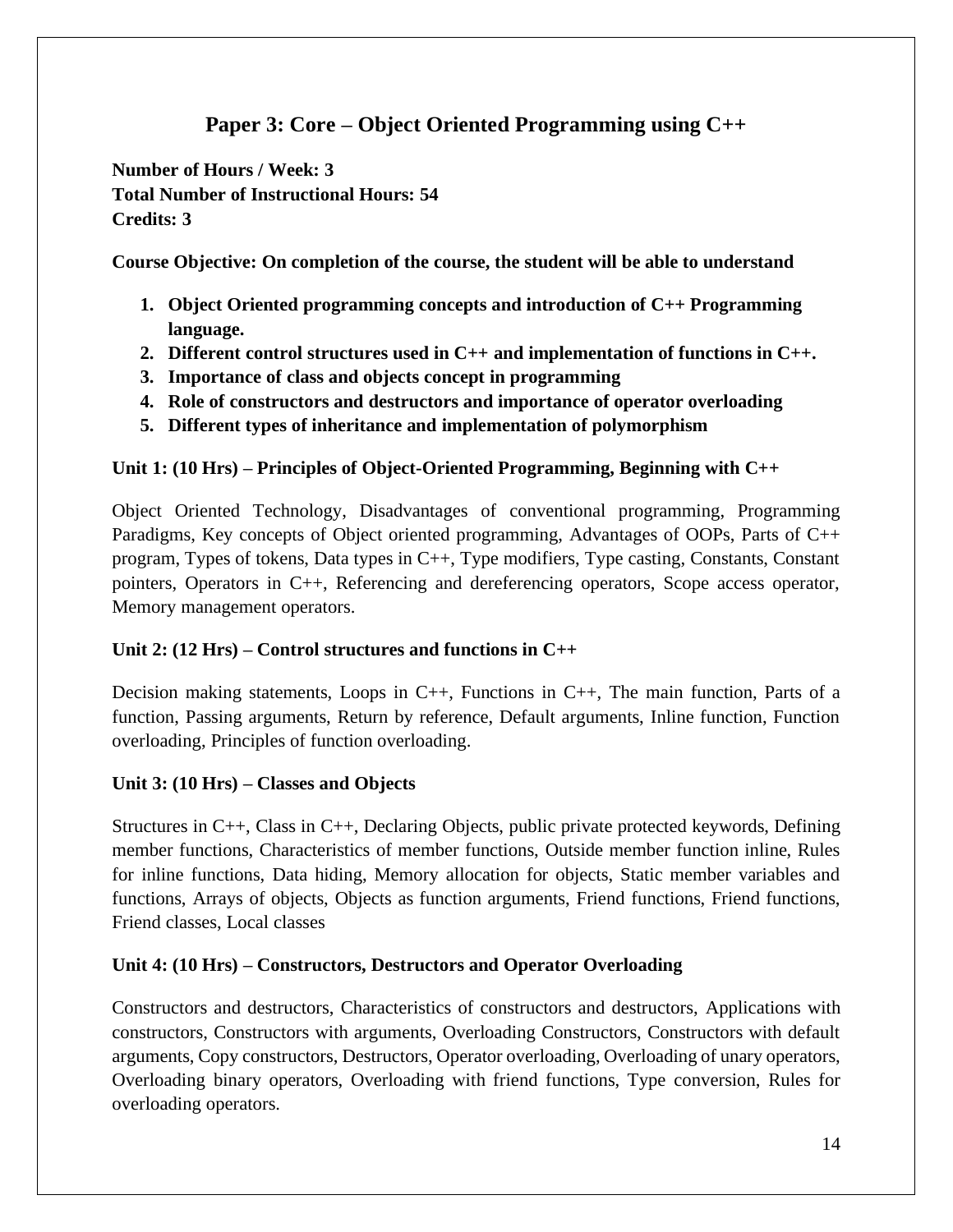## Paper 3: Core – Object Oriented Programming using C++

**Number of Hours / Week: 3**
**Total Number of Instructional Hours: 54**
**Credits: 3**

**Course Objective: On completion of the course, the student will be able to understand**

1. **Object Oriented programming concepts and introduction of C++ Programming language.**
2. **Different control structures used in C++ and implementation of functions in C++.**
3. **Importance of class and objects concept in programming**
4. **Role of constructors and destructors and importance of operator overloading**
5. **Different types of inheritance and implementation of polymorphism**

**Unit 1: (10 Hrs) – Principles of Object-Oriented Programming, Beginning with C++**

Object Oriented Technology, Disadvantages of conventional programming, Programming Paradigms, Key concepts of Object oriented programming, Advantages of OOPs, Parts of C++ program, Types of tokens, Data types in C++, Type modifiers, Type casting, Constants, Constant pointers, Operators in C++, Referencing and dereferencing operators, Scope access operator, Memory management operators.

**Unit 2: (12 Hrs) – Control structures and functions in C++**

Decision making statements, Loops in C++, Functions in C++, The main function, Parts of a function, Passing arguments, Return by reference, Default arguments, Inline function, Function overloading, Principles of function overloading.

**Unit 3: (10 Hrs) – Classes and Objects**

Structures in C++, Class in C++, Declaring Objects, public private protected keywords, Defining member functions, Characteristics of member functions, Outside member function inline, Rules for inline functions, Data hiding, Memory allocation for objects, Static member variables and functions, Arrays of objects, Objects as function arguments, Friend functions, Friend functions, Friend classes, Local classes

**Unit 4: (10 Hrs) – Constructors, Destructors and Operator Overloading**

Constructors and destructors, Characteristics of constructors and destructors, Applications with constructors, Constructors with arguments, Overloading Constructors, Constructors with default arguments, Copy constructors, Destructors, Operator overloading, Overloading of unary operators, Overloading binary operators, Overloading with friend functions, Type conversion, Rules for overloading operators.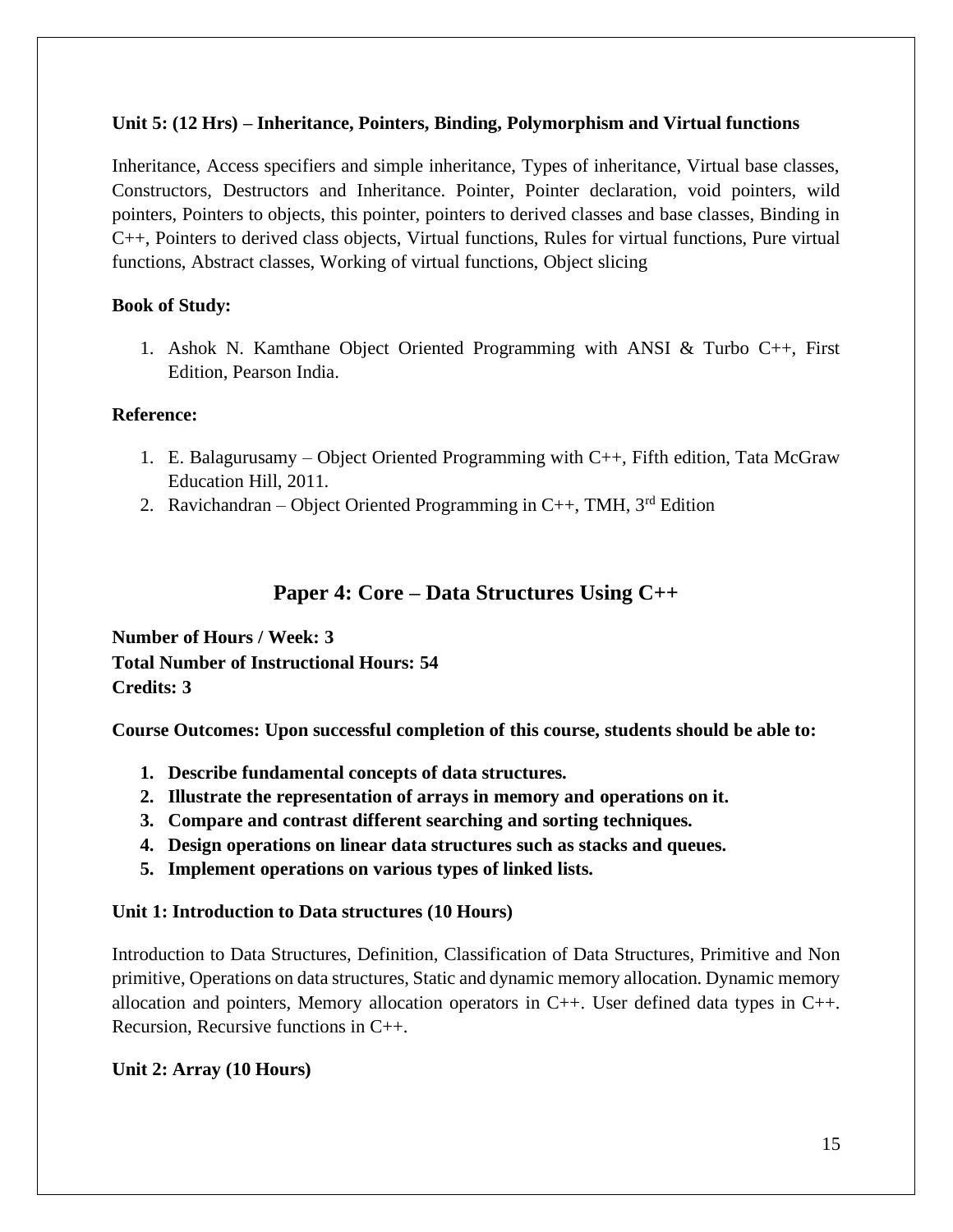**Unit 5: (12 Hrs) – Inheritance, Pointers, Binding, Polymorphism and Virtual functions**

Inheritance, Access specifiers and simple inheritance, Types of inheritance, Virtual base classes, Constructors, Destructors and Inheritance. Pointer, Pointer declaration, void pointers, wild pointers, Pointers to objects, this pointer, pointers to derived classes and base classes, Binding in C++, Pointers to derived class objects, Virtual functions, Rules for virtual functions, Pure virtual functions, Abstract classes, Working of virtual functions, Object slicing

**Book of Study:**

1. Ashok N. Kamthane Object Oriented Programming with ANSI & Turbo C++, First Edition, Pearson India.

**Reference:**

1. E. Balagurusamy – Object Oriented Programming with C++, Fifth edition, Tata McGraw Education Hill, 2011.
2. Ravichandran – Object Oriented Programming in C++, TMH, 3rd Edition

## Paper 4: Core – Data Structures Using C++

**Number of Hours / Week: 3**
**Total Number of Instructional Hours: 54**
**Credits: 3**

**Course Outcomes: Upon successful completion of this course, students should be able to:**

1. **Describe fundamental concepts of data structures.**
2. **Illustrate the representation of arrays in memory and operations on it.**
3. **Compare and contrast different searching and sorting techniques.**
4. **Design operations on linear data structures such as stacks and queues.**
5. **Implement operations on various types of linked lists.**

**Unit 1: Introduction to Data structures (10 Hours)**

Introduction to Data Structures, Definition, Classification of Data Structures, Primitive and Non primitive, Operations on data structures, Static and dynamic memory allocation. Dynamic memory allocation and pointers, Memory allocation operators in C++. User defined data types in C++. Recursion, Recursive functions in C++.

**Unit 2: Array (10 Hours)**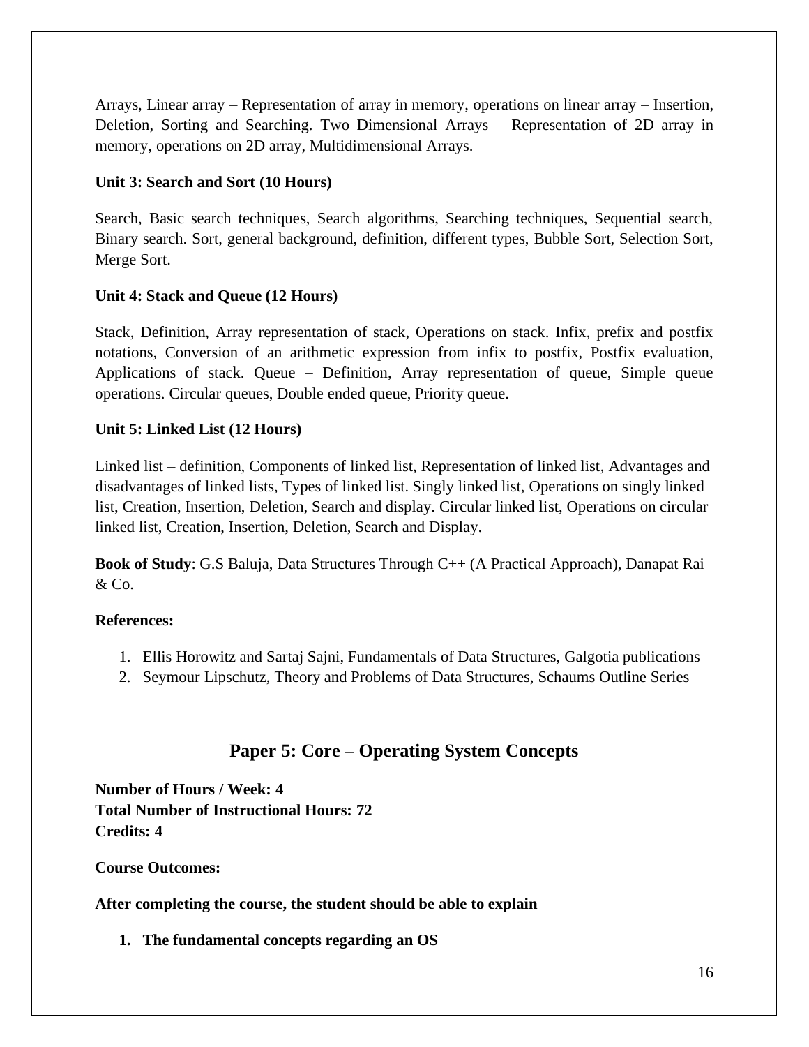Arrays, Linear array – Representation of array in memory, operations on linear array – Insertion, Deletion, Sorting and Searching. Two Dimensional Arrays – Representation of 2D array in memory, operations on 2D array, Multidimensional Arrays.

**Unit 3: Search and Sort (10 Hours)**

Search, Basic search techniques, Search algorithms, Searching techniques, Sequential search, Binary search. Sort, general background, definition, different types, Bubble Sort, Selection Sort, Merge Sort.

**Unit 4: Stack and Queue (12 Hours)**

Stack, Definition, Array representation of stack, Operations on stack. Infix, prefix and postfix notations, Conversion of an arithmetic expression from infix to postfix, Postfix evaluation, Applications of stack. Queue – Definition, Array representation of queue, Simple queue operations. Circular queues, Double ended queue, Priority queue.

**Unit 5: Linked List (12 Hours)**

Linked list – definition, Components of linked list, Representation of linked list, Advantages and disadvantages of linked lists, Types of linked list. Singly linked list, Operations on singly linked list, Creation, Insertion, Deletion, Search and display. Circular linked list, Operations on circular linked list, Creation, Insertion, Deletion, Search and Display.

**Book of Study**: G.S Baluja, Data Structures Through C++ (A Practical Approach), Danapat Rai & Co.

**References:**

1. Ellis Horowitz and Sartaj Sajni, Fundamentals of Data Structures, Galgotia publications
2. Seymour Lipschutz, Theory and Problems of Data Structures, Schaums Outline Series

## Paper 5: Core – Operating System Concepts

**Number of Hours / Week: 4**
**Total Number of Instructional Hours: 72**
**Credits: 4**

**Course Outcomes:**

**After completing the course, the student should be able to explain**

1. **The fundamental concepts regarding an OS**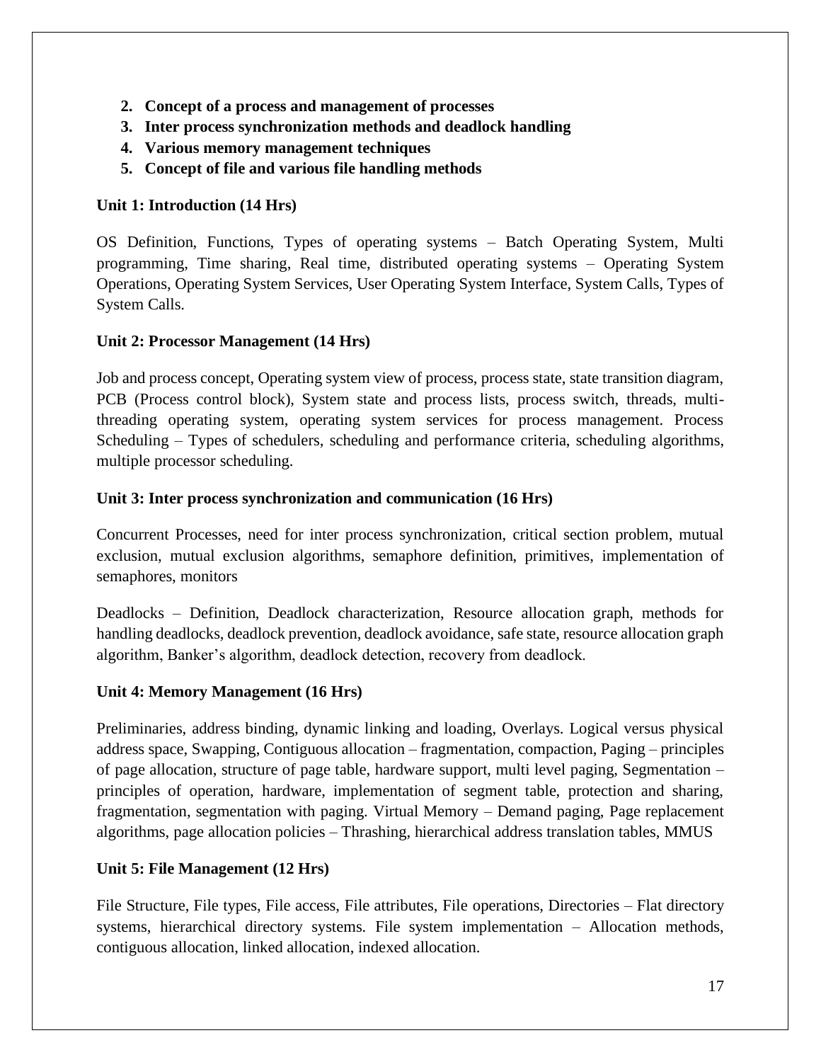2. **Concept of a process and management of processes**
3. **Inter process synchronization methods and deadlock handling**
4. **Various memory management techniques**
5. **Concept of file and various file handling methods**

**Unit 1: Introduction (14 Hrs)**

OS Definition, Functions, Types of operating systems – Batch Operating System, Multi programming, Time sharing, Real time, distributed operating systems – Operating System Operations, Operating System Services, User Operating System Interface, System Calls, Types of System Calls.

**Unit 2: Processor Management (14 Hrs)**

Job and process concept, Operating system view of process, process state, state transition diagram, PCB (Process control block), System state and process lists, process switch, threads, multi-threading operating system, operating system services for process management. Process Scheduling – Types of schedulers, scheduling and performance criteria, scheduling algorithms, multiple processor scheduling.

**Unit 3: Inter process synchronization and communication (16 Hrs)**

Concurrent Processes, need for inter process synchronization, critical section problem, mutual exclusion, mutual exclusion algorithms, semaphore definition, primitives, implementation of semaphores, monitors

Deadlocks – Definition, Deadlock characterization, Resource allocation graph, methods for handling deadlocks, deadlock prevention, deadlock avoidance, safe state, resource allocation graph algorithm, Banker's algorithm, deadlock detection, recovery from deadlock.

**Unit 4: Memory Management (16 Hrs)**

Preliminaries, address binding, dynamic linking and loading, Overlays. Logical versus physical address space, Swapping, Contiguous allocation – fragmentation, compaction, Paging – principles of page allocation, structure of page table, hardware support, multi level paging, Segmentation – principles of operation, hardware, implementation of segment table, protection and sharing, fragmentation, segmentation with paging. Virtual Memory – Demand paging, Page replacement algorithms, page allocation policies – Thrashing, hierarchical address translation tables, MMUS

**Unit 5: File Management (12 Hrs)**

File Structure, File types, File access, File attributes, File operations, Directories – Flat directory systems, hierarchical directory systems. File system implementation – Allocation methods, contiguous allocation, linked allocation, indexed allocation.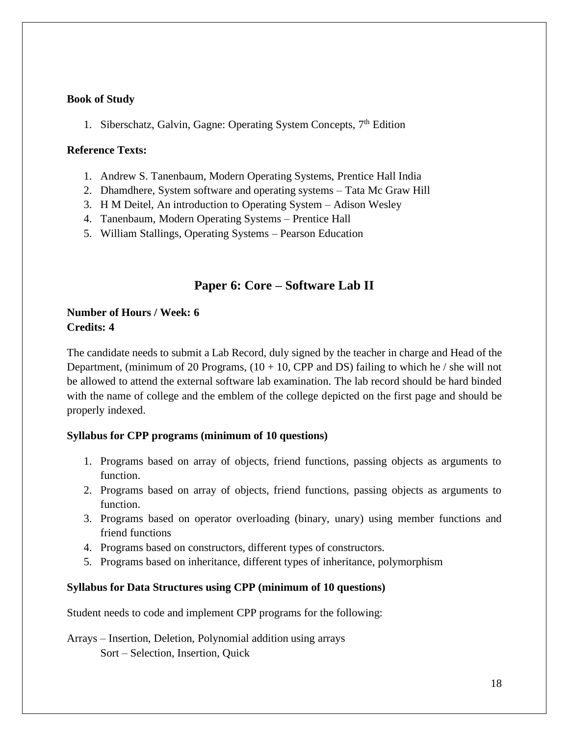**Book of Study**

1. Siberschatz, Galvin, Gagne: Operating System Concepts, 7th Edition

**Reference Texts:**

1. Andrew S. Tanenbaum, Modern Operating Systems, Prentice Hall India
2. Dhamdhere, System software and operating systems – Tata Mc Graw Hill
3. H M Deitel, An introduction to Operating System – Adison Wesley
4. Tanenbaum, Modern Operating Systems – Prentice Hall
5. William Stallings, Operating Systems – Pearson Education

## Paper 6: Core – Software Lab II

**Number of Hours / Week: 6**
**Credits: 4**

The candidate needs to submit a Lab Record, duly signed by the teacher in charge and Head of the Department, (minimum of 20 Programs, (10 + 10, CPP and DS) failing to which he / she will not be allowed to attend the external software lab examination. The lab record should be hard binded with the name of college and the emblem of the college depicted on the first page and should be properly indexed.

**Syllabus for CPP programs (minimum of 10 questions)**

1. Programs based on array of objects, friend functions, passing objects as arguments to function.
2. Programs based on array of objects, friend functions, passing objects as arguments to function.
3. Programs based on operator overloading (binary, unary) using member functions and friend functions
4. Programs based on constructors, different types of constructors.
5. Programs based on inheritance, different types of inheritance, polymorphism

**Syllabus for Data Structures using CPP (minimum of 10 questions)**

Student needs to code and implement CPP programs for the following:

Arrays – Insertion, Deletion, Polynomial addition using arrays
Sort – Selection, Insertion, Quick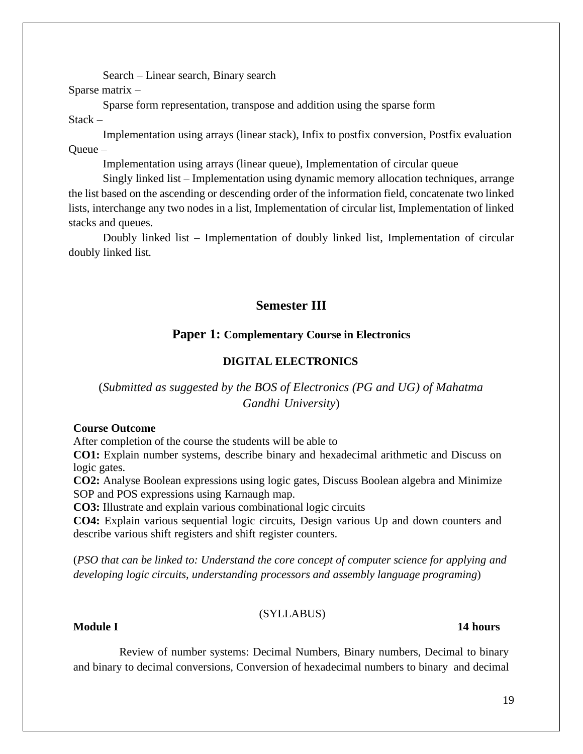Search – Linear search, Binary search

Sparse matrix –

Sparse form representation, transpose and addition using the sparse form

Stack –

Implementation using arrays (linear stack), Infix to postfix conversion, Postfix evaluation

Queue –

Implementation using arrays (linear queue), Implementation of circular queue

Singly linked list – Implementation using dynamic memory allocation techniques, arrange the list based on the ascending or descending order of the information field, concatenate two linked lists, interchange any two nodes in a list, Implementation of circular list, Implementation of linked stacks and queues.

Doubly linked list – Implementation of doubly linked list, Implementation of circular doubly linked list.

## Semester III

### Paper 1: Complementary Course in Electronics

### DIGITAL ELECTRONICS

(*Submitted as suggested by the BOS of Electronics (PG and UG) of Mahatma Gandhi University*)

**Course Outcome**

After completion of the course the students will be able to

**CO1:** Explain number systems, describe binary and hexadecimal arithmetic and Discuss on logic gates.

**CO2:** Analyse Boolean expressions using logic gates, Discuss Boolean algebra and Minimize SOP and POS expressions using Karnaugh map.

**CO3:** Illustrate and explain various combinational logic circuits

**CO4:** Explain various sequential logic circuits, Design various Up and down counters and describe various shift registers and shift register counters.

(*PSO that can be linked to: Understand the core concept of computer science for applying and developing logic circuits, understanding processors and assembly language programing*)

(SYLLABUS)

**Module I** **14 hours**

Review of number systems: Decimal Numbers, Binary numbers, Decimal to binary and binary to decimal conversions, Conversion of hexadecimal numbers to binary and decimal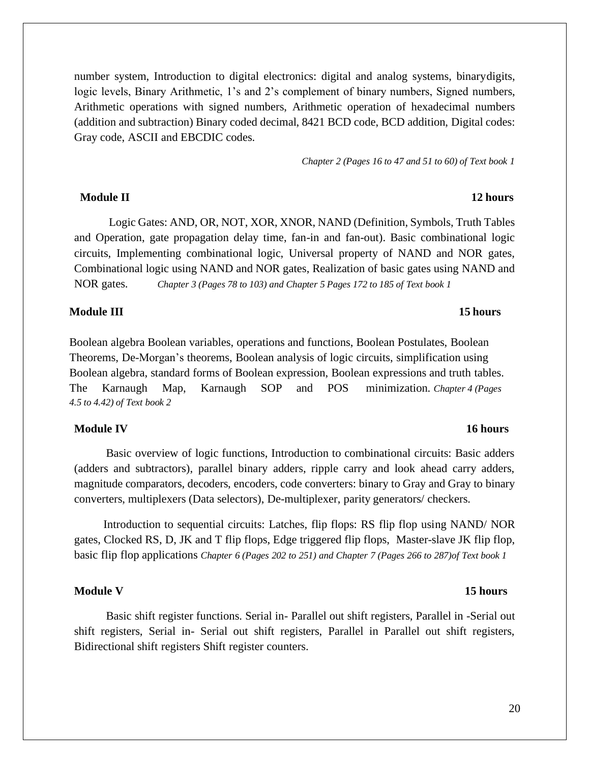number system, Introduction to digital electronics: digital and analog systems, binarydigits, logic levels, Binary Arithmetic, 1's and 2's complement of binary numbers, Signed numbers, Arithmetic operations with signed numbers, Arithmetic operation of hexadecimal numbers (addition and subtraction) Binary coded decimal, 8421 BCD code, BCD addition, Digital codes: Gray code, ASCII and EBCDIC codes.

*Chapter 2 (Pages 16 to 47 and 51 to 60) of Text book 1*

**Module II** **12 hours**

Logic Gates: AND, OR, NOT, XOR, XNOR, NAND (Definition, Symbols, Truth Tables and Operation, gate propagation delay time, fan-in and fan-out). Basic combinational logic circuits, Implementing combinational logic, Universal property of NAND and NOR gates, Combinational logic using NAND and NOR gates, Realization of basic gates using NAND and NOR gates. *Chapter 3 (Pages 78 to 103) and Chapter 5 Pages 172 to 185 of Text book 1*

**Module III** **15 hours**

Boolean algebra Boolean variables, operations and functions, Boolean Postulates, Boolean Theorems, De-Morgan's theorems, Boolean analysis of logic circuits, simplification using Boolean algebra, standard forms of Boolean expression, Boolean expressions and truth tables. The Karnaugh Map, Karnaugh SOP and POS minimization. *Chapter 4 (Pages 4.5 to 4.42) of Text book 2*

**Module IV** **16 hours**

Basic overview of logic functions, Introduction to combinational circuits: Basic adders (adders and subtractors), parallel binary adders, ripple carry and look ahead carry adders, magnitude comparators, decoders, encoders, code converters: binary to Gray and Gray to binary converters, multiplexers (Data selectors), De-multiplexer, parity generators/ checkers.

Introduction to sequential circuits: Latches, flip flops: RS flip flop using NAND/ NOR gates, Clocked RS, D, JK and T flip flops, Edge triggered flip flops, Master-slave JK flip flop, basic flip flop applications *Chapter 6 (Pages 202 to 251) and Chapter 7 (Pages 266 to 287)of Text book 1*

**Module V** **15 hours**

Basic shift register functions. Serial in- Parallel out shift registers, Parallel in -Serial out shift registers, Serial in- Serial out shift registers, Parallel in Parallel out shift registers, Bidirectional shift registers Shift register counters.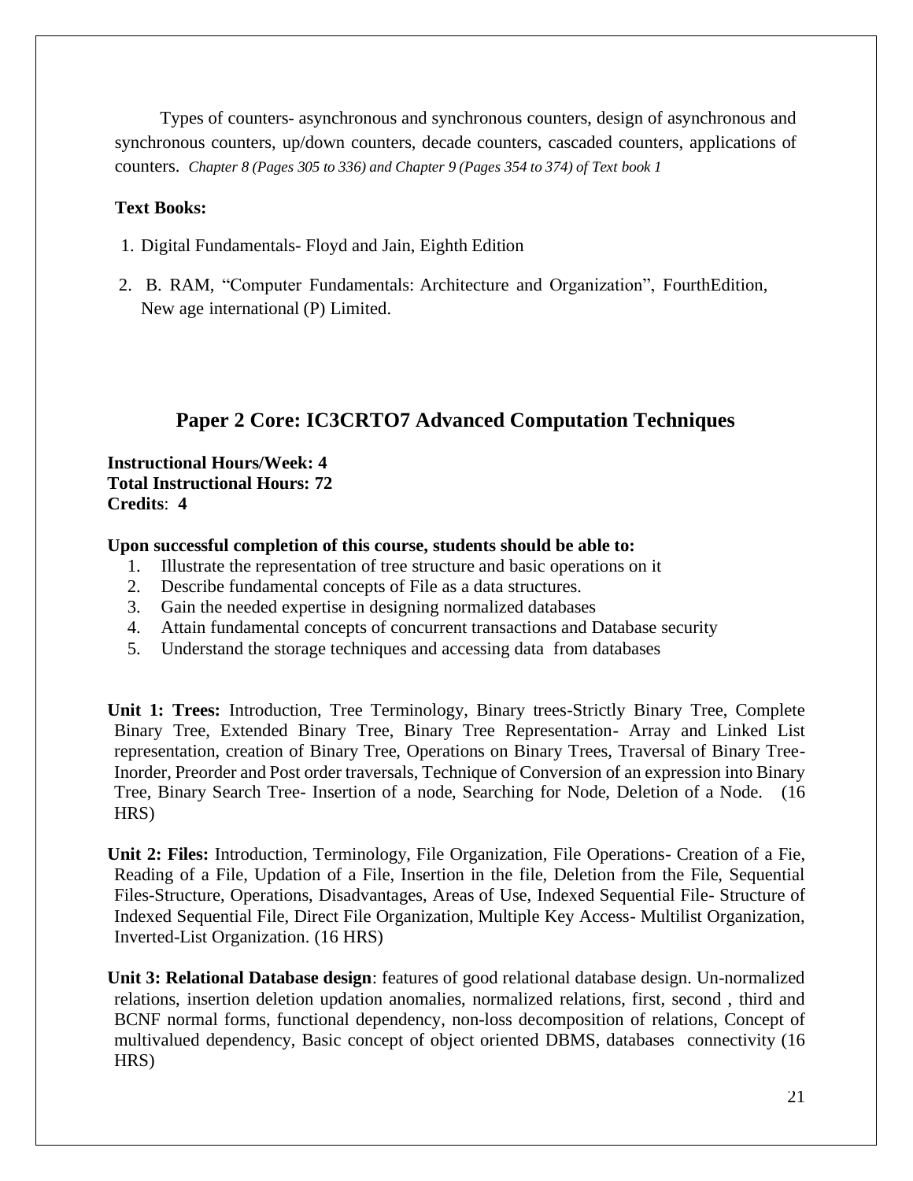Types of counters- asynchronous and synchronous counters, design of asynchronous and synchronous counters, up/down counters, decade counters, cascaded counters, applications of counters. *Chapter 8 (Pages 305 to 336) and Chapter 9 (Pages 354 to 374) of Text book 1*

**Text Books:**

1. Digital Fundamentals- Floyd and Jain, Eighth Edition
2. B. RAM, "Computer Fundamentals: Architecture and Organization", FourthEdition, New age international (P) Limited.

## Paper 2 Core: IC3CRTO7 Advanced Computation Techniques

**Instructional Hours/Week: 4**
**Total Instructional Hours: 72**
**Credits**: **4**

**Upon successful completion of this course, students should be able to:**

1. Illustrate the representation of tree structure and basic operations on it
2. Describe fundamental concepts of File as a data structures.
3. Gain the needed expertise in designing normalized databases
4. Attain fundamental concepts of concurrent transactions and Database security
5. Understand the storage techniques and accessing data from databases

**Unit 1: Trees:** Introduction, Tree Terminology, Binary trees-Strictly Binary Tree, Complete Binary Tree, Extended Binary Tree, Binary Tree Representation- Array and Linked List representation, creation of Binary Tree, Operations on Binary Trees, Traversal of Binary Tree-Inorder, Preorder and Post order traversals, Technique of Conversion of an expression into Binary Tree, Binary Search Tree- Insertion of a node, Searching for Node, Deletion of a Node. (16 HRS)

**Unit 2: Files:** Introduction, Terminology, File Organization, File Operations- Creation of a Fie, Reading of a File, Updation of a File, Insertion in the file, Deletion from the File, Sequential Files-Structure, Operations, Disadvantages, Areas of Use, Indexed Sequential File- Structure of Indexed Sequential File, Direct File Organization, Multiple Key Access- Multilist Organization, Inverted-List Organization. (16 HRS)

**Unit 3: Relational Database design**: features of good relational database design. Un-normalized relations, insertion deletion updation anomalies, normalized relations, first, second , third and BCNF normal forms, functional dependency, non-loss decomposition of relations, Concept of multivalued dependency, Basic concept of object oriented DBMS, databases connectivity (16 HRS)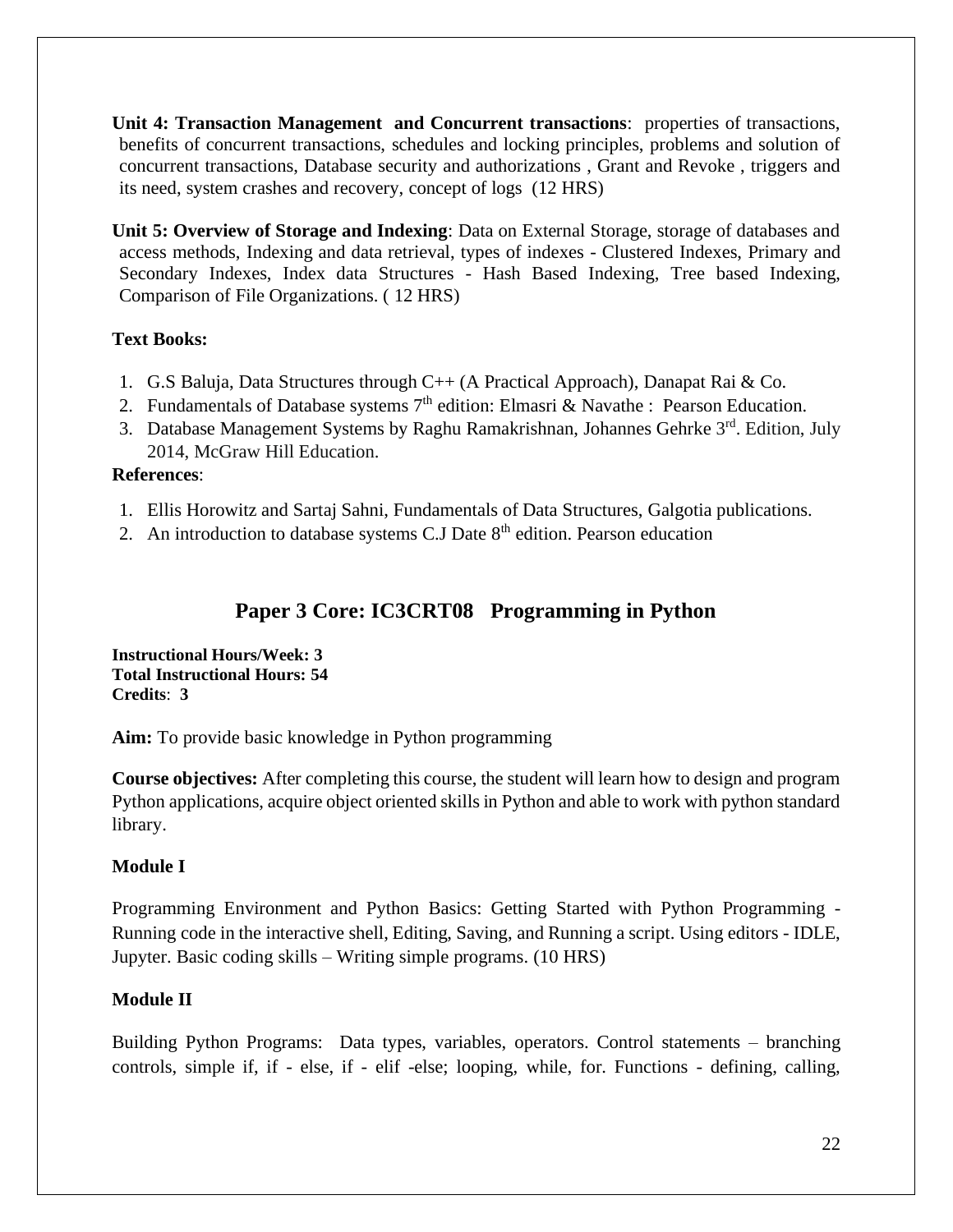**Unit 4: Transaction Management and Concurrent transactions**: properties of transactions, benefits of concurrent transactions, schedules and locking principles, problems and solution of concurrent transactions, Database security and authorizations , Grant and Revoke , triggers and its need, system crashes and recovery, concept of logs (12 HRS)

**Unit 5: Overview of Storage and Indexing**: Data on External Storage, storage of databases and access methods, Indexing and data retrieval, types of indexes - Clustered Indexes, Primary and Secondary Indexes, Index data Structures - Hash Based Indexing, Tree based Indexing, Comparison of File Organizations. ( 12 HRS)

**Text Books:**

1. G.S Baluja, Data Structures through C++ (A Practical Approach), Danapat Rai & Co.
2. Fundamentals of Database systems 7th edition: Elmasri & Navathe : Pearson Education.
3. Database Management Systems by Raghu Ramakrishnan, Johannes Gehrke 3rd. Edition, July 2014, McGraw Hill Education.

**References**:

1. Ellis Horowitz and Sartaj Sahni, Fundamentals of Data Structures, Galgotia publications.
2. An introduction to database systems C.J Date 8th edition. Pearson education

## Paper 3 Core: IC3CRT08 Programming in Python

**Instructional Hours/Week: 3**
**Total Instructional Hours: 54**
**Credits**: **3**

**Aim:** To provide basic knowledge in Python programming

**Course objectives:** After completing this course, the student will learn how to design and program Python applications, acquire object oriented skills in Python and able to work with python standard library.

**Module I**

Programming Environment and Python Basics: Getting Started with Python Programming - Running code in the interactive shell, Editing, Saving, and Running a script. Using editors - IDLE, Jupyter. Basic coding skills – Writing simple programs. (10 HRS)

**Module II**

Building Python Programs: Data types, variables, operators. Control statements – branching controls, simple if, if - else, if - elif -else; looping, while, for. Functions - defining, calling,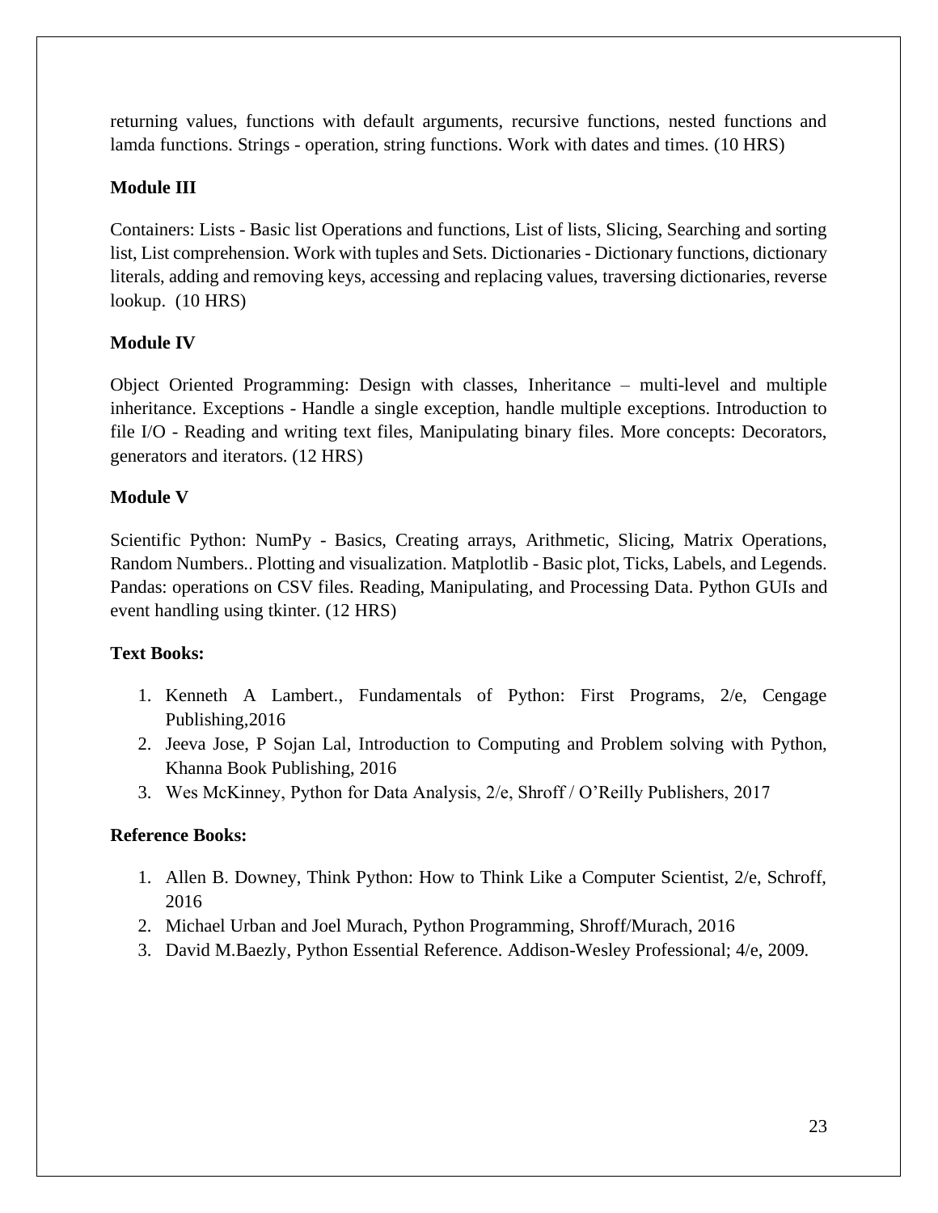returning values, functions with default arguments, recursive functions, nested functions and lamda functions. Strings - operation, string functions. Work with dates and times. (10 HRS)

**Module III**

Containers: Lists - Basic list Operations and functions, List of lists, Slicing, Searching and sorting list, List comprehension. Work with tuples and Sets. Dictionaries - Dictionary functions, dictionary literals, adding and removing keys, accessing and replacing values, traversing dictionaries, reverse lookup. (10 HRS)

**Module IV**

Object Oriented Programming: Design with classes, Inheritance – multi-level and multiple inheritance. Exceptions - Handle a single exception, handle multiple exceptions. Introduction to file I/O - Reading and writing text files, Manipulating binary files. More concepts: Decorators, generators and iterators. (12 HRS)

**Module V**

Scientific Python: NumPy - Basics, Creating arrays, Arithmetic, Slicing, Matrix Operations, Random Numbers.. Plotting and visualization. Matplotlib - Basic plot, Ticks, Labels, and Legends. Pandas: operations on CSV files. Reading, Manipulating, and Processing Data. Python GUIs and event handling using tkinter. (12 HRS)

**Text Books:**

1. Kenneth A Lambert., Fundamentals of Python: First Programs, 2/e, Cengage Publishing,2016
2. Jeeva Jose, P Sojan Lal, Introduction to Computing and Problem solving with Python, Khanna Book Publishing, 2016
3. Wes McKinney, Python for Data Analysis, 2/e, Shroff / O'Reilly Publishers, 2017

**Reference Books:**

1. Allen B. Downey, Think Python: How to Think Like a Computer Scientist, 2/e, Schroff, 2016
2. Michael Urban and Joel Murach, Python Programming, Shroff/Murach, 2016
3. David M.Baezly, Python Essential Reference. Addison-Wesley Professional; 4/e, 2009.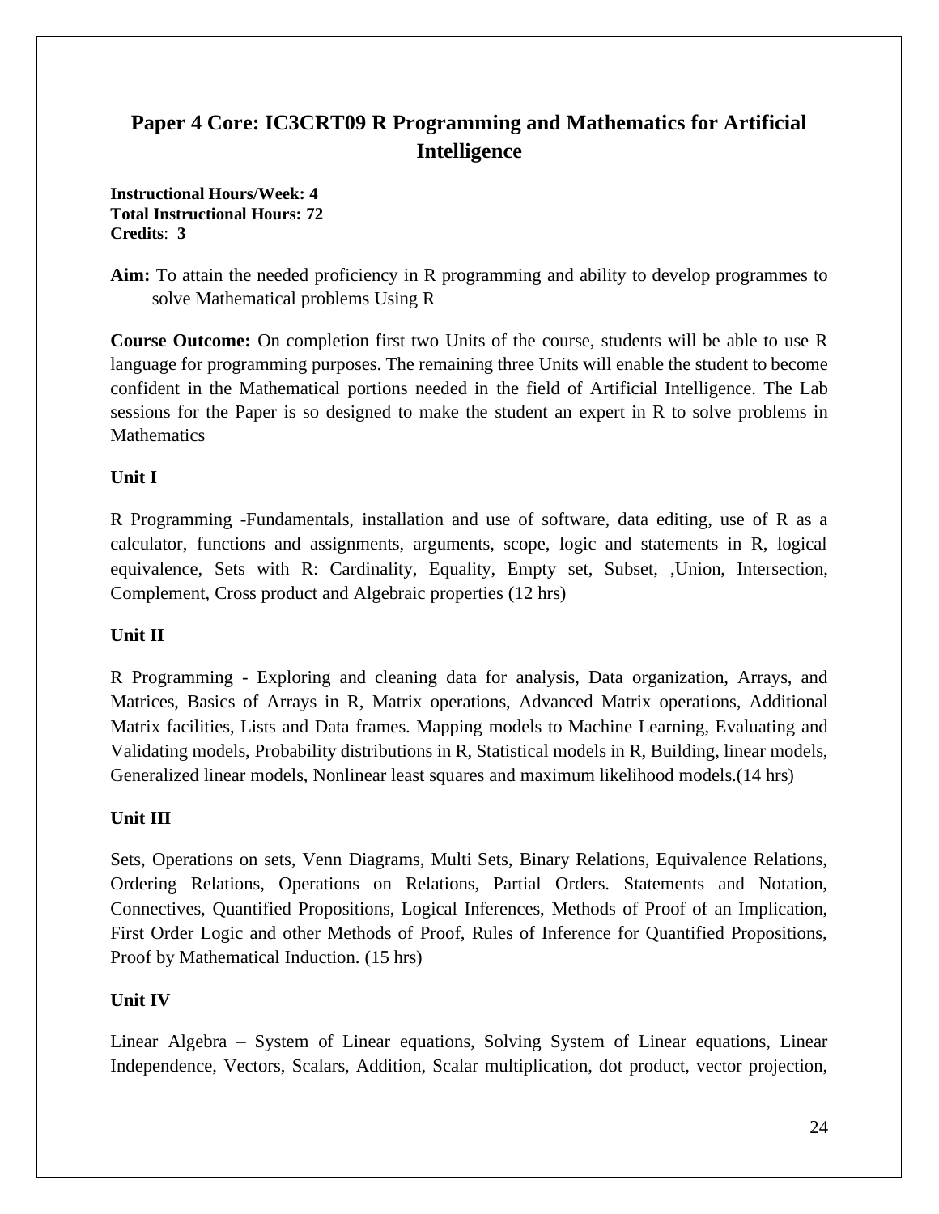## Paper 4 Core: IC3CRT09 R Programming and Mathematics for Artificial Intelligence

**Instructional Hours/Week: 4**
**Total Instructional Hours: 72**
**Credits**: **3**

**Aim:** To attain the needed proficiency in R programming and ability to develop programmes to solve Mathematical problems Using R

**Course Outcome:** On completion first two Units of the course, students will be able to use R language for programming purposes. The remaining three Units will enable the student to become confident in the Mathematical portions needed in the field of Artificial Intelligence. The Lab sessions for the Paper is so designed to make the student an expert in R to solve problems in Mathematics

**Unit I**

R Programming -Fundamentals, installation and use of software, data editing, use of R as a calculator, functions and assignments, arguments, scope, logic and statements in R, logical equivalence, Sets with R: Cardinality, Equality, Empty set, Subset, ,Union, Intersection, Complement, Cross product and Algebraic properties (12 hrs)

**Unit II**

R Programming - Exploring and cleaning data for analysis, Data organization, Arrays, and Matrices, Basics of Arrays in R, Matrix operations, Advanced Matrix operations, Additional Matrix facilities, Lists and Data frames. Mapping models to Machine Learning, Evaluating and Validating models, Probability distributions in R, Statistical models in R, Building, linear models, Generalized linear models, Nonlinear least squares and maximum likelihood models.(14 hrs)

**Unit III**

Sets, Operations on sets, Venn Diagrams, Multi Sets, Binary Relations, Equivalence Relations, Ordering Relations, Operations on Relations, Partial Orders. Statements and Notation, Connectives, Quantified Propositions, Logical Inferences, Methods of Proof of an Implication, First Order Logic and other Methods of Proof, Rules of Inference for Quantified Propositions, Proof by Mathematical Induction. (15 hrs)

**Unit IV**

Linear Algebra – System of Linear equations, Solving System of Linear equations, Linear Independence, Vectors, Scalars, Addition, Scalar multiplication, dot product, vector projection,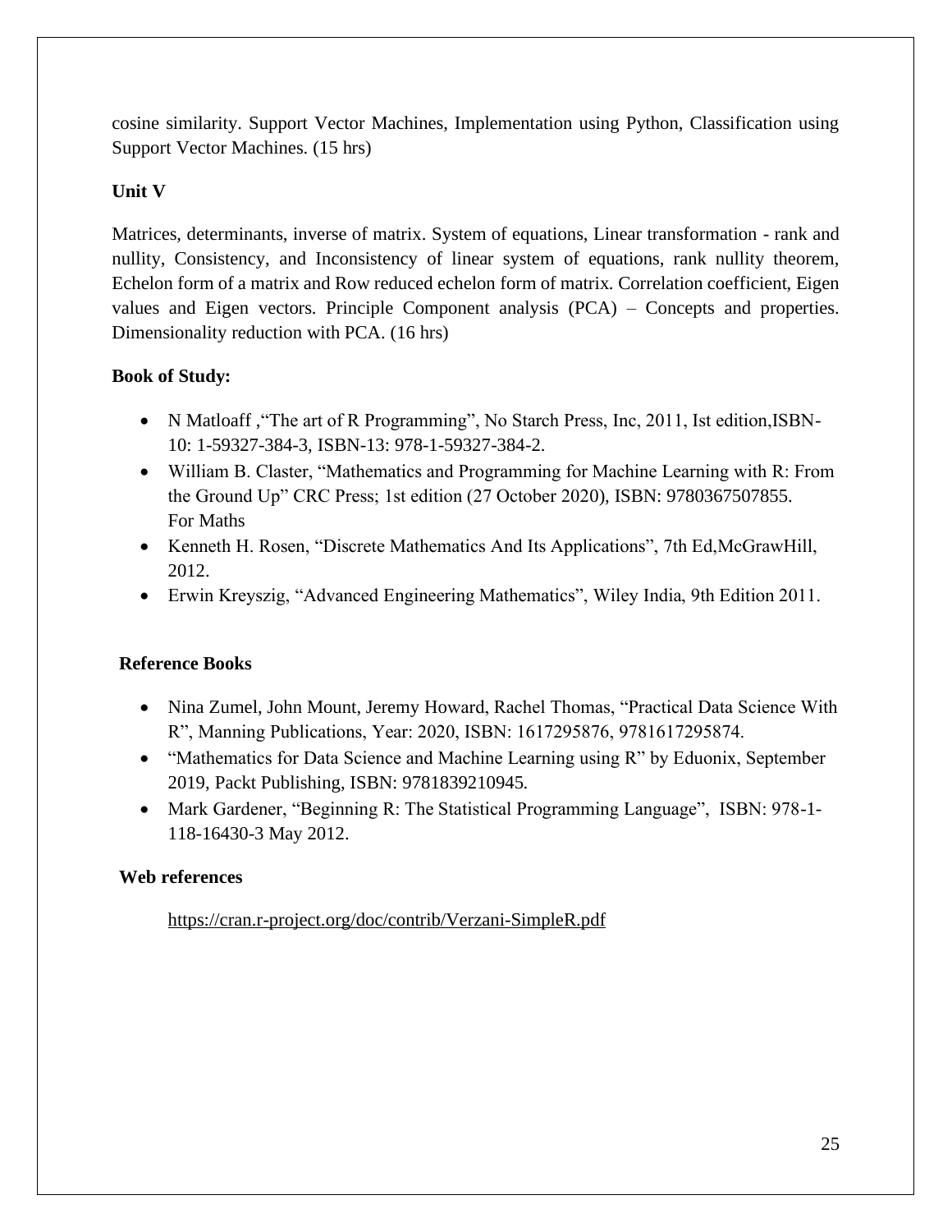cosine similarity. Support Vector Machines, Implementation using Python, Classification using Support Vector Machines. (15 hrs)

**Unit V**

Matrices, determinants, inverse of matrix. System of equations, Linear transformation - rank and nullity, Consistency, and Inconsistency of linear system of equations, rank nullity theorem, Echelon form of a matrix and Row reduced echelon form of matrix. Correlation coefficient, Eigen values and Eigen vectors. Principle Component analysis (PCA) – Concepts and properties. Dimensionality reduction with PCA. (16 hrs)

**Book of Study:**

- N Matloaff ,"The art of R Programming", No Starch Press, Inc, 2011, Ist edition,ISBN-10: 1-59327-384-3, ISBN-13: 978-1-59327-384-2.
- William B. Claster, "Mathematics and Programming for Machine Learning with R: From the Ground Up" CRC Press; 1st edition (27 October 2020), ISBN: 9780367507855.
  For Maths
- Kenneth H. Rosen, "Discrete Mathematics And Its Applications", 7th Ed,McGrawHill, 2012.
- Erwin Kreyszig, "Advanced Engineering Mathematics", Wiley India, 9th Edition 2011.

**Reference Books**

- Nina Zumel, John Mount, Jeremy Howard, Rachel Thomas, "Practical Data Science With R", Manning Publications, Year: 2020, ISBN: 1617295876, 9781617295874.
- "Mathematics for Data Science and Machine Learning using R" by Eduonix, September 2019, Packt Publishing, ISBN: 9781839210945.
- Mark Gardener, "Beginning R: The Statistical Programming Language", ISBN: 978-1-118-16430-3 May 2012.

**Web references**

https://cran.r-project.org/doc/contrib/Verzani-SimpleR.pdf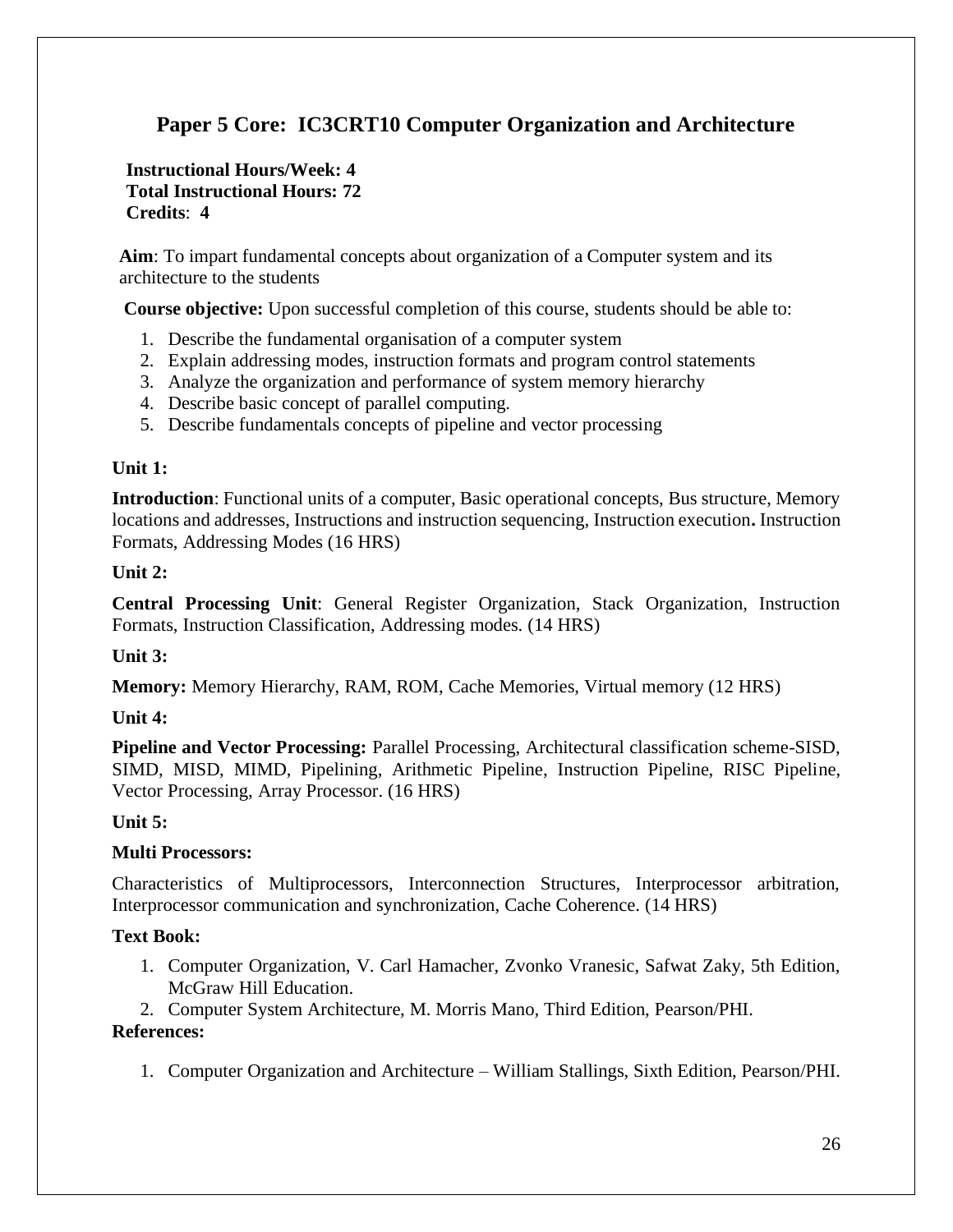# Paper 5 Core: IC3CRT10 Computer Organization and Architecture

**Instructional Hours/Week: 4**
**Total Instructional Hours: 72**
**Credits**: **4**

**Aim**: To impart fundamental concepts about organization of a Computer system and its architecture to the students

**Course objective:** Upon successful completion of this course, students should be able to:

1. Describe the fundamental organisation of a computer system
2. Explain addressing modes, instruction formats and program control statements
3. Analyze the organization and performance of system memory hierarchy
4. Describe basic concept of parallel computing.
5. Describe fundamentals concepts of pipeline and vector processing

**Unit 1:**

**Introduction**: Functional units of a computer, Basic operational concepts, Bus structure, Memory locations and addresses, Instructions and instruction sequencing, Instruction execution**.** Instruction Formats, Addressing Modes (16 HRS)

**Unit 2:**

**Central Processing Unit**: General Register Organization, Stack Organization, Instruction Formats, Instruction Classification, Addressing modes. (14 HRS)

**Unit 3:**

**Memory:** Memory Hierarchy, RAM, ROM, Cache Memories, Virtual memory (12 HRS)

**Unit 4:**

**Pipeline and Vector Processing:** Parallel Processing, Architectural classification scheme-SISD, SIMD, MISD, MIMD, Pipelining, Arithmetic Pipeline, Instruction Pipeline, RISC Pipeline, Vector Processing, Array Processor. (16 HRS)

**Unit 5:**

**Multi Processors:**

Characteristics of Multiprocessors, Interconnection Structures, Interprocessor arbitration, Interprocessor communication and synchronization, Cache Coherence. (14 HRS)

**Text Book:**

1. Computer Organization, V. Carl Hamacher, Zvonko Vranesic, Safwat Zaky, 5th Edition, McGraw Hill Education.
2. Computer System Architecture, M. Morris Mano, Third Edition, Pearson/PHI.

**References:**

1. Computer Organization and Architecture – William Stallings, Sixth Edition, Pearson/PHI.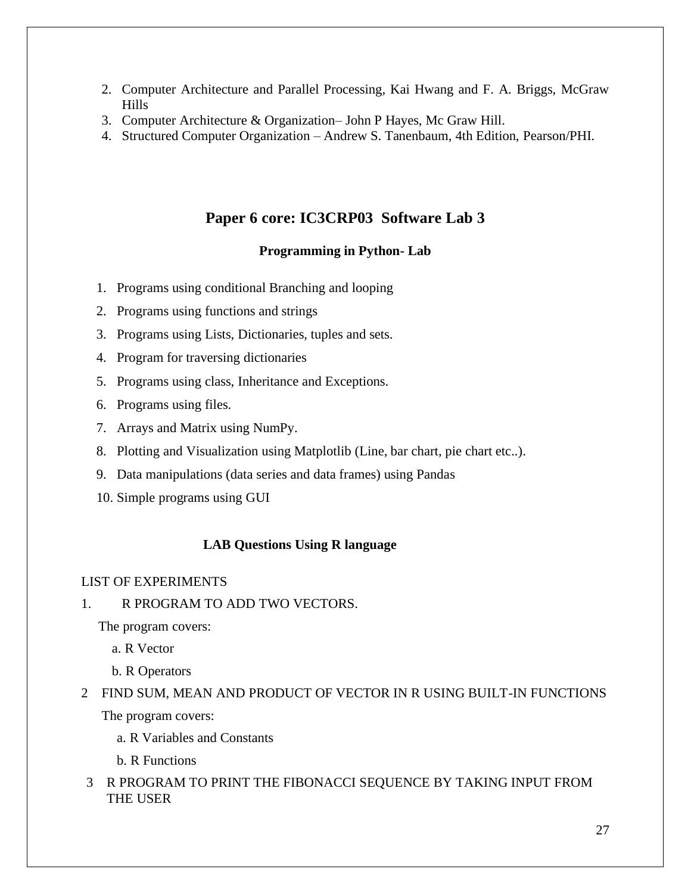2. Computer Architecture and Parallel Processing, Kai Hwang and F. A. Briggs, McGraw Hills
3. Computer Architecture & Organization– John P Hayes, Mc Graw Hill.
4. Structured Computer Organization – Andrew S. Tanenbaum, 4th Edition, Pearson/PHI.

## Paper 6 core: IC3CRP03 Software Lab 3

### Programming in Python- Lab

1. Programs using conditional Branching and looping
2. Programs using functions and strings
3. Programs using Lists, Dictionaries, tuples and sets.
4. Program for traversing dictionaries
5. Programs using class, Inheritance and Exceptions.
6. Programs using files.
7. Arrays and Matrix using NumPy.
8. Plotting and Visualization using Matplotlib (Line, bar chart, pie chart etc..).
9. Data manipulations (data series and data frames) using Pandas
10. Simple programs using GUI

### LAB Questions Using R language

LIST OF EXPERIMENTS

1. R PROGRAM TO ADD TWO VECTORS.

   The program covers:

   a. R Vector

   b. R Operators

2. FIND SUM, MEAN AND PRODUCT OF VECTOR IN R USING BUILT-IN FUNCTIONS

   The program covers:

   a. R Variables and Constants

   b. R Functions

3. R PROGRAM TO PRINT THE FIBONACCI SEQUENCE BY TAKING INPUT FROM THE USER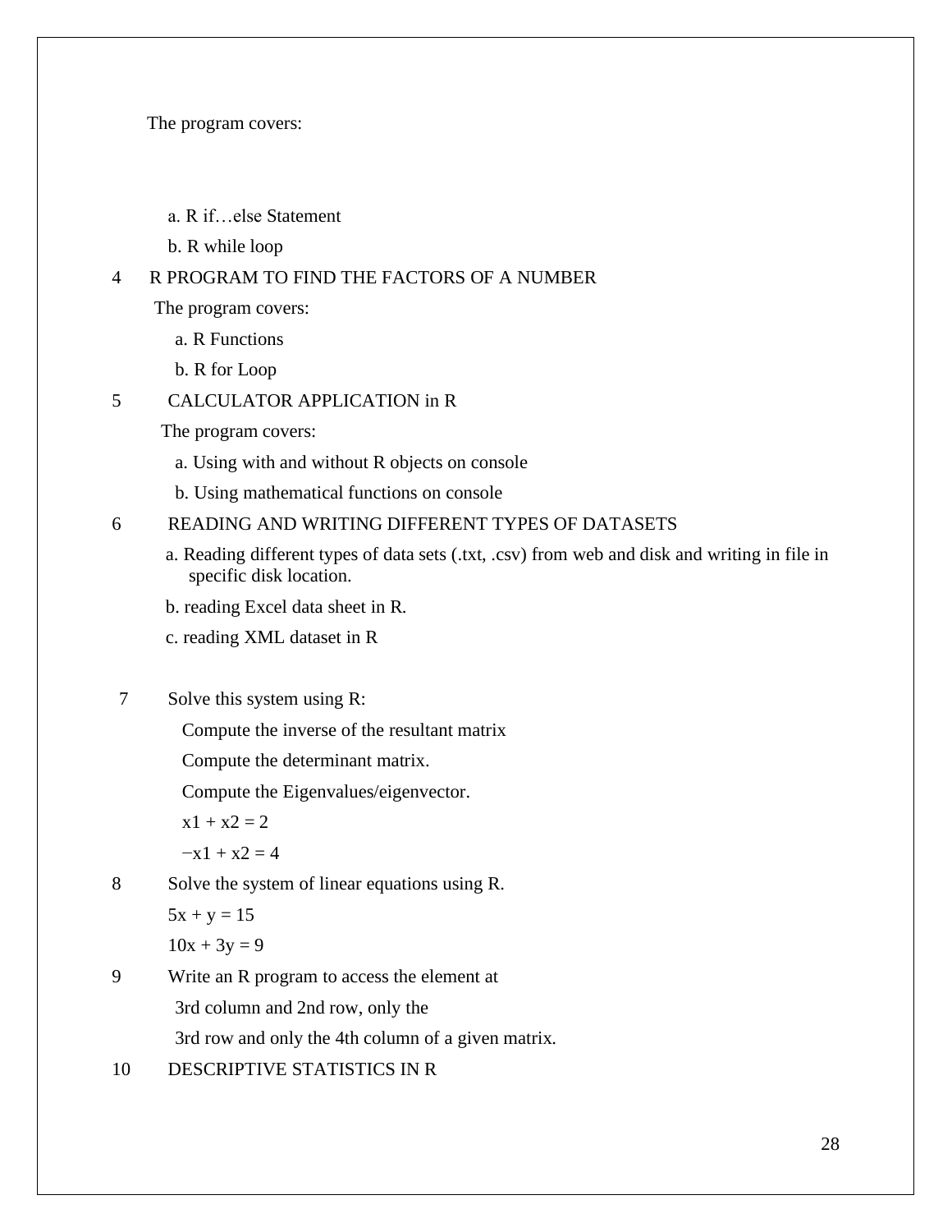The program covers:

a. R if…else Statement

b. R while loop

4 R PROGRAM TO FIND THE FACTORS OF A NUMBER

The program covers:

a. R Functions

b. R for Loop

5 CALCULATOR APPLICATION in R

The program covers:

a. Using with and without R objects on console

b. Using mathematical functions on console

6 READING AND WRITING DIFFERENT TYPES OF DATASETS

a. Reading different types of data sets (.txt, .csv) from web and disk and writing in file in specific disk location.

b. reading Excel data sheet in R.

c. reading XML dataset in R

7 Solve this system using R:

Compute the inverse of the resultant matrix

Compute the determinant matrix.

Compute the Eigenvalues/eigenvector.

$x1 + x2 = 2$

$-x1 + x2 = 4$

8 Solve the system of linear equations using R.

$5x + y = 15$

$10x + 3y = 9$

9 Write an R program to access the element at

3rd column and 2nd row, only the

3rd row and only the 4th column of a given matrix.

10 DESCRIPTIVE STATISTICS IN R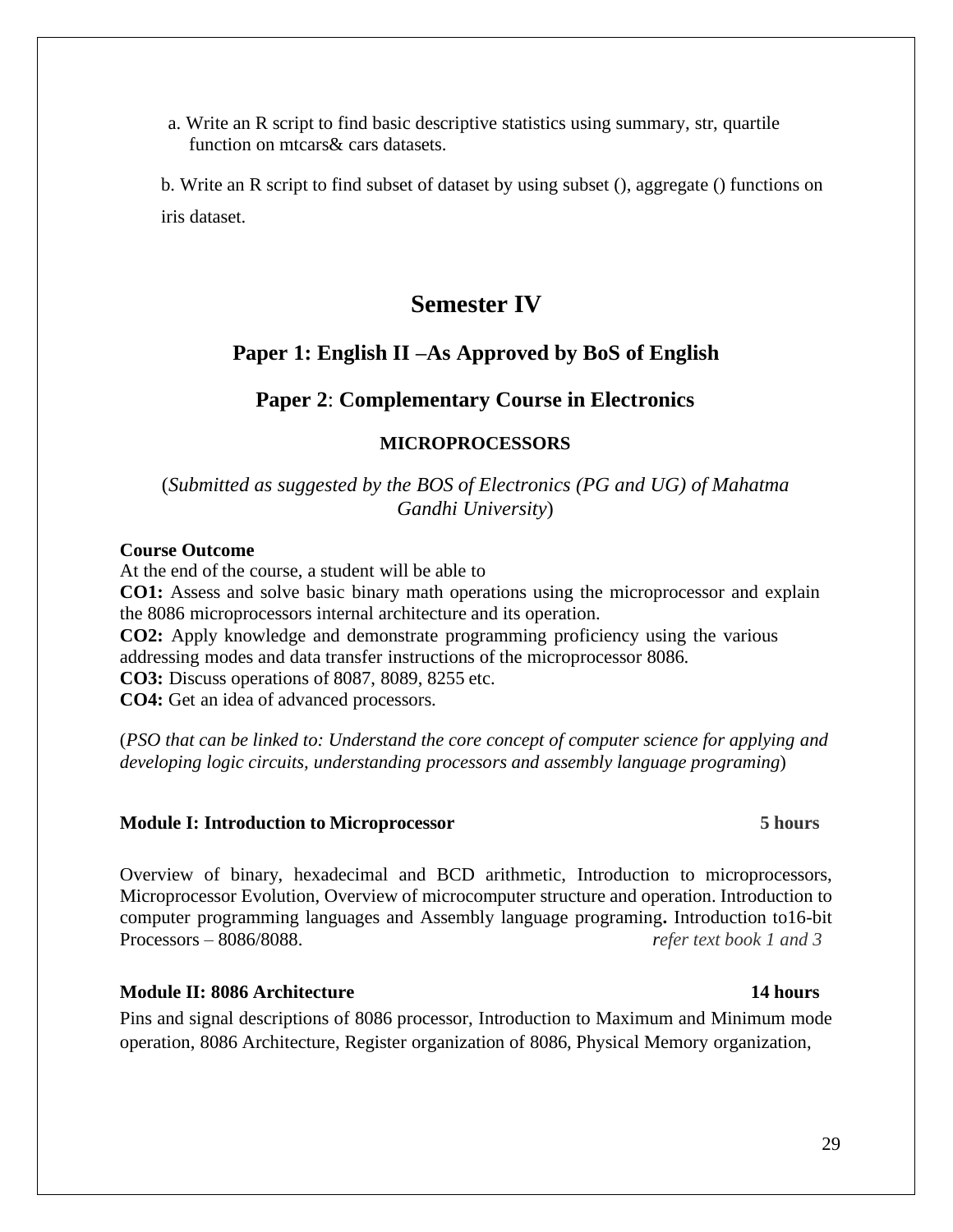a. Write an R script to find basic descriptive statistics using summary, str, quartile function on mtcars& cars datasets.

b. Write an R script to find subset of dataset by using subset (), aggregate () functions on iris dataset.

# Semester IV

## Paper 1: English II –As Approved by BoS of English

## Paper 2: Complementary Course in Electronics

### MICROPROCESSORS

(*Submitted as suggested by the BOS of Electronics (PG and UG) of Mahatma Gandhi University*)

**Course Outcome**

At the end of the course, a student will be able to

**CO1:** Assess and solve basic binary math operations using the microprocessor and explain the 8086 microprocessors internal architecture and its operation.

**CO2:** Apply knowledge and demonstrate programming proficiency using the various addressing modes and data transfer instructions of the microprocessor 8086.

**CO3:** Discuss operations of 8087, 8089, 8255 etc.

**CO4:** Get an idea of advanced processors.

(*PSO that can be linked to: Understand the core concept of computer science for applying and developing logic circuits, understanding processors and assembly language programing*)

**Module I: Introduction to Microprocessor** **5 hours**

Overview of binary, hexadecimal and BCD arithmetic, Introduction to microprocessors, Microprocessor Evolution, Overview of microcomputer structure and operation. Introduction to computer programming languages and Assembly language programing**.** Introduction to16-bit Processors – 8086/8088. *refer text book 1 and 3*

**Module II: 8086 Architecture** **14 hours**

Pins and signal descriptions of 8086 processor, Introduction to Maximum and Minimum mode operation, 8086 Architecture, Register organization of 8086, Physical Memory organization,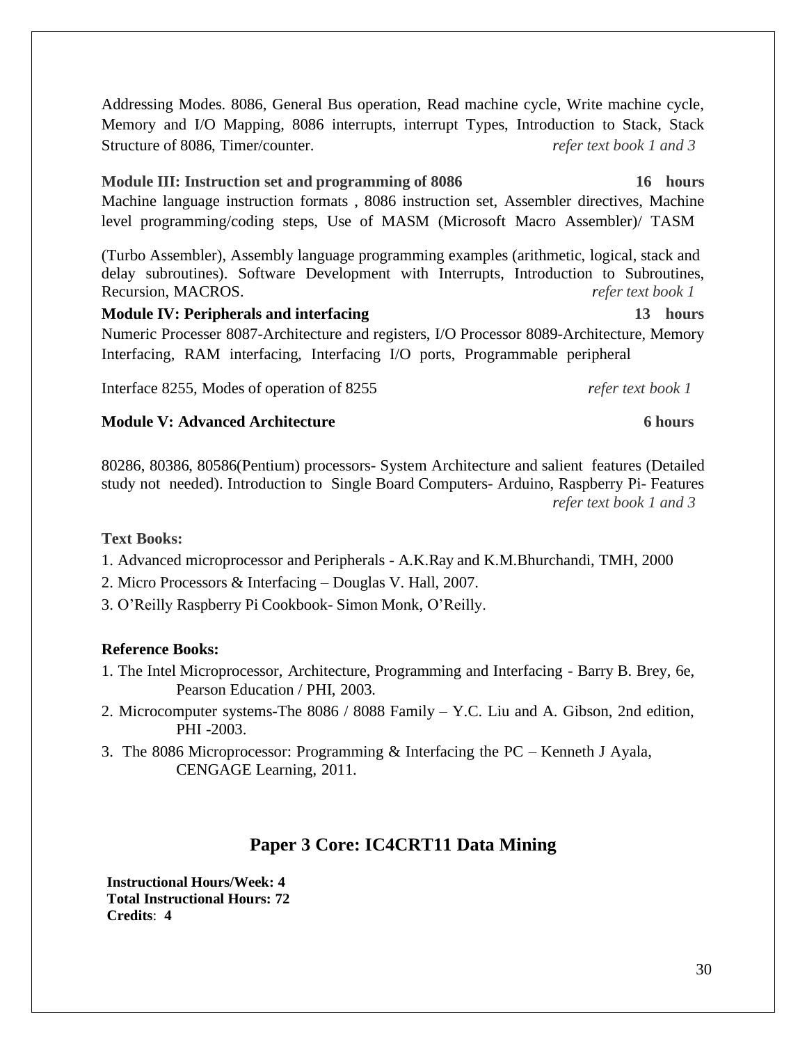Addressing Modes. 8086, General Bus operation, Read machine cycle, Write machine cycle, Memory and I/O Mapping, 8086 interrupts, interrupt Types, Introduction to Stack, Stack Structure of 8086, Timer/counter. *refer text book 1 and 3*

**Module III: Instruction set and programming of 8086** **16 hours**

Machine language instruction formats , 8086 instruction set, Assembler directives, Machine level programming/coding steps, Use of MASM (Microsoft Macro Assembler)/ TASM (Turbo Assembler), Assembly language programming examples (arithmetic, logical, stack and delay subroutines). Software Development with Interrupts, Introduction to Subroutines, Recursion, MACROS. *refer text book 1*

**Module IV: Peripherals and interfacing** **13 hours**

Numeric Processer 8087-Architecture and registers, I/O Processor 8089-Architecture, Memory Interfacing, RAM interfacing, Interfacing I/O ports, Programmable peripheral Interface 8255, Modes of operation of 8255 *refer text book 1*

**Module V: Advanced Architecture** **6 hours**

80286, 80386, 80586(Pentium) processors- System Architecture and salient features (Detailed study not needed). Introduction to Single Board Computers- Arduino, Raspberry Pi- Features *refer text book 1 and 3*

**Text Books:**

1. Advanced microprocessor and Peripherals - A.K.Ray and K.M.Bhurchandi, TMH, 2000
2. Micro Processors & Interfacing – Douglas V. Hall, 2007.
3. O'Reilly Raspberry Pi Cookbook- Simon Monk, O'Reilly.

**Reference Books:**

1. The Intel Microprocessor, Architecture, Programming and Interfacing - Barry B. Brey, 6e, Pearson Education / PHI, 2003.
2. Microcomputer systems-The 8086 / 8088 Family – Y.C. Liu and A. Gibson, 2nd edition, PHI -2003.
3. The 8086 Microprocessor: Programming & Interfacing the PC – Kenneth J Ayala, CENGAGE Learning, 2011.

## Paper 3 Core: IC4CRT11 Data Mining

**Instructional Hours/Week: 4**
**Total Instructional Hours: 72**
**Credits**: **4**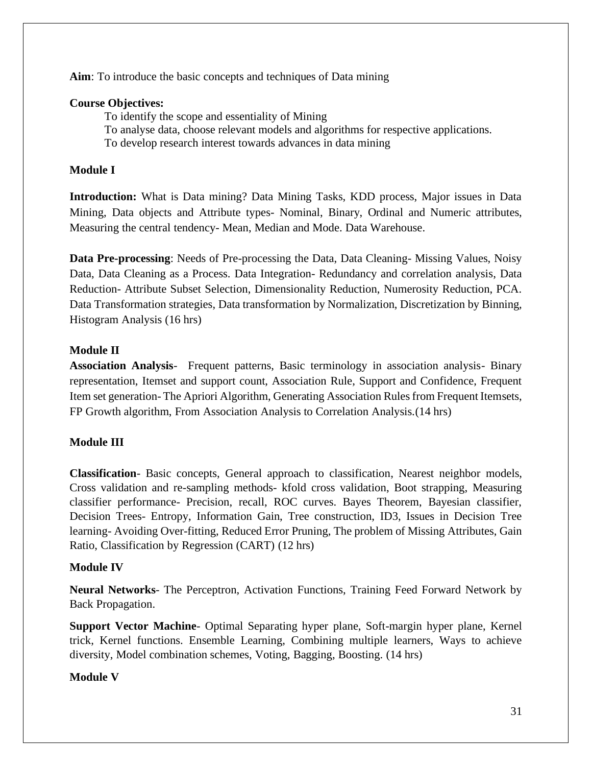**Aim**: To introduce the basic concepts and techniques of Data mining

**Course Objectives:**

To identify the scope and essentiality of Mining
To analyse data, choose relevant models and algorithms for respective applications.
To develop research interest towards advances in data mining

**Module I**

**Introduction:** What is Data mining? Data Mining Tasks, KDD process, Major issues in Data Mining, Data objects and Attribute types- Nominal, Binary, Ordinal and Numeric attributes, Measuring the central tendency- Mean, Median and Mode. Data Warehouse.

**Data Pre-processing**: Needs of Pre-processing the Data, Data Cleaning- Missing Values, Noisy Data, Data Cleaning as a Process. Data Integration- Redundancy and correlation analysis, Data Reduction- Attribute Subset Selection, Dimensionality Reduction, Numerosity Reduction, PCA. Data Transformation strategies, Data transformation by Normalization, Discretization by Binning, Histogram Analysis (16 hrs)

**Module II**

**Association Analysis**- Frequent patterns, Basic terminology in association analysis- Binary representation, Itemset and support count, Association Rule, Support and Confidence, Frequent Item set generation- The Apriori Algorithm, Generating Association Rules from Frequent Itemsets, FP Growth algorithm, From Association Analysis to Correlation Analysis.(14 hrs)

**Module III**

**Classification**- Basic concepts, General approach to classification, Nearest neighbor models, Cross validation and re-sampling methods- kfold cross validation, Boot strapping, Measuring classifier performance- Precision, recall, ROC curves. Bayes Theorem, Bayesian classifier, Decision Trees- Entropy, Information Gain, Tree construction, ID3, Issues in Decision Tree learning- Avoiding Over-fitting, Reduced Error Pruning, The problem of Missing Attributes, Gain Ratio, Classification by Regression (CART) (12 hrs)

**Module IV**

**Neural Networks**- The Perceptron, Activation Functions, Training Feed Forward Network by Back Propagation.

**Support Vector Machine**- Optimal Separating hyper plane, Soft-margin hyper plane, Kernel trick, Kernel functions. Ensemble Learning, Combining multiple learners, Ways to achieve diversity, Model combination schemes, Voting, Bagging, Boosting. (14 hrs)

**Module V**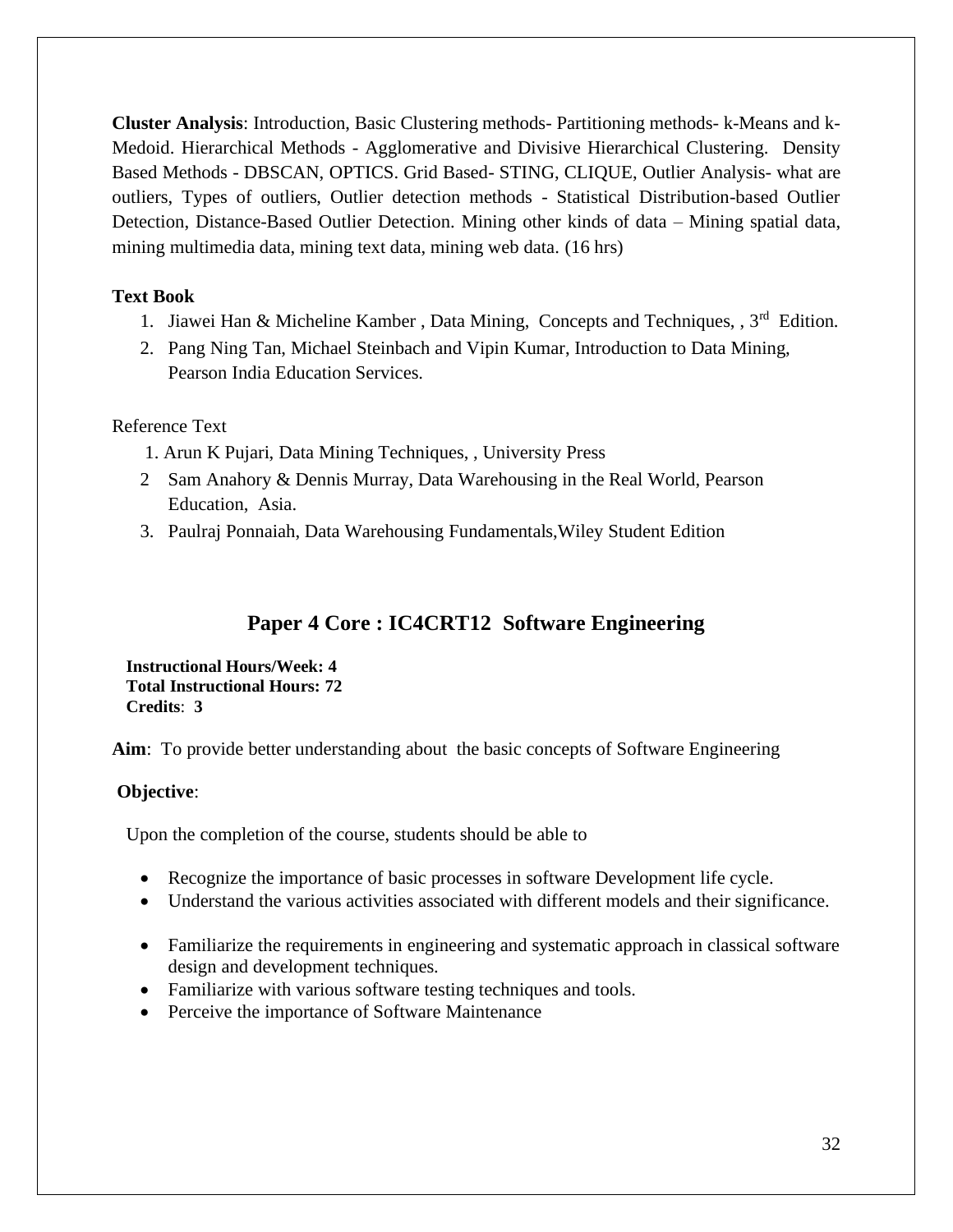**Cluster Analysis**: Introduction, Basic Clustering methods- Partitioning methods- k-Means and k-Medoid. Hierarchical Methods - Agglomerative and Divisive Hierarchical Clustering. Density Based Methods - DBSCAN, OPTICS. Grid Based- STING, CLIQUE, Outlier Analysis- what are outliers, Types of outliers, Outlier detection methods - Statistical Distribution-based Outlier Detection, Distance-Based Outlier Detection. Mining other kinds of data – Mining spatial data, mining multimedia data, mining text data, mining web data. (16 hrs)

**Text Book**

1. Jiawei Han & Micheline Kamber , Data Mining, Concepts and Techniques, , 3rd Edition.
2. Pang Ning Tan, Michael Steinbach and Vipin Kumar, Introduction to Data Mining, Pearson India Education Services.

Reference Text

1. Arun K Pujari, Data Mining Techniques, , University Press
2. Sam Anahory & Dennis Murray, Data Warehousing in the Real World, Pearson Education, Asia.
3. Paulraj Ponnaiah, Data Warehousing Fundamentals,Wiley Student Edition

## Paper 4 Core : IC4CRT12 Software Engineering

**Instructional Hours/Week: 4**
**Total Instructional Hours: 72**
**Credits**: **3**

**Aim**: To provide better understanding about the basic concepts of Software Engineering

**Objective**:

Upon the completion of the course, students should be able to

- Recognize the importance of basic processes in software Development life cycle.
- Understand the various activities associated with different models and their significance.
- Familiarize the requirements in engineering and systematic approach in classical software design and development techniques.
- Familiarize with various software testing techniques and tools.
- Perceive the importance of Software Maintenance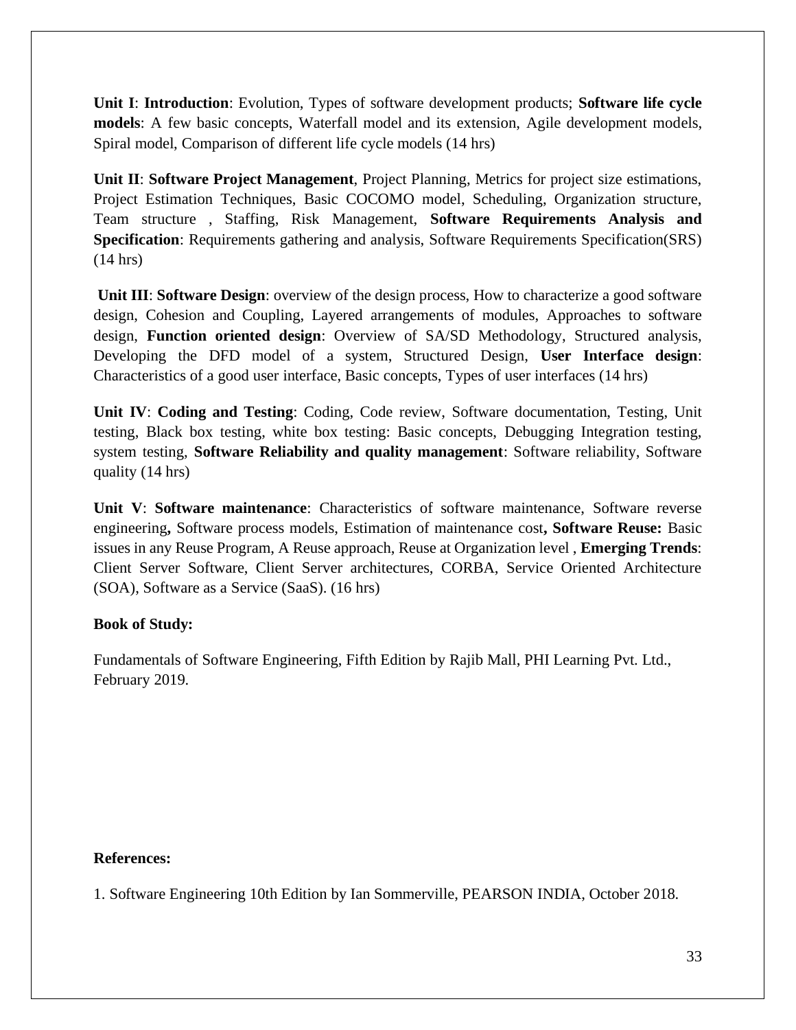**Unit I**: **Introduction**: Evolution, Types of software development products; **Software life cycle models**: A few basic concepts, Waterfall model and its extension, Agile development models, Spiral model, Comparison of different life cycle models (14 hrs)

**Unit II**: **Software Project Management**, Project Planning, Metrics for project size estimations, Project Estimation Techniques, Basic COCOMO model, Scheduling, Organization structure, Team structure , Staffing, Risk Management, **Software Requirements Analysis and Specification**: Requirements gathering and analysis, Software Requirements Specification(SRS) (14 hrs)

**Unit III**: **Software Design**: overview of the design process, How to characterize a good software design, Cohesion and Coupling, Layered arrangements of modules, Approaches to software design, **Function oriented design**: Overview of SA/SD Methodology, Structured analysis, Developing the DFD model of a system, Structured Design, **User Interface design**: Characteristics of a good user interface, Basic concepts, Types of user interfaces (14 hrs)

**Unit IV**: **Coding and Testing**: Coding, Code review, Software documentation, Testing, Unit testing, Black box testing, white box testing: Basic concepts, Debugging Integration testing, system testing, **Software Reliability and quality management**: Software reliability, Software quality (14 hrs)

**Unit V**: **Software maintenance**: Characteristics of software maintenance, Software reverse engineering**,** Software process models, Estimation of maintenance cost**, Software Reuse:** Basic issues in any Reuse Program, A Reuse approach, Reuse at Organization level , **Emerging Trends**: Client Server Software, Client Server architectures, CORBA, Service Oriented Architecture (SOA), Software as a Service (SaaS). (16 hrs)

**Book of Study:**

Fundamentals of Software Engineering, Fifth Edition by Rajib Mall, PHI Learning Pvt. Ltd., February 2019.

**References:**

1. Software Engineering 10th Edition by Ian Sommerville, PEARSON INDIA, October 2018.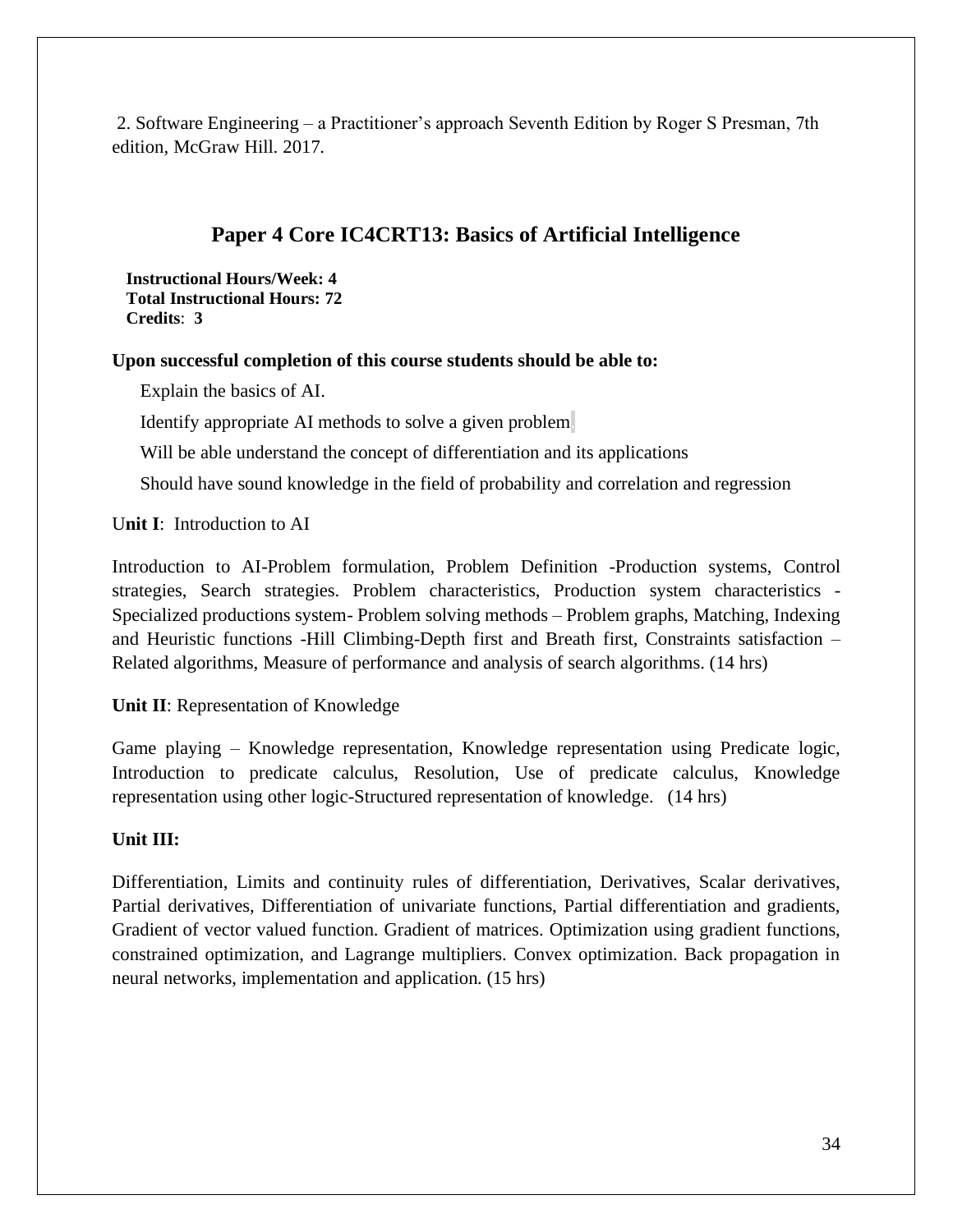2. Software Engineering – a Practitioner's approach Seventh Edition by Roger S Presman, 7th edition, McGraw Hill. 2017.

## Paper 4 Core IC4CRT13: Basics of Artificial Intelligence

**Instructional Hours/Week: 4**
**Total Instructional Hours: 72**
**Credits**: **3**

**Upon successful completion of this course students should be able to:**

Explain the basics of AI.

Identify appropriate AI methods to solve a given problem

Will be able understand the concept of differentiation and its applications

Should have sound knowledge in the field of probability and correlation and regression

U**nit I**: Introduction to AI

Introduction to AI-Problem formulation, Problem Definition -Production systems, Control strategies, Search strategies. Problem characteristics, Production system characteristics - Specialized productions system- Problem solving methods – Problem graphs, Matching, Indexing and Heuristic functions -Hill Climbing-Depth first and Breath first, Constraints satisfaction – Related algorithms, Measure of performance and analysis of search algorithms. (14 hrs)

**Unit II**: Representation of Knowledge

Game playing – Knowledge representation, Knowledge representation using Predicate logic, Introduction to predicate calculus, Resolution, Use of predicate calculus, Knowledge representation using other logic-Structured representation of knowledge. (14 hrs)

**Unit III:**

Differentiation, Limits and continuity rules of differentiation, Derivatives, Scalar derivatives, Partial derivatives, Differentiation of univariate functions, Partial differentiation and gradients, Gradient of vector valued function. Gradient of matrices. Optimization using gradient functions, constrained optimization, and Lagrange multipliers. Convex optimization. Back propagation in neural networks, implementation and application. (15 hrs)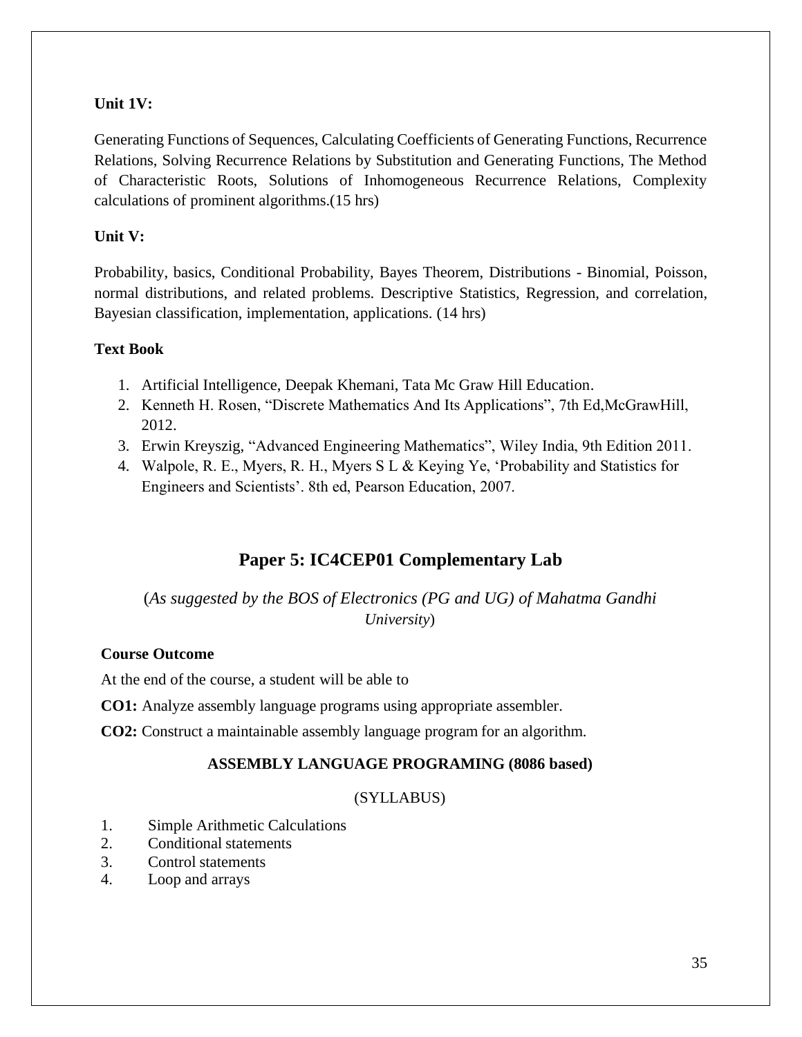**Unit 1V:**

Generating Functions of Sequences, Calculating Coefficients of Generating Functions, Recurrence Relations, Solving Recurrence Relations by Substitution and Generating Functions, The Method of Characteristic Roots, Solutions of Inhomogeneous Recurrence Relations, Complexity calculations of prominent algorithms.(15 hrs)

**Unit V:**

Probability, basics, Conditional Probability, Bayes Theorem, Distributions - Binomial, Poisson, normal distributions, and related problems. Descriptive Statistics, Regression, and correlation, Bayesian classification, implementation, applications. (14 hrs)

**Text Book**

1. Artificial Intelligence, Deepak Khemani, Tata Mc Graw Hill Education.
2. Kenneth H. Rosen, "Discrete Mathematics And Its Applications", 7th Ed,McGrawHill, 2012.
3. Erwin Kreyszig, "Advanced Engineering Mathematics", Wiley India, 9th Edition 2011.
4. Walpole, R. E., Myers, R. H., Myers S L & Keying Ye, 'Probability and Statistics for Engineers and Scientists'. 8th ed, Pearson Education, 2007.

## Paper 5: IC4CEP01 Complementary Lab

(*As suggested by the BOS of Electronics (PG and UG) of Mahatma Gandhi University*)

**Course Outcome**

At the end of the course, a student will be able to

**CO1:** Analyze assembly language programs using appropriate assembler.

**CO2:** Construct a maintainable assembly language program for an algorithm.

**ASSEMBLY LANGUAGE PROGRAMING (8086 based)**

(SYLLABUS)

1. Simple Arithmetic Calculations
2. Conditional statements
3. Control statements
4. Loop and arrays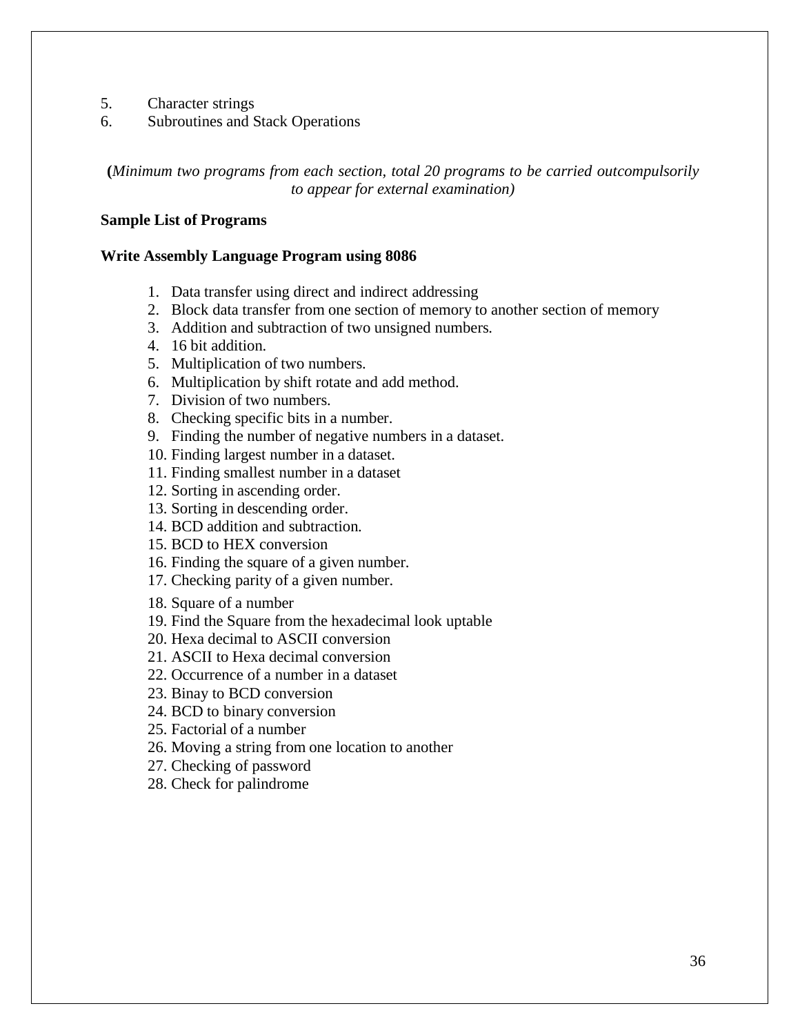5. Character strings
6. Subroutines and Stack Operations

**(***Minimum two programs from each section, total 20 programs to be carried outcompulsorily to appear for external examination)*

**Sample List of Programs**

**Write Assembly Language Program using 8086**

1. Data transfer using direct and indirect addressing
2. Block data transfer from one section of memory to another section of memory
3. Addition and subtraction of two unsigned numbers.
4. 16 bit addition.
5. Multiplication of two numbers.
6. Multiplication by shift rotate and add method.
7. Division of two numbers.
8. Checking specific bits in a number.
9. Finding the number of negative numbers in a dataset.
10. Finding largest number in a dataset.
11. Finding smallest number in a dataset
12. Sorting in ascending order.
13. Sorting in descending order.
14. BCD addition and subtraction.
15. BCD to HEX conversion
16. Finding the square of a given number.
17. Checking parity of a given number.
18. Square of a number
19. Find the Square from the hexadecimal look uptable
20. Hexa decimal to ASCII conversion
21. ASCII to Hexa decimal conversion
22. Occurrence of a number in a dataset
23. Binay to BCD conversion
24. BCD to binary conversion
25. Factorial of a number
26. Moving a string from one location to another
27. Checking of password
28. Check for palindrome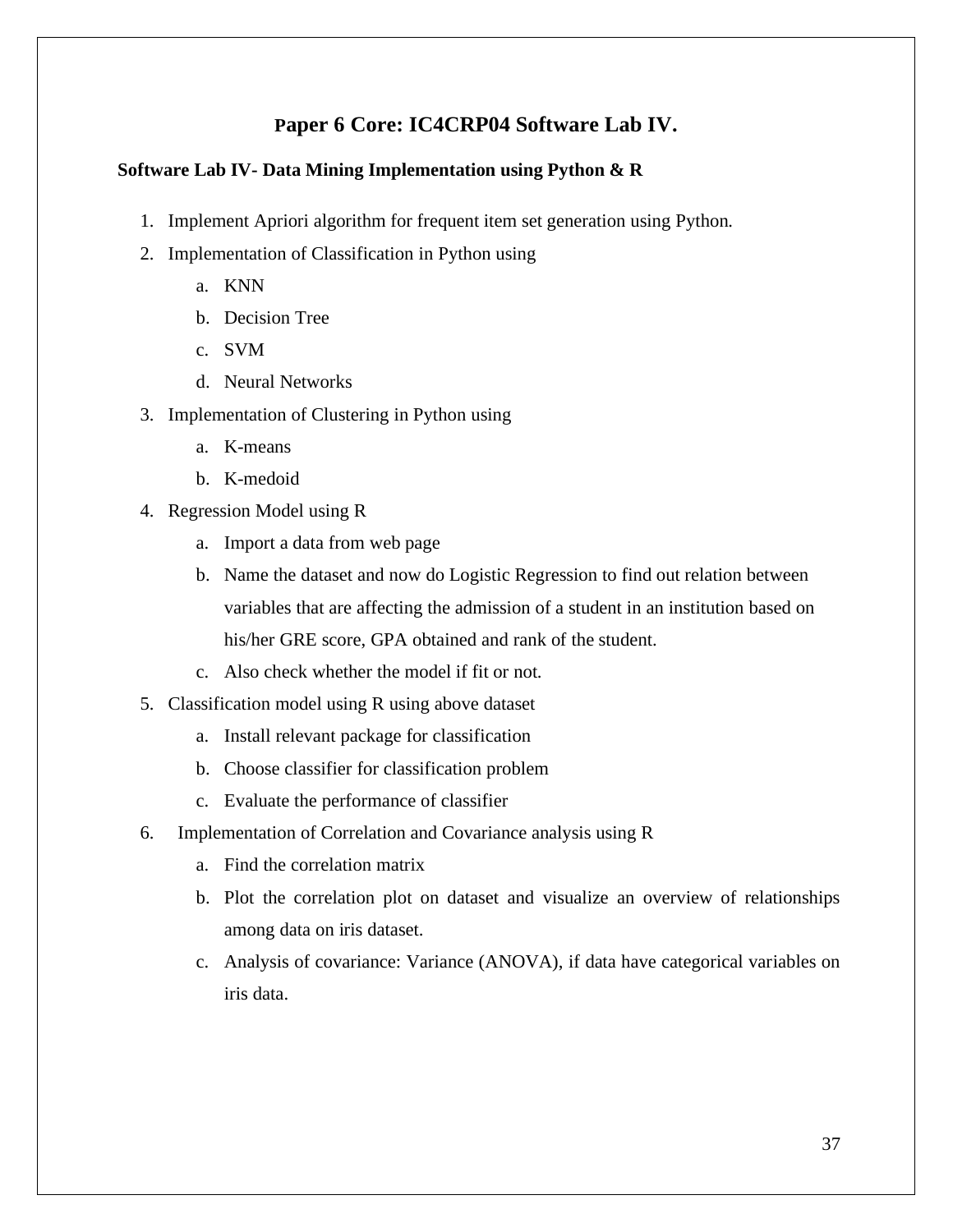## Paper 6 Core: IC4CRP04 Software Lab IV.

**Software Lab IV- Data Mining Implementation using Python & R**

1. Implement Apriori algorithm for frequent item set generation using Python.
2. Implementation of Classification in Python using
   a. KNN
   b. Decision Tree
   c. SVM
   d. Neural Networks
3. Implementation of Clustering in Python using
   a. K-means
   b. K-medoid
4. Regression Model using R
   a. Import a data from web page
   b. Name the dataset and now do Logistic Regression to find out relation between variables that are affecting the admission of a student in an institution based on his/her GRE score, GPA obtained and rank of the student.
   c. Also check whether the model if fit or not.
5. Classification model using R using above dataset
   a. Install relevant package for classification
   b. Choose classifier for classification problem
   c. Evaluate the performance of classifier
6. Implementation of Correlation and Covariance analysis using R
   a. Find the correlation matrix
   b. Plot the correlation plot on dataset and visualize an overview of relationships among data on iris dataset.
   c. Analysis of covariance: Variance (ANOVA), if data have categorical variables on iris data.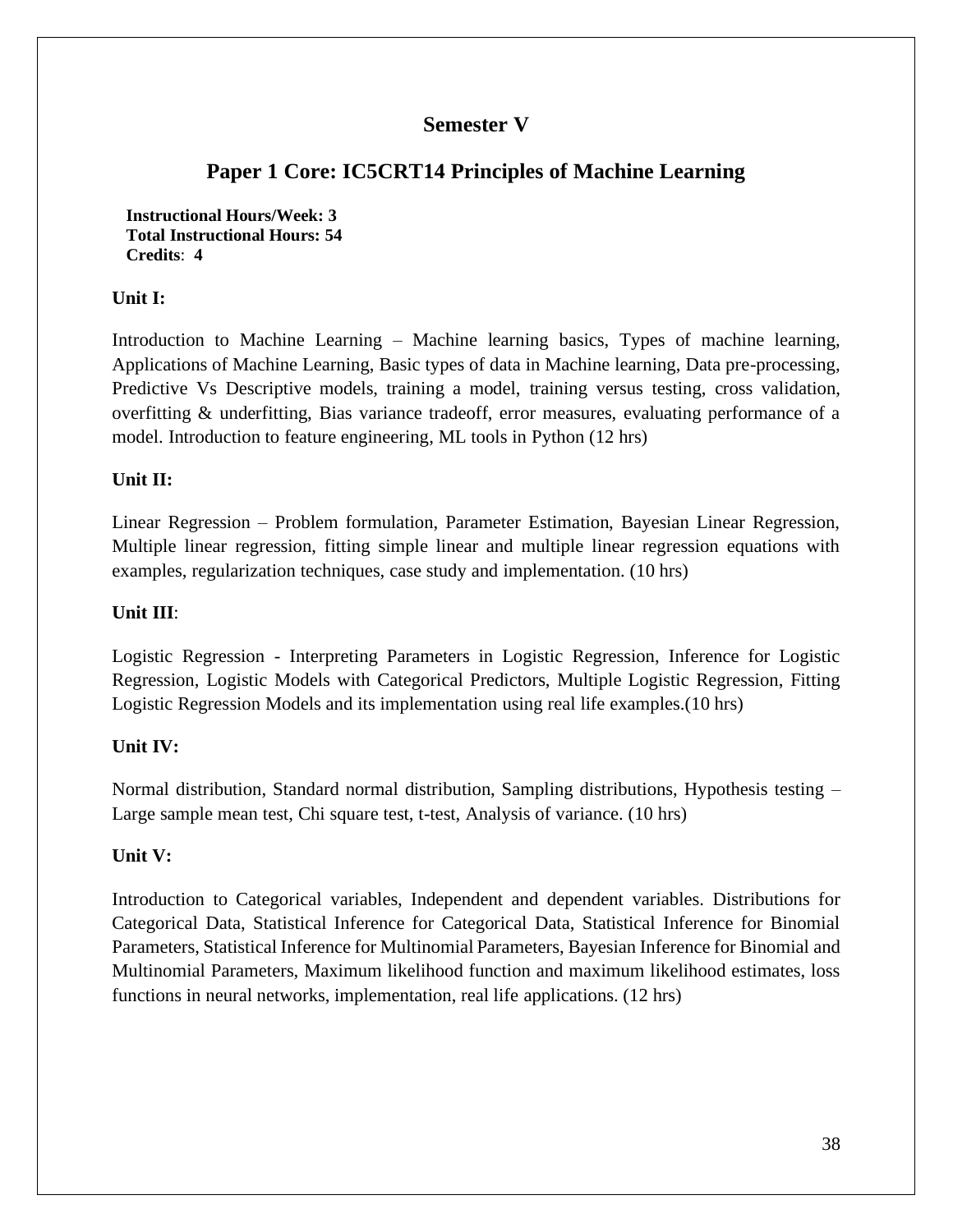## Semester V

## Paper 1 Core: IC5CRT14 Principles of Machine Learning

**Instructional Hours/Week: 3**
**Total Instructional Hours: 54**
**Credits**: **4**

**Unit I:**

Introduction to Machine Learning – Machine learning basics, Types of machine learning, Applications of Machine Learning, Basic types of data in Machine learning, Data pre-processing, Predictive Vs Descriptive models, training a model, training versus testing, cross validation, overfitting & underfitting, Bias variance tradeoff, error measures, evaluating performance of a model. Introduction to feature engineering, ML tools in Python (12 hrs)

**Unit II:**

Linear Regression – Problem formulation, Parameter Estimation, Bayesian Linear Regression, Multiple linear regression, fitting simple linear and multiple linear regression equations with examples, regularization techniques, case study and implementation. (10 hrs)

**Unit III**:

Logistic Regression - Interpreting Parameters in Logistic Regression, Inference for Logistic Regression, Logistic Models with Categorical Predictors, Multiple Logistic Regression, Fitting Logistic Regression Models and its implementation using real life examples.(10 hrs)

**Unit IV:**

Normal distribution, Standard normal distribution, Sampling distributions, Hypothesis testing – Large sample mean test, Chi square test, t-test, Analysis of variance. (10 hrs)

**Unit V:**

Introduction to Categorical variables, Independent and dependent variables. Distributions for Categorical Data, Statistical Inference for Categorical Data, Statistical Inference for Binomial Parameters, Statistical Inference for Multinomial Parameters, Bayesian Inference for Binomial and Multinomial Parameters, Maximum likelihood function and maximum likelihood estimates, loss functions in neural networks, implementation, real life applications. (12 hrs)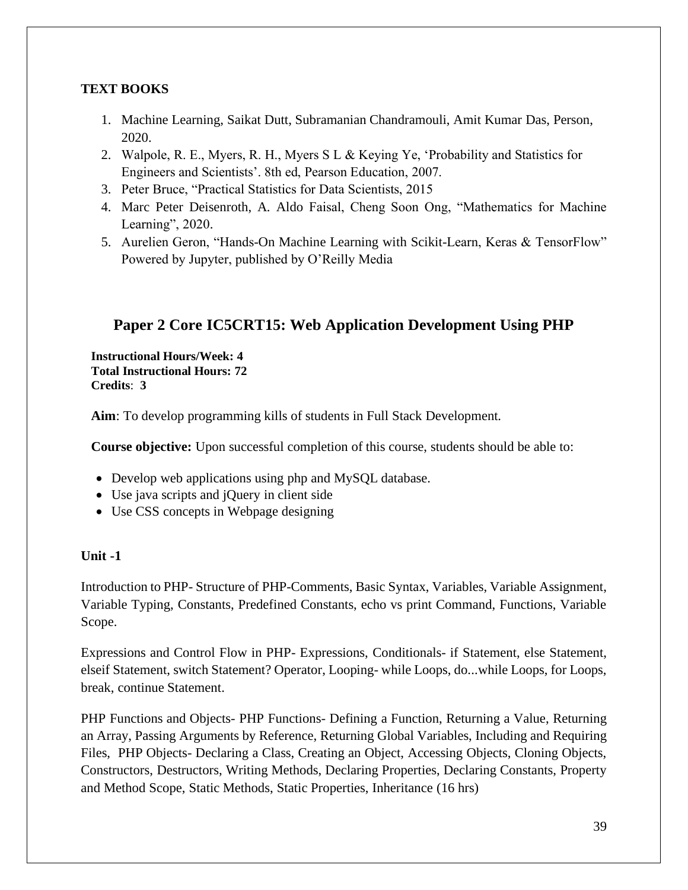**TEXT BOOKS**

1. Machine Learning, Saikat Dutt, Subramanian Chandramouli, Amit Kumar Das, Person, 2020.
2. Walpole, R. E., Myers, R. H., Myers S L & Keying Ye, 'Probability and Statistics for Engineers and Scientists'. 8th ed, Pearson Education, 2007.
3. Peter Bruce, "Practical Statistics for Data Scientists, 2015
4. Marc Peter Deisenroth, A. Aldo Faisal, Cheng Soon Ong, "Mathematics for Machine Learning", 2020.
5. Aurelien Geron, "Hands-On Machine Learning with Scikit-Learn, Keras & TensorFlow" Powered by Jupyter, published by O'Reilly Media

## Paper 2 Core IC5CRT15: Web Application Development Using PHP

**Instructional Hours/Week: 4**
**Total Instructional Hours: 72**
**Credits**: **3**

**Aim**: To develop programming kills of students in Full Stack Development.

**Course objective:** Upon successful completion of this course, students should be able to:

- Develop web applications using php and MySQL database.
- Use java scripts and jQuery in client side
- Use CSS concepts in Webpage designing

**Unit -1**

Introduction to PHP- Structure of PHP-Comments, Basic Syntax, Variables, Variable Assignment, Variable Typing, Constants, Predefined Constants, echo vs print Command, Functions, Variable Scope.

Expressions and Control Flow in PHP- Expressions, Conditionals- if Statement, else Statement, elseif Statement, switch Statement? Operator, Looping- while Loops, do...while Loops, for Loops, break, continue Statement.

PHP Functions and Objects- PHP Functions- Defining a Function, Returning a Value, Returning an Array, Passing Arguments by Reference, Returning Global Variables, Including and Requiring Files, PHP Objects- Declaring a Class, Creating an Object, Accessing Objects, Cloning Objects, Constructors, Destructors, Writing Methods, Declaring Properties, Declaring Constants, Property and Method Scope, Static Methods, Static Properties, Inheritance (16 hrs)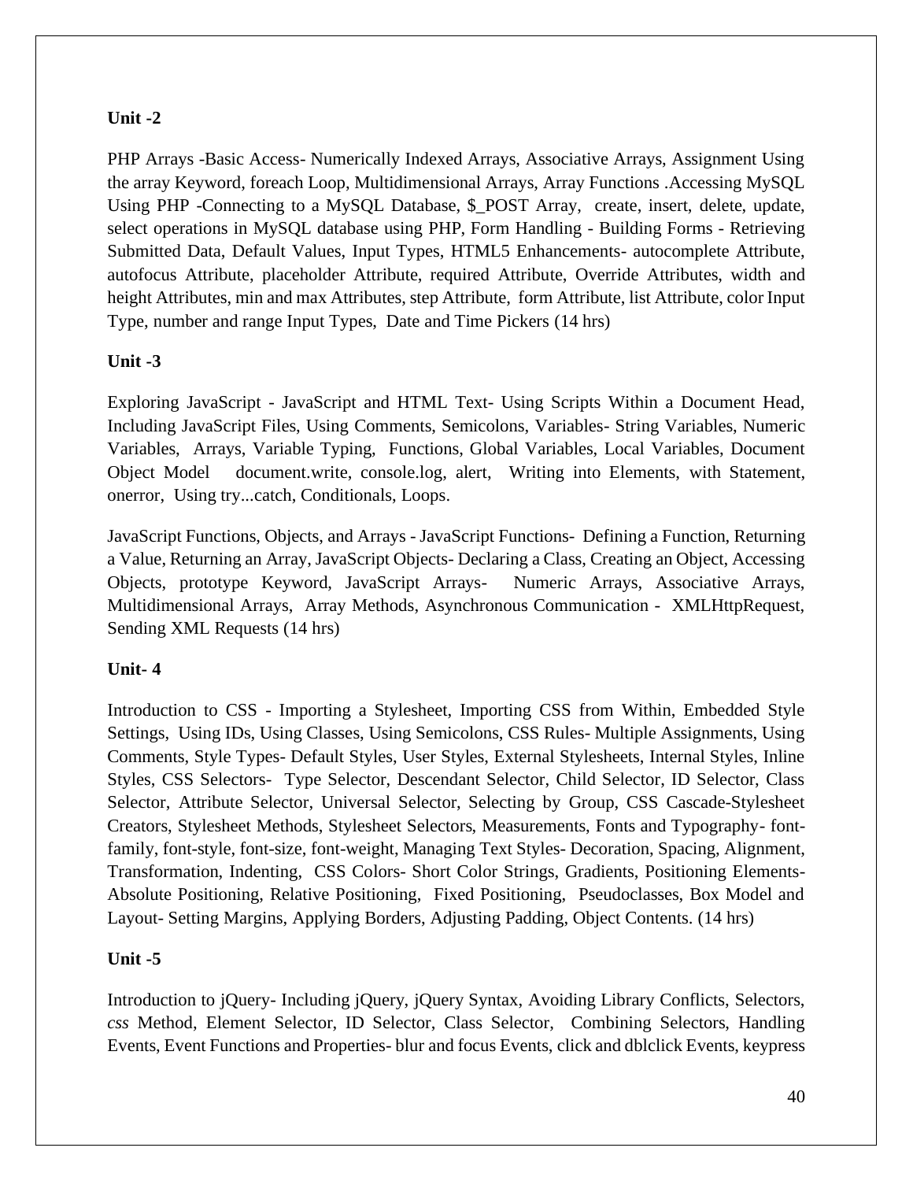**Unit -2**

PHP Arrays -Basic Access- Numerically Indexed Arrays, Associative Arrays, Assignment Using the array Keyword, foreach Loop, Multidimensional Arrays, Array Functions .Accessing MySQL Using PHP -Connecting to a MySQL Database, $_POST Array, create, insert, delete, update, select operations in MySQL database using PHP, Form Handling - Building Forms - Retrieving Submitted Data, Default Values, Input Types, HTML5 Enhancements- autocomplete Attribute, autofocus Attribute, placeholder Attribute, required Attribute, Override Attributes, width and height Attributes, min and max Attributes, step Attribute, form Attribute, list Attribute, color Input Type, number and range Input Types, Date and Time Pickers (14 hrs)

**Unit -3**

Exploring JavaScript - JavaScript and HTML Text- Using Scripts Within a Document Head, Including JavaScript Files, Using Comments, Semicolons, Variables- String Variables, Numeric Variables, Arrays, Variable Typing, Functions, Global Variables, Local Variables, Document Object Model document.write, console.log, alert, Writing into Elements, with Statement, onerror, Using try...catch, Conditionals, Loops.

JavaScript Functions, Objects, and Arrays - JavaScript Functions- Defining a Function, Returning a Value, Returning an Array, JavaScript Objects- Declaring a Class, Creating an Object, Accessing Objects, prototype Keyword, JavaScript Arrays- Numeric Arrays, Associative Arrays, Multidimensional Arrays, Array Methods, Asynchronous Communication - XMLHttpRequest, Sending XML Requests (14 hrs)

**Unit- 4**

Introduction to CSS - Importing a Stylesheet, Importing CSS from Within, Embedded Style Settings, Using IDs, Using Classes, Using Semicolons, CSS Rules- Multiple Assignments, Using Comments, Style Types- Default Styles, User Styles, External Stylesheets, Internal Styles, Inline Styles, CSS Selectors- Type Selector, Descendant Selector, Child Selector, ID Selector, Class Selector, Attribute Selector, Universal Selector, Selecting by Group, CSS Cascade-Stylesheet Creators, Stylesheet Methods, Stylesheet Selectors, Measurements, Fonts and Typography- font-family, font-style, font-size, font-weight, Managing Text Styles- Decoration, Spacing, Alignment, Transformation, Indenting, CSS Colors- Short Color Strings, Gradients, Positioning Elements- Absolute Positioning, Relative Positioning, Fixed Positioning, Pseudoclasses, Box Model and Layout- Setting Margins, Applying Borders, Adjusting Padding, Object Contents. (14 hrs)

**Unit -5**

Introduction to jQuery- Including jQuery, jQuery Syntax, Avoiding Library Conflicts, Selectors, *css* Method, Element Selector, ID Selector, Class Selector, Combining Selectors, Handling Events, Event Functions and Properties- blur and focus Events, click and dblclick Events, keypress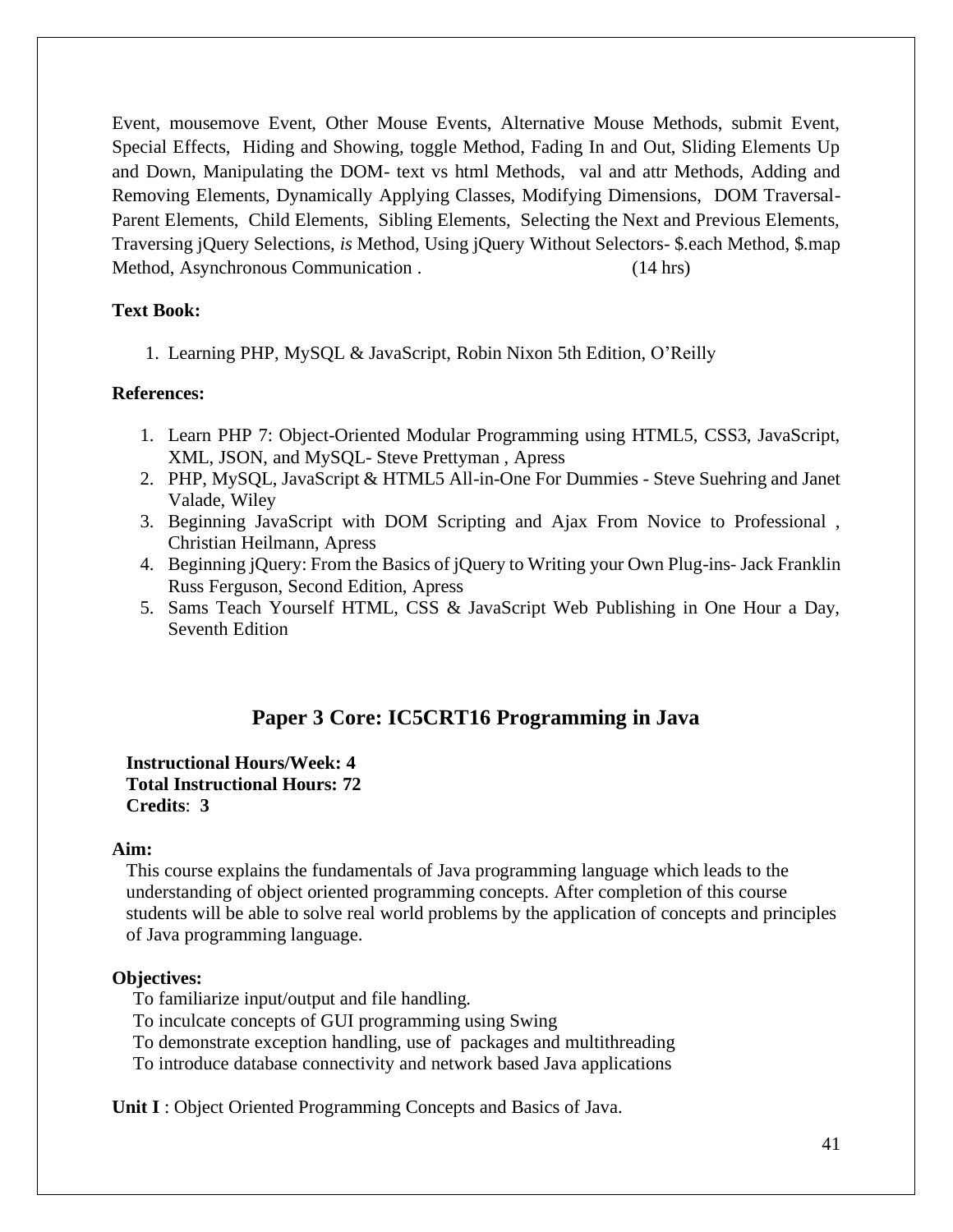Event, mousemove Event, Other Mouse Events, Alternative Mouse Methods, submit Event, Special Effects, Hiding and Showing, toggle Method, Fading In and Out, Sliding Elements Up and Down, Manipulating the DOM- text vs html Methods, val and attr Methods, Adding and Removing Elements, Dynamically Applying Classes, Modifying Dimensions, DOM Traversal- Parent Elements, Child Elements, Sibling Elements, Selecting the Next and Previous Elements, Traversing jQuery Selections, *is* Method, Using jQuery Without Selectors- $.each Method, $.map Method, Asynchronous Communication . (14 hrs)

**Text Book:**

1. Learning PHP, MySQL & JavaScript, Robin Nixon 5th Edition, O'Reilly

**References:**

1. Learn PHP 7: Object-Oriented Modular Programming using HTML5, CSS3, JavaScript, XML, JSON, and MySQL- Steve Prettyman , Apress
2. PHP, MySQL, JavaScript & HTML5 All-in-One For Dummies - Steve Suehring and Janet Valade, Wiley
3. Beginning JavaScript with DOM Scripting and Ajax From Novice to Professional , Christian Heilmann, Apress
4. Beginning jQuery: From the Basics of jQuery to Writing your Own Plug-ins- Jack Franklin Russ Ferguson, Second Edition, Apress
5. Sams Teach Yourself HTML, CSS & JavaScript Web Publishing in One Hour a Day, Seventh Edition

## Paper 3 Core: IC5CRT16 Programming in Java

**Instructional Hours/Week: 4**
**Total Instructional Hours: 72**
**Credits**: **3**

**Aim:**

This course explains the fundamentals of Java programming language which leads to the understanding of object oriented programming concepts. After completion of this course students will be able to solve real world problems by the application of concepts and principles of Java programming language.

**Objectives:**

To familiarize input/output and file handling.
To inculcate concepts of GUI programming using Swing
To demonstrate exception handling, use of packages and multithreading
To introduce database connectivity and network based Java applications

**Unit I** : Object Oriented Programming Concepts and Basics of Java.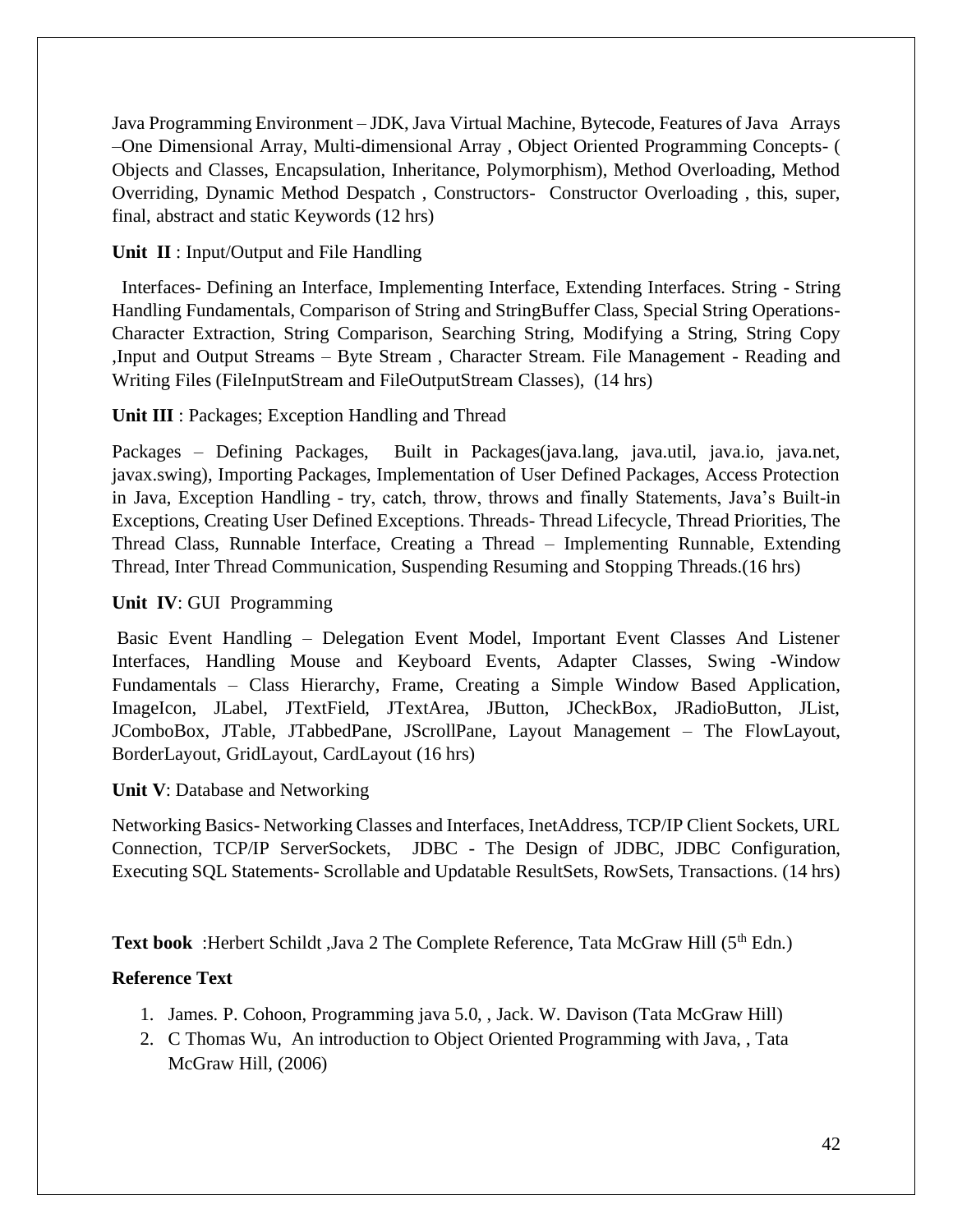Java Programming Environment – JDK, Java Virtual Machine, Bytecode, Features of Java Arrays –One Dimensional Array, Multi-dimensional Array , Object Oriented Programming Concepts- ( Objects and Classes, Encapsulation, Inheritance, Polymorphism), Method Overloading, Method Overriding, Dynamic Method Despatch , Constructors- Constructor Overloading , this, super, final, abstract and static Keywords (12 hrs)

**Unit II** : Input/Output and File Handling

Interfaces- Defining an Interface, Implementing Interface, Extending Interfaces. String - String Handling Fundamentals, Comparison of String and StringBuffer Class, Special String Operations- Character Extraction, String Comparison, Searching String, Modifying a String, String Copy ,Input and Output Streams – Byte Stream , Character Stream. File Management - Reading and Writing Files (FileInputStream and FileOutputStream Classes), (14 hrs)

**Unit III** : Packages; Exception Handling and Thread

Packages – Defining Packages, Built in Packages(java.lang, java.util, java.io, java.net, javax.swing), Importing Packages, Implementation of User Defined Packages, Access Protection in Java, Exception Handling - try, catch, throw, throws and finally Statements, Java's Built-in Exceptions, Creating User Defined Exceptions. Threads- Thread Lifecycle, Thread Priorities, The Thread Class, Runnable Interface, Creating a Thread – Implementing Runnable, Extending Thread, Inter Thread Communication, Suspending Resuming and Stopping Threads.(16 hrs)

**Unit IV**: GUI Programming

Basic Event Handling – Delegation Event Model, Important Event Classes And Listener Interfaces, Handling Mouse and Keyboard Events, Adapter Classes, Swing -Window Fundamentals – Class Hierarchy, Frame, Creating a Simple Window Based Application, ImageIcon, JLabel, JTextField, JTextArea, JButton, JCheckBox, JRadioButton, JList, JComboBox, JTable, JTabbedPane, JScrollPane, Layout Management – The FlowLayout, BorderLayout, GridLayout, CardLayout (16 hrs)

**Unit V**: Database and Networking

Networking Basics- Networking Classes and Interfaces, InetAddress, TCP/IP Client Sockets, URL Connection, TCP/IP ServerSockets, JDBC - The Design of JDBC, JDBC Configuration, Executing SQL Statements- Scrollable and Updatable ResultSets, RowSets, Transactions. (14 hrs)

**Text book** :Herbert Schildt ,Java 2 The Complete Reference, Tata McGraw Hill (5th Edn.)

**Reference Text**

1. James. P. Cohoon, Programming java 5.0, , Jack. W. Davison (Tata McGraw Hill)
2. C Thomas Wu, An introduction to Object Oriented Programming with Java, , Tata McGraw Hill, (2006)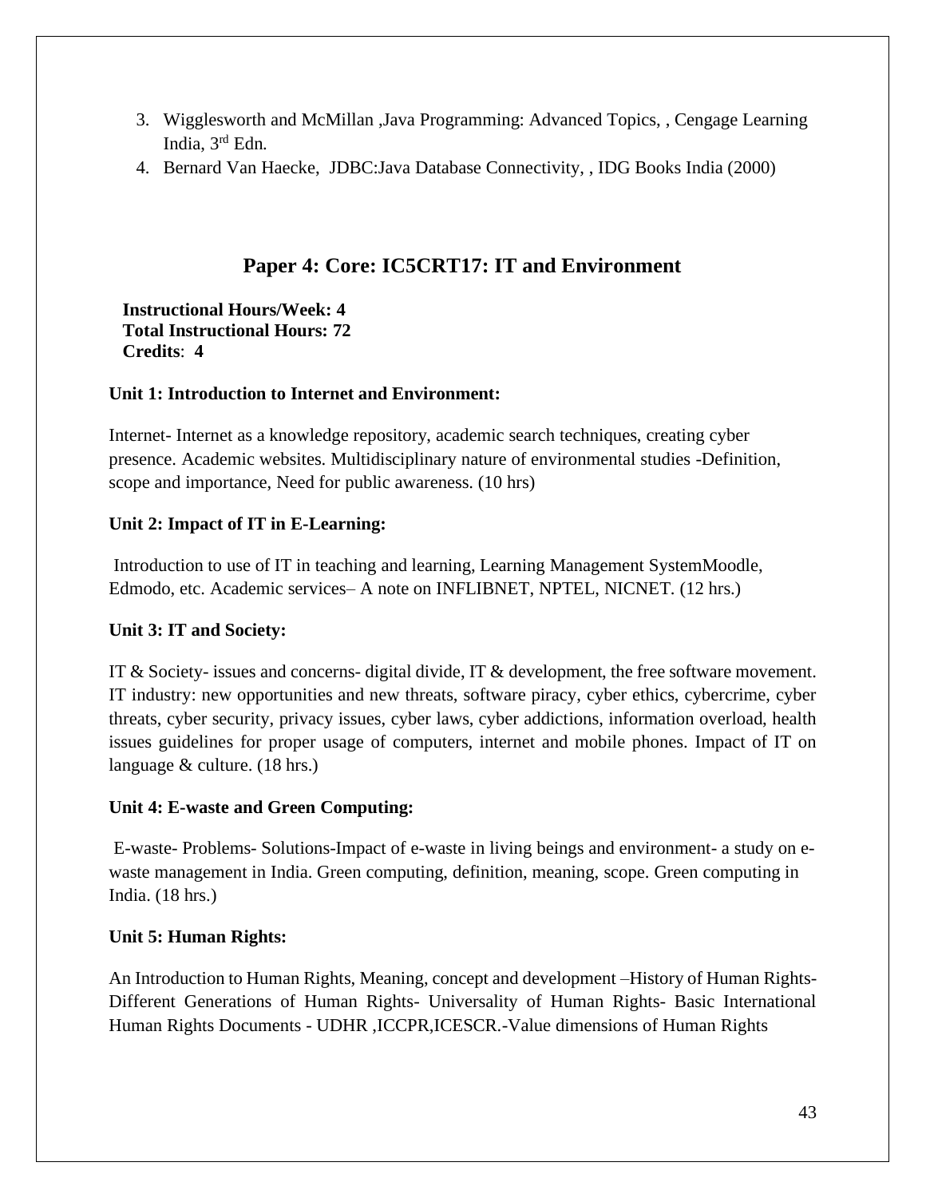3. Wigglesworth and McMillan ,Java Programming: Advanced Topics, , Cengage Learning India, 3rd Edn.
4. Bernard Van Haecke, JDBC:Java Database Connectivity, , IDG Books India (2000)

## Paper 4: Core: IC5CRT17: IT and Environment

**Instructional Hours/Week: 4**
**Total Instructional Hours: 72**
**Credits**: **4**

### Unit 1: Introduction to Internet and Environment:

Internet- Internet as a knowledge repository, academic search techniques, creating cyber presence. Academic websites. Multidisciplinary nature of environmental studies -Definition, scope and importance, Need for public awareness. (10 hrs)

### Unit 2: Impact of IT in E-Learning:

Introduction to use of IT in teaching and learning, Learning Management SystemMoodle, Edmodo, etc. Academic services– A note on INFLIBNET, NPTEL, NICNET. (12 hrs.)

### Unit 3: IT and Society:

IT & Society- issues and concerns- digital divide, IT & development, the free software movement. IT industry: new opportunities and new threats, software piracy, cyber ethics, cybercrime, cyber threats, cyber security, privacy issues, cyber laws, cyber addictions, information overload, health issues guidelines for proper usage of computers, internet and mobile phones. Impact of IT on language & culture. (18 hrs.)

### Unit 4: E-waste and Green Computing:

E-waste- Problems- Solutions-Impact of e-waste in living beings and environment- a study on e-waste management in India. Green computing, definition, meaning, scope. Green computing in India. (18 hrs.)

### Unit 5: Human Rights:

An Introduction to Human Rights, Meaning, concept and development –History of Human Rights- Different Generations of Human Rights- Universality of Human Rights- Basic International Human Rights Documents - UDHR ,ICCPR,ICESCR.-Value dimensions of Human Rights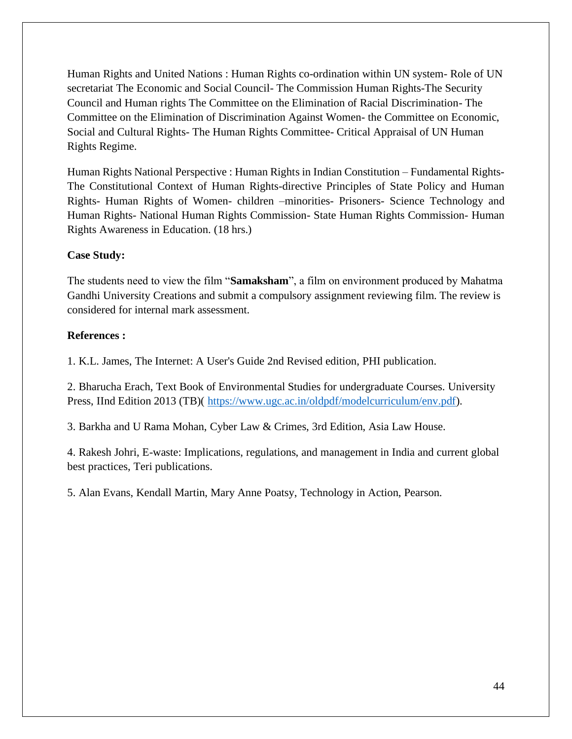Human Rights and United Nations : Human Rights co-ordination within UN system- Role of UN secretariat The Economic and Social Council- The Commission Human Rights-The Security Council and Human rights The Committee on the Elimination of Racial Discrimination- The Committee on the Elimination of Discrimination Against Women- the Committee on Economic, Social and Cultural Rights- The Human Rights Committee- Critical Appraisal of UN Human Rights Regime.

Human Rights National Perspective : Human Rights in Indian Constitution – Fundamental Rights- The Constitutional Context of Human Rights-directive Principles of State Policy and Human Rights- Human Rights of Women- children –minorities- Prisoners- Science Technology and Human Rights- National Human Rights Commission- State Human Rights Commission- Human Rights Awareness in Education. (18 hrs.)

**Case Study:**

The students need to view the film "**Samaksham**", a film on environment produced by Mahatma Gandhi University Creations and submit a compulsory assignment reviewing film. The review is considered for internal mark assessment.

**References :**

1. K.L. James, The Internet: A User's Guide 2nd Revised edition, PHI publication.

2. Bharucha Erach, Text Book of Environmental Studies for undergraduate Courses. University Press, IInd Edition 2013 (TB)( https://www.ugc.ac.in/oldpdf/modelcurriculum/env.pdf).

3. Barkha and U Rama Mohan, Cyber Law & Crimes, 3rd Edition, Asia Law House.

4. Rakesh Johri, E-waste: Implications, regulations, and management in India and current global best practices, Teri publications.

5. Alan Evans, Kendall Martin, Mary Anne Poatsy, Technology in Action, Pearson.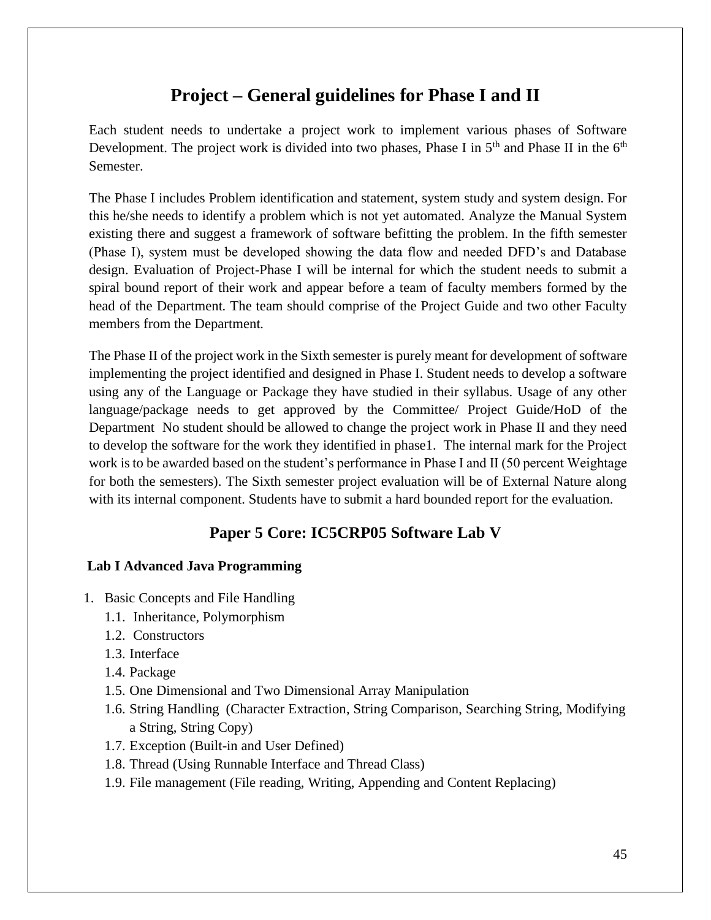# Project – General guidelines for Phase I and II

Each student needs to undertake a project work to implement various phases of Software Development. The project work is divided into two phases, Phase I in 5th and Phase II in the 6th Semester.

The Phase I includes Problem identification and statement, system study and system design. For this he/she needs to identify a problem which is not yet automated. Analyze the Manual System existing there and suggest a framework of software befitting the problem. In the fifth semester (Phase I), system must be developed showing the data flow and needed DFD's and Database design. Evaluation of Project-Phase I will be internal for which the student needs to submit a spiral bound report of their work and appear before a team of faculty members formed by the head of the Department. The team should comprise of the Project Guide and two other Faculty members from the Department.

The Phase II of the project work in the Sixth semester is purely meant for development of software implementing the project identified and designed in Phase I. Student needs to develop a software using any of the Language or Package they have studied in their syllabus. Usage of any other language/package needs to get approved by the Committee/ Project Guide/HoD of the Department No student should be allowed to change the project work in Phase II and they need to develop the software for the work they identified in phase1. The internal mark for the Project work is to be awarded based on the student's performance in Phase I and II (50 percent Weightage for both the semesters). The Sixth semester project evaluation will be of External Nature along with its internal component. Students have to submit a hard bounded report for the evaluation.

## Paper 5 Core: IC5CRP05 Software Lab V

**Lab I Advanced Java Programming**

1. Basic Concepts and File Handling
   - 1.1. Inheritance, Polymorphism
   - 1.2. Constructors
   - 1.3. Interface
   - 1.4. Package
   - 1.5. One Dimensional and Two Dimensional Array Manipulation
   - 1.6. String Handling (Character Extraction, String Comparison, Searching String, Modifying a String, String Copy)
   - 1.7. Exception (Built-in and User Defined)
   - 1.8. Thread (Using Runnable Interface and Thread Class)
   - 1.9. File management (File reading, Writing, Appending and Content Replacing)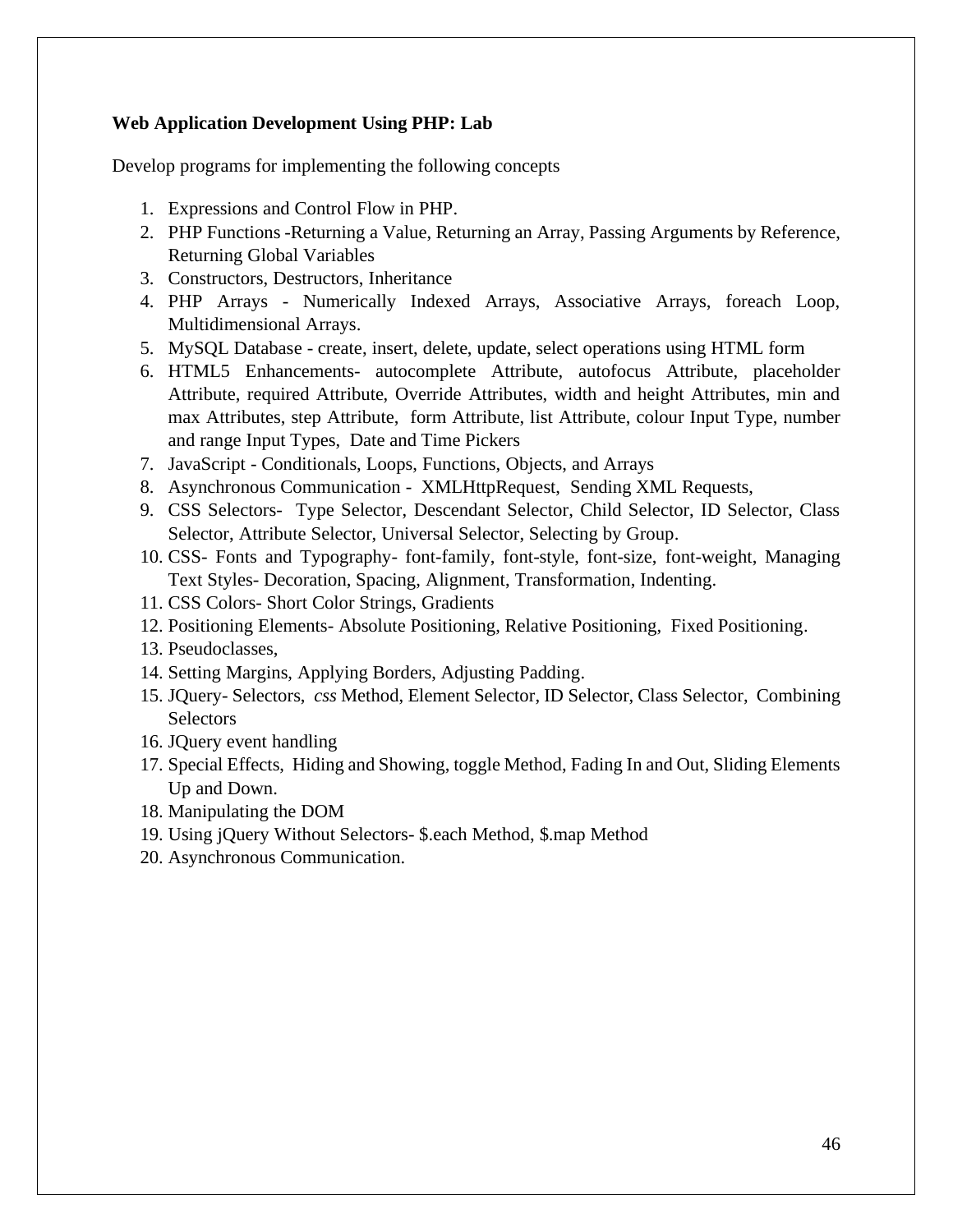**Web Application Development Using PHP: Lab**

Develop programs for implementing the following concepts

1. Expressions and Control Flow in PHP.
2. PHP Functions -Returning a Value, Returning an Array, Passing Arguments by Reference, Returning Global Variables
3. Constructors, Destructors, Inheritance
4. PHP Arrays - Numerically Indexed Arrays, Associative Arrays, foreach Loop, Multidimensional Arrays.
5. MySQL Database - create, insert, delete, update, select operations using HTML form
6. HTML5 Enhancements- autocomplete Attribute, autofocus Attribute, placeholder Attribute, required Attribute, Override Attributes, width and height Attributes, min and max Attributes, step Attribute, form Attribute, list Attribute, colour Input Type, number and range Input Types, Date and Time Pickers
7. JavaScript - Conditionals, Loops, Functions, Objects, and Arrays
8. Asynchronous Communication - XMLHttpRequest, Sending XML Requests,
9. CSS Selectors- Type Selector, Descendant Selector, Child Selector, ID Selector, Class Selector, Attribute Selector, Universal Selector, Selecting by Group.
10. CSS- Fonts and Typography- font-family, font-style, font-size, font-weight, Managing Text Styles- Decoration, Spacing, Alignment, Transformation, Indenting.
11. CSS Colors- Short Color Strings, Gradients
12. Positioning Elements- Absolute Positioning, Relative Positioning, Fixed Positioning.
13. Pseudoclasses,
14. Setting Margins, Applying Borders, Adjusting Padding.
15. JQuery- Selectors, *css* Method, Element Selector, ID Selector, Class Selector, Combining Selectors
16. JQuery event handling
17. Special Effects, Hiding and Showing, toggle Method, Fading In and Out, Sliding Elements Up and Down.
18. Manipulating the DOM
19. Using jQuery Without Selectors- $.each Method, $.map Method
20. Asynchronous Communication.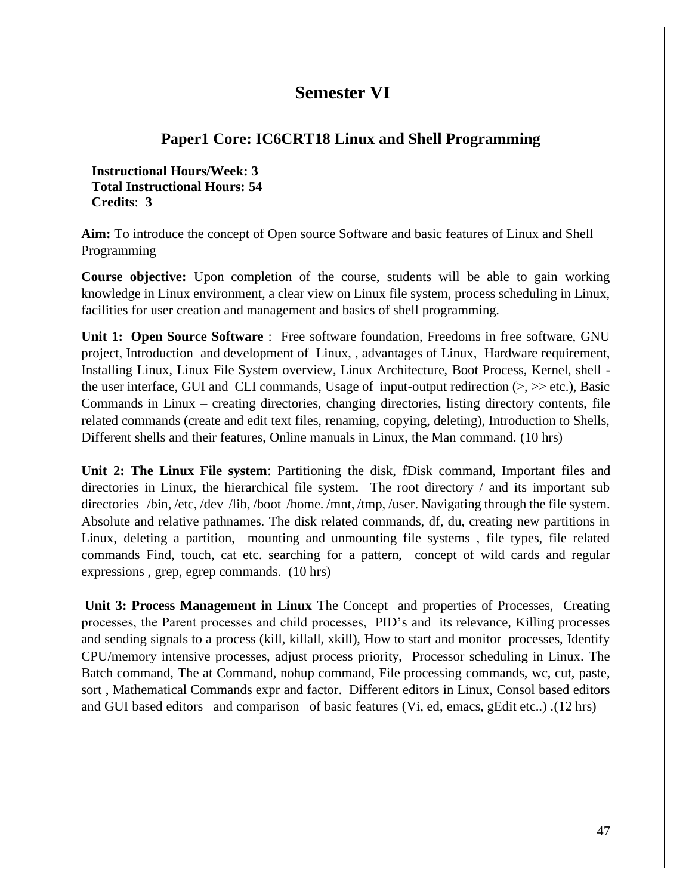# Semester VI

## Paper1 Core: IC6CRT18 Linux and Shell Programming

**Instructional Hours/Week: 3**
**Total Instructional Hours: 54**
**Credits**: **3**

**Aim:** To introduce the concept of Open source Software and basic features of Linux and Shell Programming

**Course objective:** Upon completion of the course, students will be able to gain working knowledge in Linux environment, a clear view on Linux file system, process scheduling in Linux, facilities for user creation and management and basics of shell programming.

**Unit 1: Open Source Software** : Free software foundation, Freedoms in free software, GNU project, Introduction and development of Linux, , advantages of Linux, Hardware requirement, Installing Linux, Linux File System overview, Linux Architecture, Boot Process, Kernel, shell - the user interface, GUI and CLI commands, Usage of input-output redirection (>, >> etc.), Basic Commands in Linux – creating directories, changing directories, listing directory contents, file related commands (create and edit text files, renaming, copying, deleting), Introduction to Shells, Different shells and their features, Online manuals in Linux, the Man command. (10 hrs)

**Unit 2: The Linux File system**: Partitioning the disk, fDisk command, Important files and directories in Linux, the hierarchical file system. The root directory / and its important sub directories /bin, /etc, /dev /lib, /boot /home. /mnt, /tmp, /user. Navigating through the file system. Absolute and relative pathnames. The disk related commands, df, du, creating new partitions in Linux, deleting a partition, mounting and unmounting file systems , file types, file related commands Find, touch, cat etc. searching for a pattern, concept of wild cards and regular expressions , grep, egrep commands. (10 hrs)

**Unit 3: Process Management in Linux** The Concept and properties of Processes, Creating processes, the Parent processes and child processes, PID's and its relevance, Killing processes and sending signals to a process (kill, killall, xkill), How to start and monitor processes, Identify CPU/memory intensive processes, adjust process priority, Processor scheduling in Linux. The Batch command, The at Command, nohup command, File processing commands, wc, cut, paste, sort , Mathematical Commands expr and factor. Different editors in Linux, Consol based editors and GUI based editors and comparison of basic features (Vi, ed, emacs, gEdit etc..) .(12 hrs)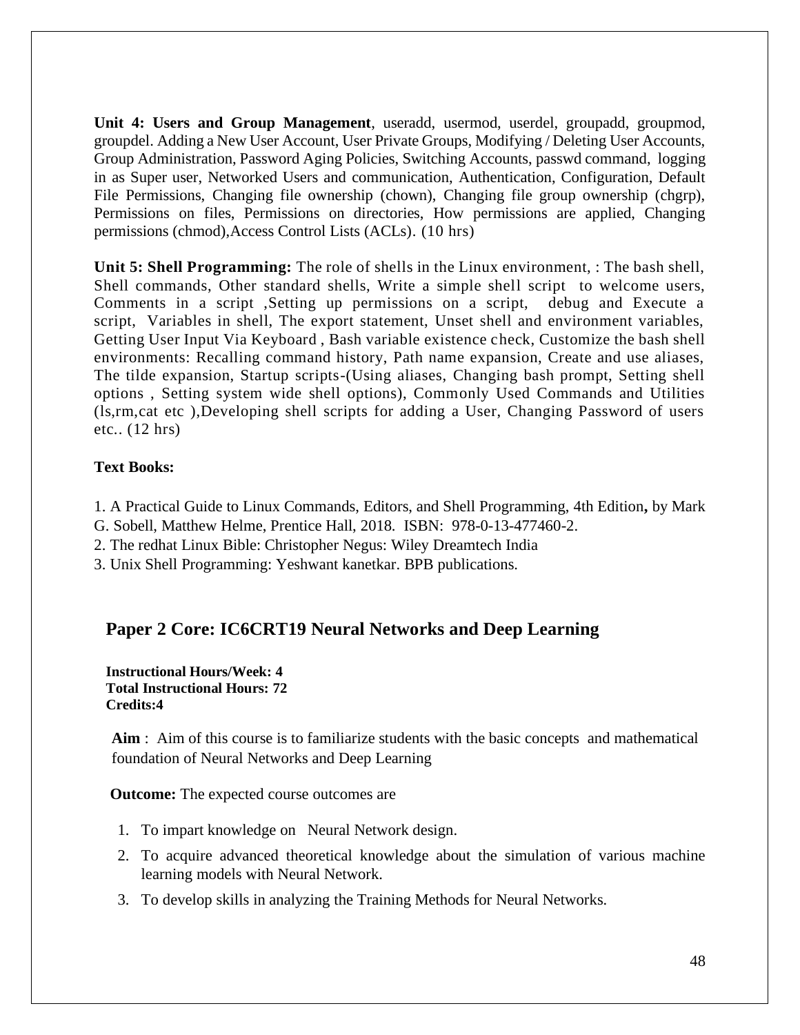**Unit 4: Users and Group Management**, useradd, usermod, userdel, groupadd, groupmod, groupdel. Adding a New User Account, User Private Groups, Modifying / Deleting User Accounts, Group Administration, Password Aging Policies, Switching Accounts, passwd command, logging in as Super user, Networked Users and communication, Authentication, Configuration, Default File Permissions, Changing file ownership (chown), Changing file group ownership (chgrp), Permissions on files, Permissions on directories, How permissions are applied, Changing permissions (chmod),Access Control Lists (ACLs). (10 hrs)

**Unit 5: Shell Programming:** The role of shells in the Linux environment, : The bash shell, Shell commands, Other standard shells, Write a simple shell script to welcome users, Comments in a script ,Setting up permissions on a script, debug and Execute a script, Variables in shell, The export statement, Unset shell and environment variables, Getting User Input Via Keyboard , Bash variable existence check, Customize the bash shell environments: Recalling command history, Path name expansion, Create and use aliases, The tilde expansion, Startup scripts-(Using aliases, Changing bash prompt, Setting shell options , Setting system wide shell options), Commonly Used Commands and Utilities (ls,rm,cat etc ),Developing shell scripts for adding a User, Changing Password of users etc.. (12 hrs)

**Text Books:**

1. A Practical Guide to Linux Commands, Editors, and Shell Programming, 4th Edition**,** by Mark G. Sobell, Matthew Helme, Prentice Hall, 2018. ISBN: 978-0-13-477460-2.
2. The redhat Linux Bible: Christopher Negus: Wiley Dreamtech India
3. Unix Shell Programming: Yeshwant kanetkar. BPB publications.

## Paper 2 Core: IC6CRT19 Neural Networks and Deep Learning

**Instructional Hours/Week: 4**
**Total Instructional Hours: 72**
**Credits:4**

**Aim** : Aim of this course is to familiarize students with the basic concepts and mathematical foundation of Neural Networks and Deep Learning

**Outcome:** The expected course outcomes are

1. To impart knowledge on Neural Network design.
2. To acquire advanced theoretical knowledge about the simulation of various machine learning models with Neural Network.
3. To develop skills in analyzing the Training Methods for Neural Networks.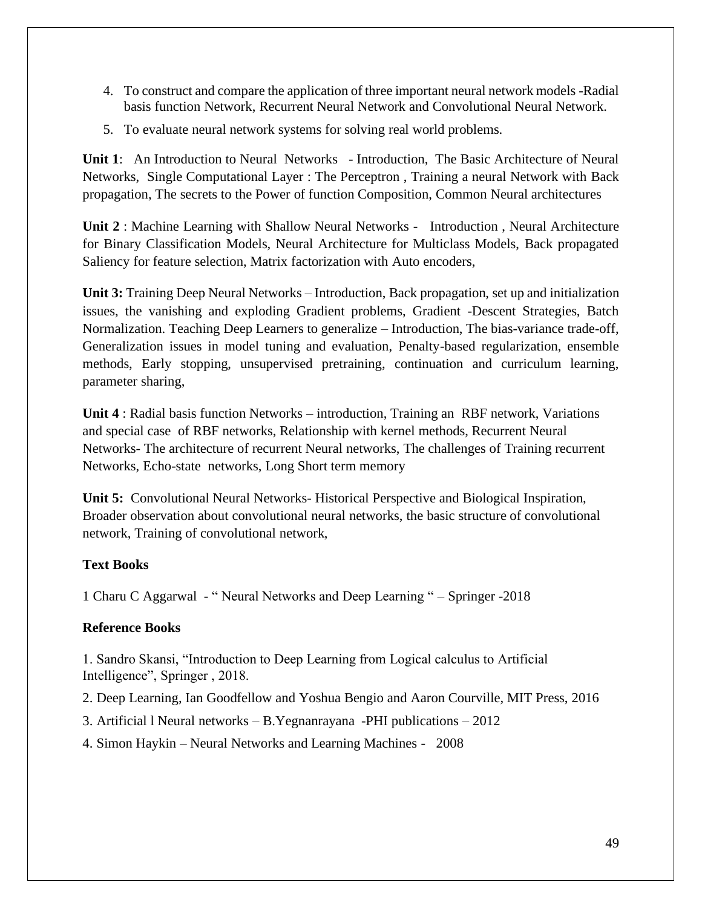4. To construct and compare the application of three important neural network models -Radial basis function Network, Recurrent Neural Network and Convolutional Neural Network.
5. To evaluate neural network systems for solving real world problems.

**Unit 1**: An Introduction to Neural Networks - Introduction, The Basic Architecture of Neural Networks, Single Computational Layer : The Perceptron , Training a neural Network with Back propagation, The secrets to the Power of function Composition, Common Neural architectures

**Unit 2** : Machine Learning with Shallow Neural Networks - Introduction , Neural Architecture for Binary Classification Models, Neural Architecture for Multiclass Models, Back propagated Saliency for feature selection, Matrix factorization with Auto encoders,

**Unit 3:** Training Deep Neural Networks – Introduction, Back propagation, set up and initialization issues, the vanishing and exploding Gradient problems, Gradient -Descent Strategies, Batch Normalization. Teaching Deep Learners to generalize – Introduction, The bias-variance trade-off, Generalization issues in model tuning and evaluation, Penalty-based regularization, ensemble methods, Early stopping, unsupervised pretraining, continuation and curriculum learning, parameter sharing,

**Unit 4** : Radial basis function Networks – introduction, Training an RBF network, Variations and special case of RBF networks, Relationship with kernel methods, Recurrent Neural Networks- The architecture of recurrent Neural networks, The challenges of Training recurrent Networks, Echo-state networks, Long Short term memory

**Unit 5:** Convolutional Neural Networks- Historical Perspective and Biological Inspiration, Broader observation about convolutional neural networks, the basic structure of convolutional network, Training of convolutional network,

**Text Books**

1 Charu C Aggarwal - " Neural Networks and Deep Learning " – Springer -2018

**Reference Books**

1. Sandro Skansi, "Introduction to Deep Learning from Logical calculus to Artificial Intelligence", Springer , 2018.

2. Deep Learning, Ian Goodfellow and Yoshua Bengio and Aaron Courville, MIT Press, 2016

3. Artificial l Neural networks – B.Yegnanrayana -PHI publications – 2012

4. Simon Haykin – Neural Networks and Learning Machines - 2008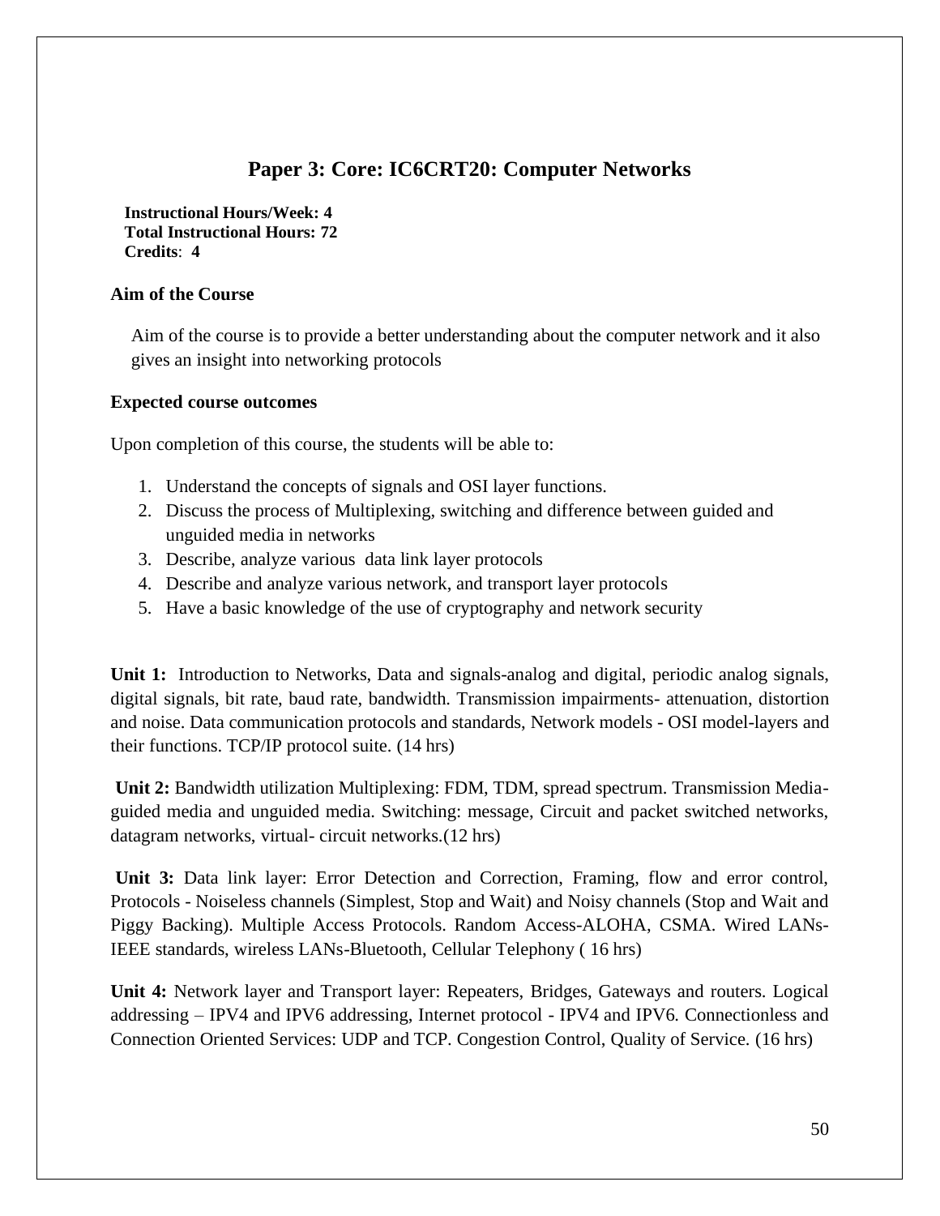## Paper 3: Core: IC6CRT20: Computer Networks

**Instructional Hours/Week: 4**
**Total Instructional Hours: 72**
**Credits**: **4**

**Aim of the Course**

Aim of the course is to provide a better understanding about the computer network and it also gives an insight into networking protocols

**Expected course outcomes**

Upon completion of this course, the students will be able to:

1. Understand the concepts of signals and OSI layer functions.
2. Discuss the process of Multiplexing, switching and difference between guided and unguided media in networks
3. Describe, analyze various data link layer protocols
4. Describe and analyze various network, and transport layer protocols
5. Have a basic knowledge of the use of cryptography and network security

**Unit 1:** Introduction to Networks, Data and signals-analog and digital, periodic analog signals, digital signals, bit rate, baud rate, bandwidth. Transmission impairments- attenuation, distortion and noise. Data communication protocols and standards, Network models - OSI model-layers and their functions. TCP/IP protocol suite. (14 hrs)

**Unit 2:** Bandwidth utilization Multiplexing: FDM, TDM, spread spectrum. Transmission Media-guided media and unguided media. Switching: message, Circuit and packet switched networks, datagram networks, virtual- circuit networks.(12 hrs)

**Unit 3:** Data link layer: Error Detection and Correction, Framing, flow and error control, Protocols - Noiseless channels (Simplest, Stop and Wait) and Noisy channels (Stop and Wait and Piggy Backing). Multiple Access Protocols. Random Access-ALOHA, CSMA. Wired LANs-IEEE standards, wireless LANs-Bluetooth, Cellular Telephony ( 16 hrs)

**Unit 4:** Network layer and Transport layer: Repeaters, Bridges, Gateways and routers. Logical addressing – IPV4 and IPV6 addressing, Internet protocol - IPV4 and IPV6. Connectionless and Connection Oriented Services: UDP and TCP. Congestion Control, Quality of Service. (16 hrs)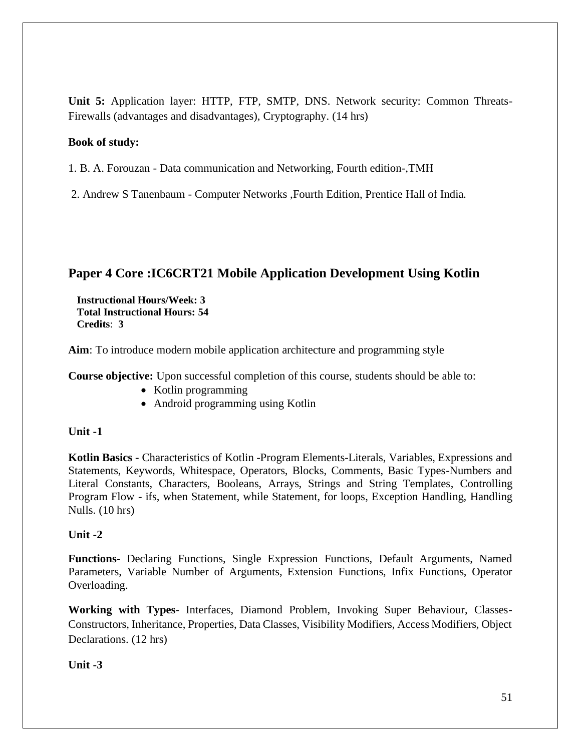**Unit 5:** Application layer: HTTP, FTP, SMTP, DNS. Network security: Common Threats-Firewalls (advantages and disadvantages), Cryptography. (14 hrs)

**Book of study:**

1. B. A. Forouzan - Data communication and Networking, Fourth edition-,TMH

2. Andrew S Tanenbaum - Computer Networks ,Fourth Edition, Prentice Hall of India.

## Paper 4 Core :IC6CRT21 Mobile Application Development Using Kotlin

**Instructional Hours/Week: 3**
**Total Instructional Hours: 54**
**Credits**: **3**

**Aim**: To introduce modern mobile application architecture and programming style

**Course objective:** Upon successful completion of this course, students should be able to:

- Kotlin programming
- Android programming using Kotlin

**Unit -1**

**Kotlin Basics -** Characteristics of Kotlin -Program Elements-Literals, Variables, Expressions and Statements, Keywords, Whitespace, Operators, Blocks, Comments, Basic Types-Numbers and Literal Constants, Characters, Booleans, Arrays, Strings and String Templates, Controlling Program Flow - ifs, when Statement, while Statement, for loops, Exception Handling, Handling Nulls. (10 hrs)

**Unit -2**

**Functions**- Declaring Functions, Single Expression Functions, Default Arguments, Named Parameters, Variable Number of Arguments, Extension Functions, Infix Functions, Operator Overloading.

**Working with Types**- Interfaces, Diamond Problem, Invoking Super Behaviour, Classes-Constructors, Inheritance, Properties, Data Classes, Visibility Modifiers, Access Modifiers, Object Declarations. (12 hrs)

**Unit -3**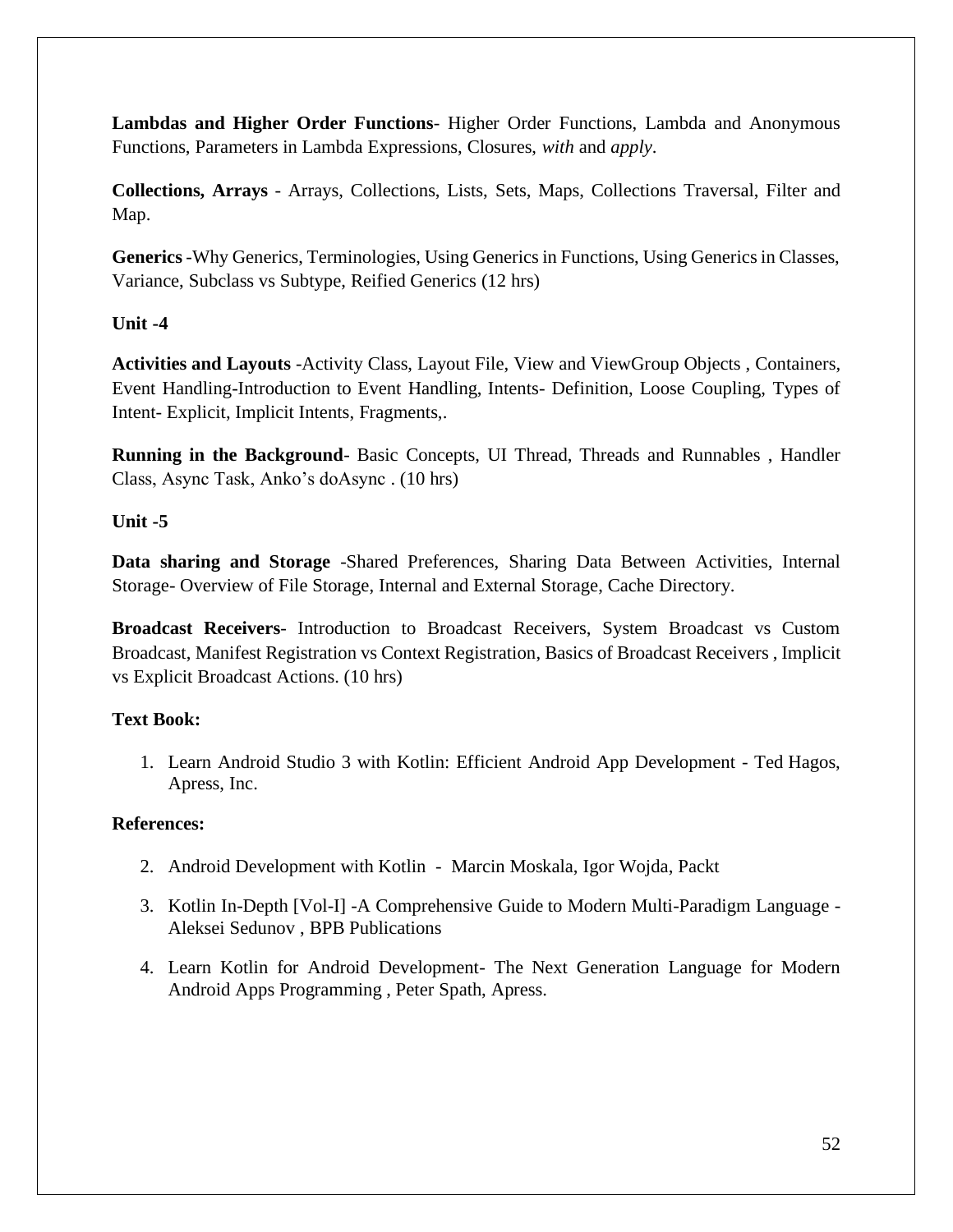**Lambdas and Higher Order Functions**- Higher Order Functions, Lambda and Anonymous Functions, Parameters in Lambda Expressions, Closures, *with* and *apply*.

**Collections, Arrays** - Arrays, Collections, Lists, Sets, Maps, Collections Traversal, Filter and Map.

**Generics** -Why Generics, Terminologies, Using Generics in Functions, Using Generics in Classes, Variance, Subclass vs Subtype, Reified Generics (12 hrs)

**Unit -4**

**Activities and Layouts** -Activity Class, Layout File, View and ViewGroup Objects , Containers, Event Handling-Introduction to Event Handling, Intents- Definition, Loose Coupling, Types of Intent- Explicit, Implicit Intents, Fragments,.

**Running in the Background**- Basic Concepts, UI Thread, Threads and Runnables , Handler Class, Async Task, Anko's doAsync . (10 hrs)

**Unit -5**

**Data sharing and Storage** -Shared Preferences, Sharing Data Between Activities, Internal Storage- Overview of File Storage, Internal and External Storage, Cache Directory.

**Broadcast Receivers**- Introduction to Broadcast Receivers, System Broadcast vs Custom Broadcast, Manifest Registration vs Context Registration, Basics of Broadcast Receivers , Implicit vs Explicit Broadcast Actions. (10 hrs)

**Text Book:**

1. Learn Android Studio 3 with Kotlin: Efficient Android App Development - Ted Hagos, Apress, Inc.

**References:**

2. Android Development with Kotlin - Marcin Moskala, Igor Wojda, Packt
3. Kotlin In-Depth [Vol-I] -A Comprehensive Guide to Modern Multi-Paradigm Language - Aleksei Sedunov , BPB Publications
4. Learn Kotlin for Android Development- The Next Generation Language for Modern Android Apps Programming , Peter Spath, Apress.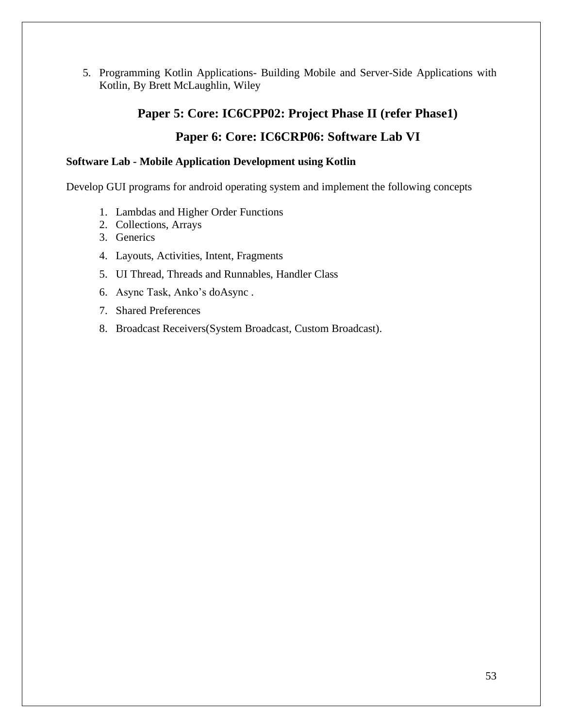5. Programming Kotlin Applications- Building Mobile and Server-Side Applications with Kotlin, By Brett McLaughlin, Wiley

## Paper 5: Core: IC6CPP02: Project Phase II (refer Phase1)

## Paper 6: Core: IC6CRP06: Software Lab VI

**Software Lab - Mobile Application Development using Kotlin**

Develop GUI programs for android operating system and implement the following concepts

1. Lambdas and Higher Order Functions
2. Collections, Arrays
3. Generics
4. Layouts, Activities, Intent, Fragments
5. UI Thread, Threads and Runnables, Handler Class
6. Async Task, Anko's doAsync .
7. Shared Preferences
8. Broadcast Receivers(System Broadcast, Custom Broadcast).